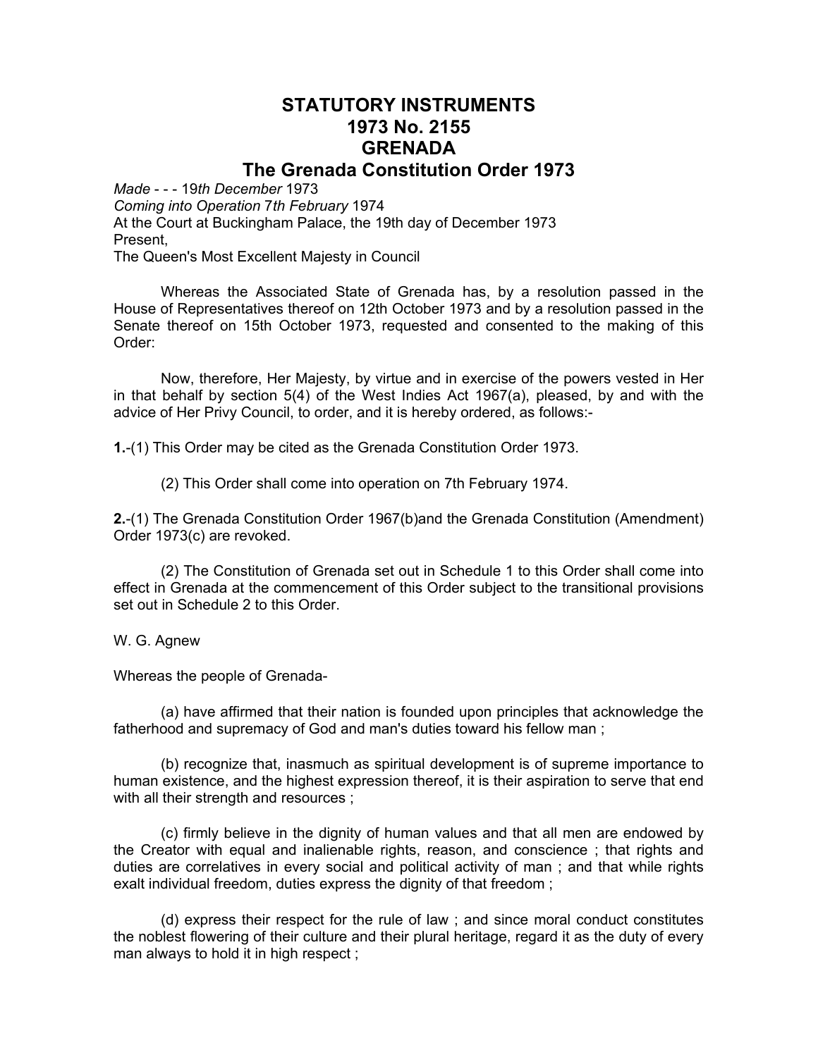# STATUTORY INSTRUMENTS
# 1973 No. 2155
# GRENADA
# The Grenada Constitution Order 1973

*Made* - - - 19*th December* 1973
*Coming into Operation* 7*th February* 1974
At the Court at Buckingham Palace, the 19th day of December 1973
Present,
The Queen's Most Excellent Majesty in Council

Whereas the Associated State of Grenada has, by a resolution passed in the House of Representatives thereof on 12th October 1973 and by a resolution passed in the Senate thereof on 15th October 1973, requested and consented to the making of this Order:

Now, therefore, Her Majesty, by virtue and in exercise of the powers vested in Her in that behalf by section 5(4) of the West Indies Act 1967(a), pleased, by and with the advice of Her Privy Council, to order, and it is hereby ordered, as follows:-

**1.**-(1) This Order may be cited as the Grenada Constitution Order 1973.

(2) This Order shall come into operation on 7th February 1974.

**2.**-(1) The Grenada Constitution Order 1967(b)and the Grenada Constitution (Amendment) Order 1973(c) are revoked.

(2) The Constitution of Grenada set out in Schedule 1 to this Order shall come into effect in Grenada at the commencement of this Order subject to the transitional provisions set out in Schedule 2 to this Order.

W. G. Agnew

Whereas the people of Grenada-

(a) have affirmed that their nation is founded upon principles that acknowledge the fatherhood and supremacy of God and man's duties toward his fellow man ;

(b) recognize that, inasmuch as spiritual development is of supreme importance to human existence, and the highest expression thereof, it is their aspiration to serve that end with all their strength and resources ;

(c) firmly believe in the dignity of human values and that all men are endowed by the Creator with equal and inalienable rights, reason, and conscience ; that rights and duties are correlatives in every social and political activity of man ; and that while rights exalt individual freedom, duties express the dignity of that freedom ;

(d) express their respect for the rule of law ; and since moral conduct constitutes the noblest flowering of their culture and their plural heritage, regard it as the duty of every man always to hold it in high respect ;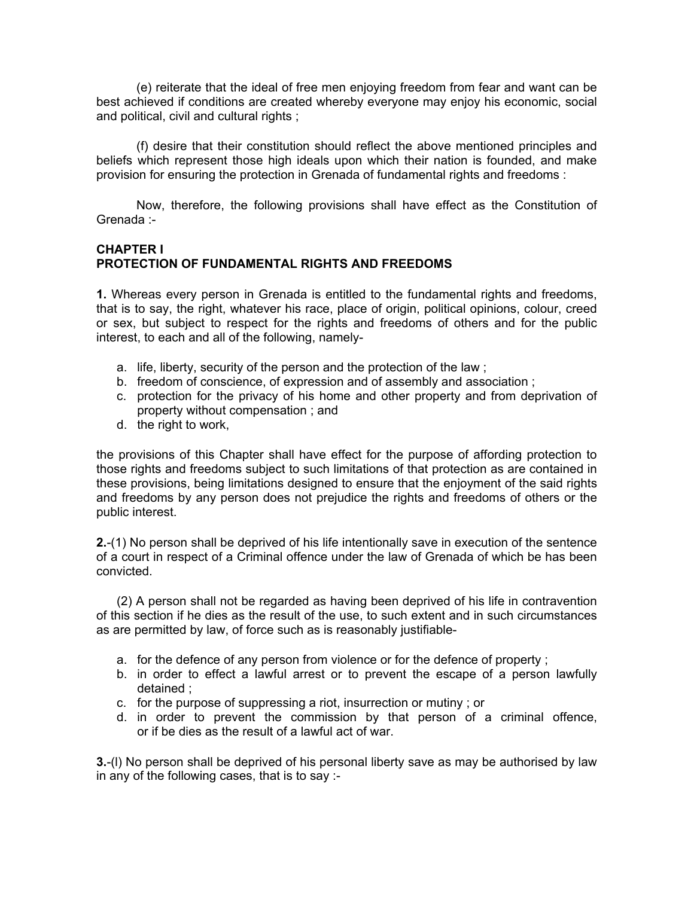(e) reiterate that the ideal of free men enjoying freedom from fear and want can be best achieved if conditions are created whereby everyone may enjoy his economic, social and political, civil and cultural rights ;

(f) desire that their constitution should reflect the above mentioned principles and beliefs which represent those high ideals upon which their nation is founded, and make provision for ensuring the protection in Grenada of fundamental rights and freedoms :

Now, therefore, the following provisions shall have effect as the Constitution of Grenada :-

## CHAPTER I
## PROTECTION OF FUNDAMENTAL RIGHTS AND FREEDOMS

**1.** Whereas every person in Grenada is entitled to the fundamental rights and freedoms, that is to say, the right, whatever his race, place of origin, political opinions, colour, creed or sex, but subject to respect for the rights and freedoms of others and for the public interest, to each and all of the following, namely-

a. life, liberty, security of the person and the protection of the law ;
b. freedom of conscience, of expression and of assembly and association ;
c. protection for the privacy of his home and other property and from deprivation of property without compensation ; and
d. the right to work,

the provisions of this Chapter shall have effect for the purpose of affording protection to those rights and freedoms subject to such limitations of that protection as are contained in these provisions, being limitations designed to ensure that the enjoyment of the said rights and freedoms by any person does not prejudice the rights and freedoms of others or the public interest.

**2.**-(1) No person shall be deprived of his life intentionally save in execution of the sentence of a court in respect of a Criminal offence under the law of Grenada of which be has been convicted.

(2) A person shall not be regarded as having been deprived of his life in contravention of this section if he dies as the result of the use, to such extent and in such circumstances as are permitted by law, of force such as is reasonably justifiable-

a. for the defence of any person from violence or for the defence of property ;
b. in order to effect a lawful arrest or to prevent the escape of a person lawfully detained ;
c. for the purpose of suppressing a riot, insurrection or mutiny ; or
d. in order to prevent the commission by that person of a criminal offence, or if be dies as the result of a lawful act of war.

**3.**-(l) No person shall be deprived of his personal liberty save as may be authorised by law in any of the following cases, that is to say :-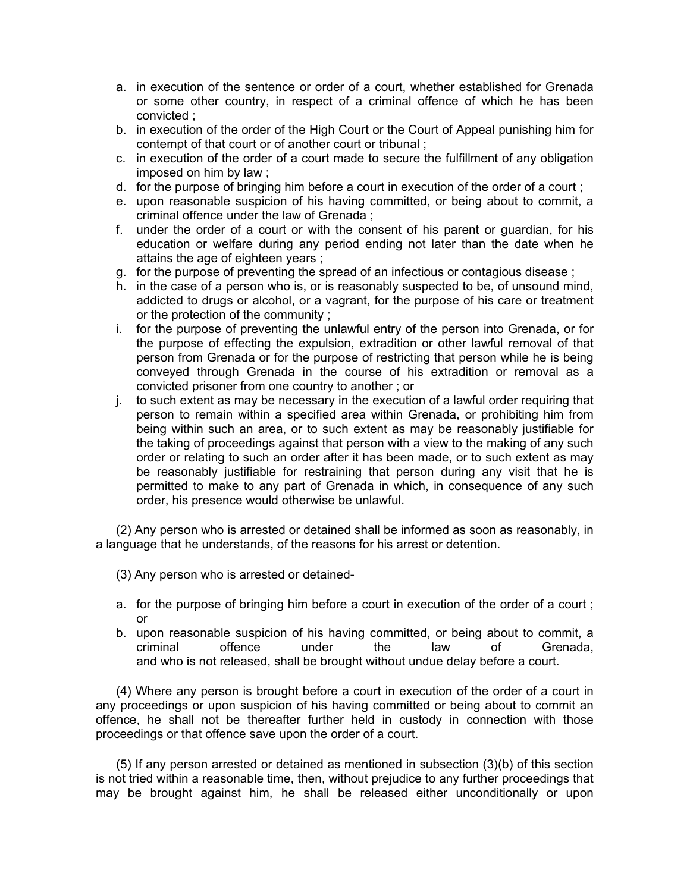a. in execution of the sentence or order of a court, whether established for Grenada or some other country, in respect of a criminal offence of which he has been convicted ;
b. in execution of the order of the High Court or the Court of Appeal punishing him for contempt of that court or of another court or tribunal ;
c. in execution of the order of a court made to secure the fulfillment of any obligation imposed on him by law ;
d. for the purpose of bringing him before a court in execution of the order of a court ;
e. upon reasonable suspicion of his having committed, or being about to commit, a criminal offence under the law of Grenada ;
f. under the order of a court or with the consent of his parent or guardian, for his education or welfare during any period ending not later than the date when he attains the age of eighteen years ;
g. for the purpose of preventing the spread of an infectious or contagious disease ;
h. in the case of a person who is, or is reasonably suspected to be, of unsound mind, addicted to drugs or alcohol, or a vagrant, for the purpose of his care or treatment or the protection of the community ;
i. for the purpose of preventing the unlawful entry of the person into Grenada, or for the purpose of effecting the expulsion, extradition or other lawful removal of that person from Grenada or for the purpose of restricting that person while he is being conveyed through Grenada in the course of his extradition or removal as a convicted prisoner from one country to another ; or
j. to such extent as may be necessary in the execution of a lawful order requiring that person to remain within a specified area within Grenada, or prohibiting him from being within such an area, or to such extent as may be reasonably justifiable for the taking of proceedings against that person with a view to the making of any such order or relating to such an order after it has been made, or to such extent as may be reasonably justifiable for restraining that person during any visit that he is permitted to make to any part of Grenada in which, in consequence of any such order, his presence would otherwise be unlawful.

(2) Any person who is arrested or detained shall be informed as soon as reasonably, in a language that he understands, of the reasons for his arrest or detention.

(3) Any person who is arrested or detained-

a. for the purpose of bringing him before a court in execution of the order of a court ; or
b. upon reasonable suspicion of his having committed, or being about to commit, a criminal offence under the law of Grenada,

and who is not released, shall be brought without undue delay before a court.

(4) Where any person is brought before a court in execution of the order of a court in any proceedings or upon suspicion of his having committed or being about to commit an offence, he shall not be thereafter further held in custody in connection with those proceedings or that offence save upon the order of a court.

(5) If any person arrested or detained as mentioned in subsection (3)(b) of this section is not tried within a reasonable time, then, without prejudice to any further proceedings that may be brought against him, he shall be released either unconditionally or upon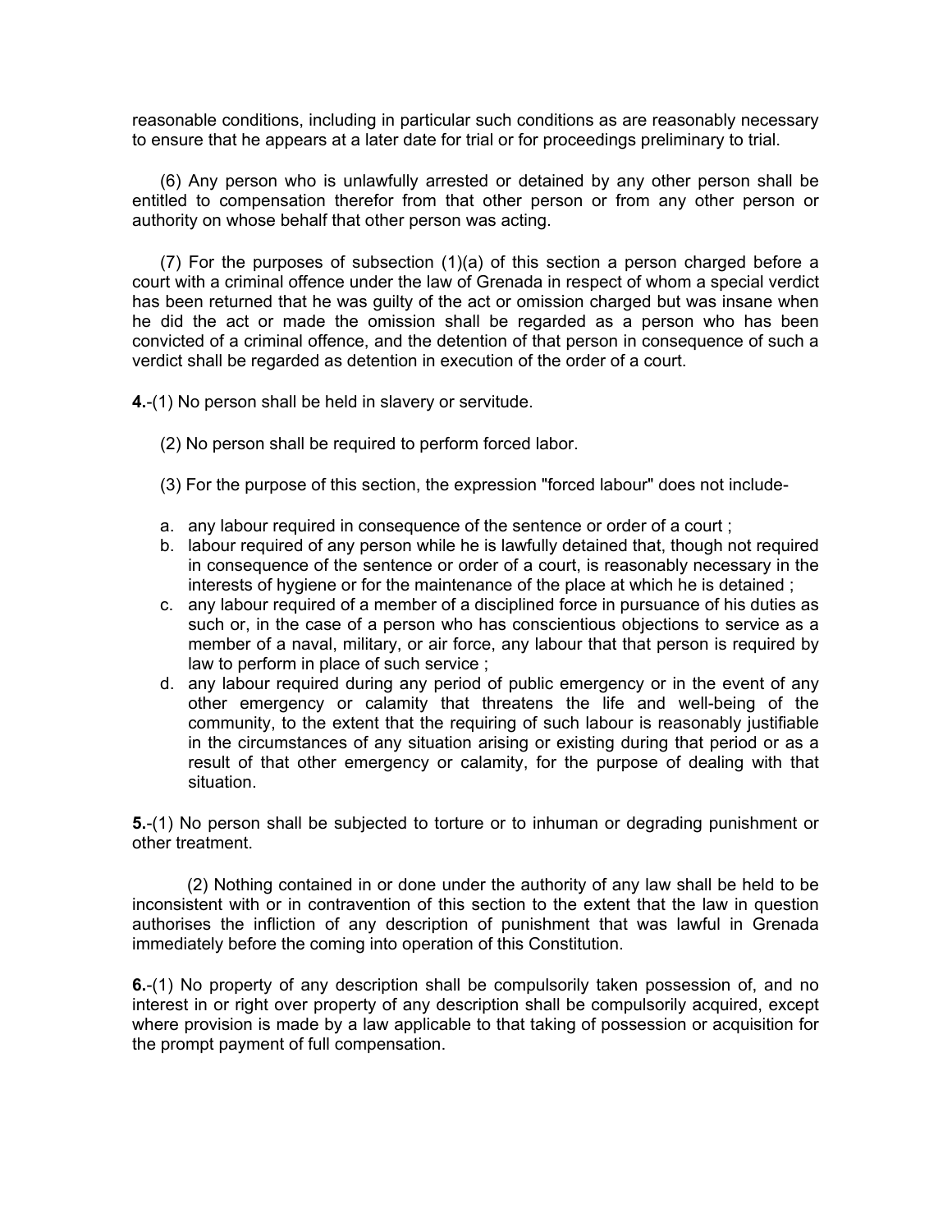reasonable conditions, including in particular such conditions as are reasonably necessary to ensure that he appears at a later date for trial or for proceedings preliminary to trial.

(6) Any person who is unlawfully arrested or detained by any other person shall be entitled to compensation therefor from that other person or from any other person or authority on whose behalf that other person was acting.

(7) For the purposes of subsection (1)(a) of this section a person charged before a court with a criminal offence under the law of Grenada in respect of whom a special verdict has been returned that he was guilty of the act or omission charged but was insane when he did the act or made the omission shall be regarded as a person who has been convicted of a criminal offence, and the detention of that person in consequence of such a verdict shall be regarded as detention in execution of the order of a court.

**4.**-(1) No person shall be held in slavery or servitude.

(2) No person shall be required to perform forced labor.

(3) For the purpose of this section, the expression "forced labour" does not include-

a. any labour required in consequence of the sentence or order of a court ;
b. labour required of any person while he is lawfully detained that, though not required in consequence of the sentence or order of a court, is reasonably necessary in the interests of hygiene or for the maintenance of the place at which he is detained ;
c. any labour required of a member of a disciplined force in pursuance of his duties as such or, in the case of a person who has conscientious objections to service as a member of a naval, military, or air force, any labour that that person is required by law to perform in place of such service ;
d. any labour required during any period of public emergency or in the event of any other emergency or calamity that threatens the life and well-being of the community, to the extent that the requiring of such labour is reasonably justifiable in the circumstances of any situation arising or existing during that period or as a result of that other emergency or calamity, for the purpose of dealing with that situation.

**5.**-(1) No person shall be subjected to torture or to inhuman or degrading punishment or other treatment.

(2) Nothing contained in or done under the authority of any law shall be held to be inconsistent with or in contravention of this section to the extent that the law in question authorises the infliction of any description of punishment that was lawful in Grenada immediately before the coming into operation of this Constitution.

**6.**-(1) No property of any description shall be compulsorily taken possession of, and no interest in or right over property of any description shall be compulsorily acquired, except where provision is made by a law applicable to that taking of possession or acquisition for the prompt payment of full compensation.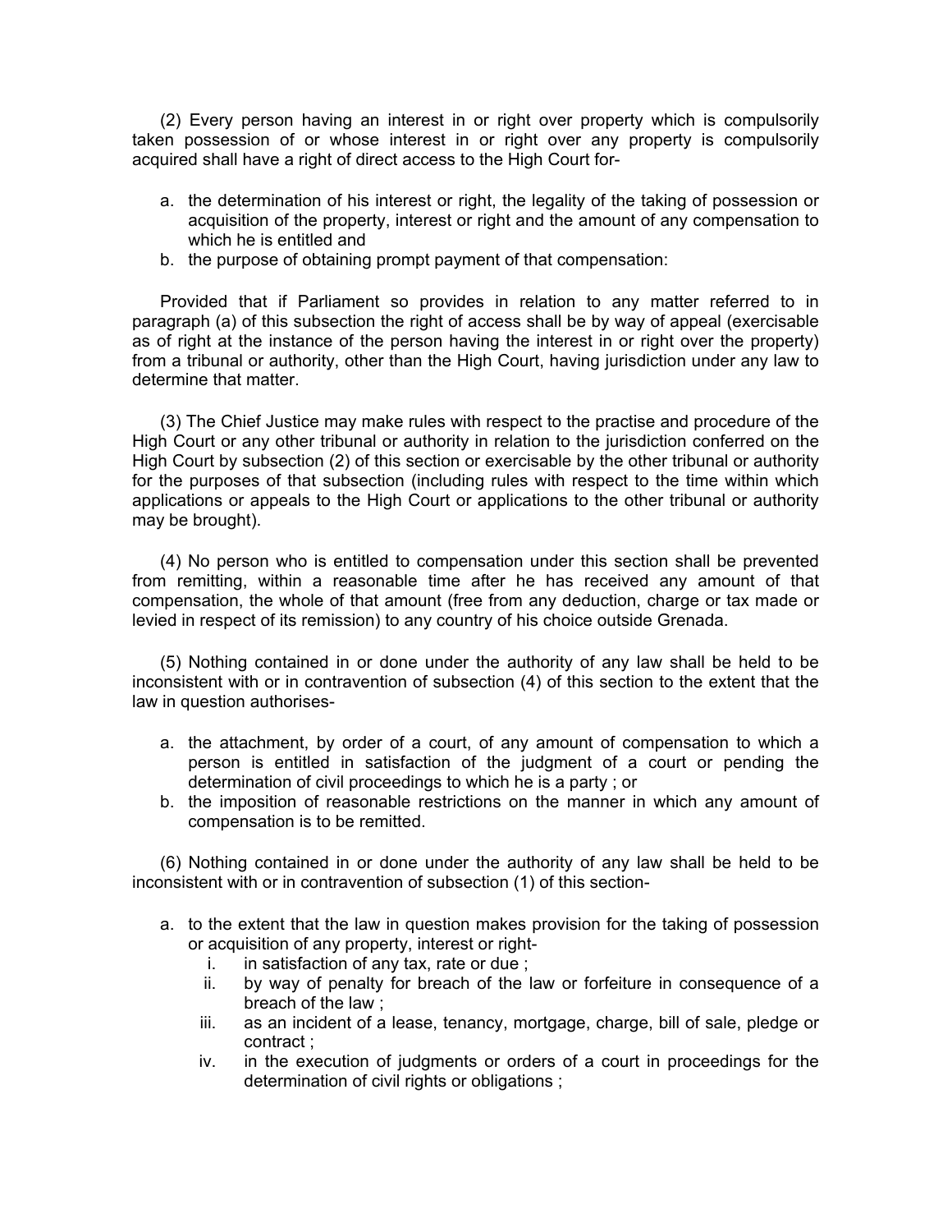(2) Every person having an interest in or right over property which is compulsorily taken possession of or whose interest in or right over any property is compulsorily acquired shall have a right of direct access to the High Court for-

a. the determination of his interest or right, the legality of the taking of possession or acquisition of the property, interest or right and the amount of any compensation to which he is entitled and
b. the purpose of obtaining prompt payment of that compensation:

Provided that if Parliament so provides in relation to any matter referred to in paragraph (a) of this subsection the right of access shall be by way of appeal (exercisable as of right at the instance of the person having the interest in or right over the property) from a tribunal or authority, other than the High Court, having jurisdiction under any law to determine that matter.

(3) The Chief Justice may make rules with respect to the practise and procedure of the High Court or any other tribunal or authority in relation to the jurisdiction conferred on the High Court by subsection (2) of this section or exercisable by the other tribunal or authority for the purposes of that subsection (including rules with respect to the time within which applications or appeals to the High Court or applications to the other tribunal or authority may be brought).

(4) No person who is entitled to compensation under this section shall be prevented from remitting, within a reasonable time after he has received any amount of that compensation, the whole of that amount (free from any deduction, charge or tax made or levied in respect of its remission) to any country of his choice outside Grenada.

(5) Nothing contained in or done under the authority of any law shall be held to be inconsistent with or in contravention of subsection (4) of this section to the extent that the law in question authorises-

a. the attachment, by order of a court, of any amount of compensation to which a person is entitled in satisfaction of the judgment of a court or pending the determination of civil proceedings to which he is a party ; or
b. the imposition of reasonable restrictions on the manner in which any amount of compensation is to be remitted.

(6) Nothing contained in or done under the authority of any law shall be held to be inconsistent with or in contravention of subsection (1) of this section-

a. to the extent that the law in question makes provision for the taking of possession or acquisition of any property, interest or right-
   i. in satisfaction of any tax, rate or due ;
   ii. by way of penalty for breach of the law or forfeiture in consequence of a breach of the law ;
   iii. as an incident of a lease, tenancy, mortgage, charge, bill of sale, pledge or contract ;
   iv. in the execution of judgments or orders of a court in proceedings for the determination of civil rights or obligations ;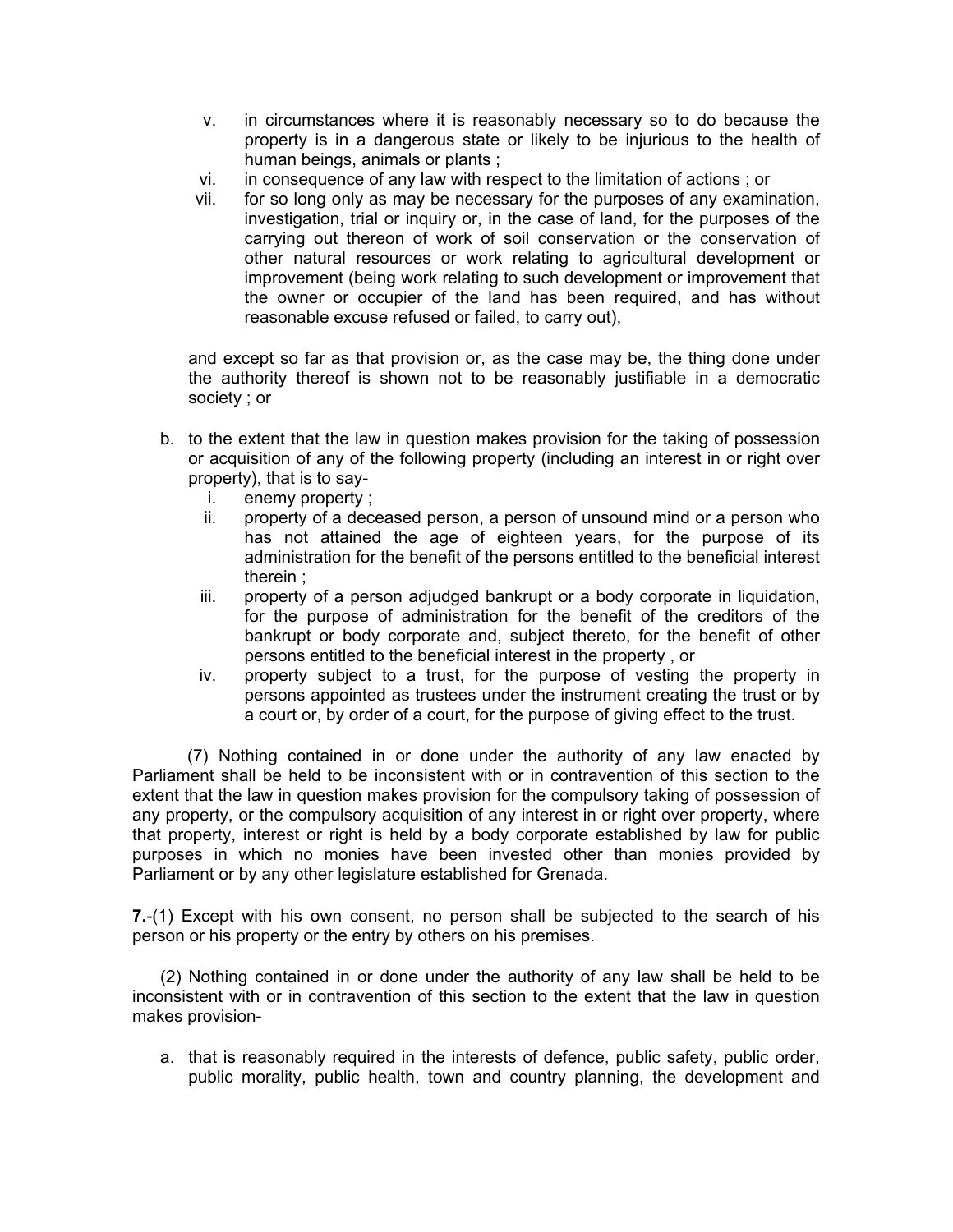v. in circumstances where it is reasonably necessary so to do because the property is in a dangerous state or likely to be injurious to the health of human beings, animals or plants ;
vi. in consequence of any law with respect to the limitation of actions ; or
vii. for so long only as may be necessary for the purposes of any examination, investigation, trial or inquiry or, in the case of land, for the purposes of the carrying out thereon of work of soil conservation or the conservation of other natural resources or work relating to agricultural development or improvement (being work relating to such development or improvement that the owner or occupier of the land has been required, and has without reasonable excuse refused or failed, to carry out),

and except so far as that provision or, as the case may be, the thing done under the authority thereof is shown not to be reasonably justifiable in a democratic society ; or

b. to the extent that the law in question makes provision for the taking of possession or acquisition of any of the following property (including an interest in or right over property), that is to say-
   i. enemy property ;
   ii. property of a deceased person, a person of unsound mind or a person who has not attained the age of eighteen years, for the purpose of its administration for the benefit of the persons entitled to the beneficial interest therein ;
   iii. property of a person adjudged bankrupt or a body corporate in liquidation, for the purpose of administration for the benefit of the creditors of the bankrupt or body corporate and, subject thereto, for the benefit of other persons entitled to the beneficial interest in the property , or
   iv. property subject to a trust, for the purpose of vesting the property in persons appointed as trustees under the instrument creating the trust or by a court or, by order of a court, for the purpose of giving effect to the trust.

(7) Nothing contained in or done under the authority of any law enacted by Parliament shall be held to be inconsistent with or in contravention of this section to the extent that the law in question makes provision for the compulsory taking of possession of any property, or the compulsory acquisition of any interest in or right over property, where that property, interest or right is held by a body corporate established by law for public purposes in which no monies have been invested other than monies provided by Parliament or by any other legislature established for Grenada.

**7.**-(1) Except with his own consent, no person shall be subjected to the search of his person or his property or the entry by others on his premises.

(2) Nothing contained in or done under the authority of any law shall be held to be inconsistent with or in contravention of this section to the extent that the law in question makes provision-

a. that is reasonably required in the interests of defence, public safety, public order, public morality, public health, town and country planning, the development and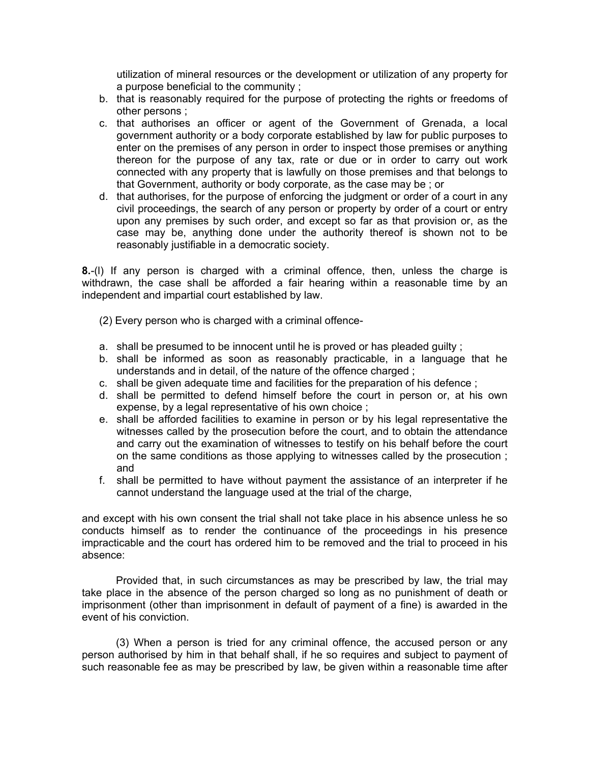utilization of mineral resources or the development or utilization of any property for a purpose beneficial to the community ;

b. that is reasonably required for the purpose of protecting the rights or freedoms of other persons ;
c. that authorises an officer or agent of the Government of Grenada, a local government authority or a body corporate established by law for public purposes to enter on the premises of any person in order to inspect those premises or anything thereon for the purpose of any tax, rate or due or in order to carry out work connected with any property that is lawfully on those premises and that belongs to that Government, authority or body corporate, as the case may be ; or
d. that authorises, for the purpose of enforcing the judgment or order of a court in any civil proceedings, the search of any person or property by order of a court or entry upon any premises by such order, and except so far as that provision or, as the case may be, anything done under the authority thereof is shown not to be reasonably justifiable in a democratic society.

**8.**-(l) If any person is charged with a criminal offence, then, unless the charge is withdrawn, the case shall be afforded a fair hearing within a reasonable time by an independent and impartial court established by law.

(2) Every person who is charged with a criminal offence-

a. shall be presumed to be innocent until he is proved or has pleaded guilty ;
b. shall be informed as soon as reasonably practicable, in a language that he understands and in detail, of the nature of the offence charged ;
c. shall be given adequate time and facilities for the preparation of his defence ;
d. shall be permitted to defend himself before the court in person or, at his own expense, by a legal representative of his own choice ;
e. shall be afforded facilities to examine in person or by his legal representative the witnesses called by the prosecution before the court, and to obtain the attendance and carry out the examination of witnesses to testify on his behalf before the court on the same conditions as those applying to witnesses called by the prosecution ; and
f. shall be permitted to have without payment the assistance of an interpreter if he cannot understand the language used at the trial of the charge,

and except with his own consent the trial shall not take place in his absence unless he so conducts himself as to render the continuance of the proceedings in his presence impracticable and the court has ordered him to be removed and the trial to proceed in his absence:

Provided that, in such circumstances as may be prescribed by law, the trial may take place in the absence of the person charged so long as no punishment of death or imprisonment (other than imprisonment in default of payment of a fine) is awarded in the event of his conviction.

(3) When a person is tried for any criminal offence, the accused person or any person authorised by him in that behalf shall, if he so requires and subject to payment of such reasonable fee as may be prescribed by law, be given within a reasonable time after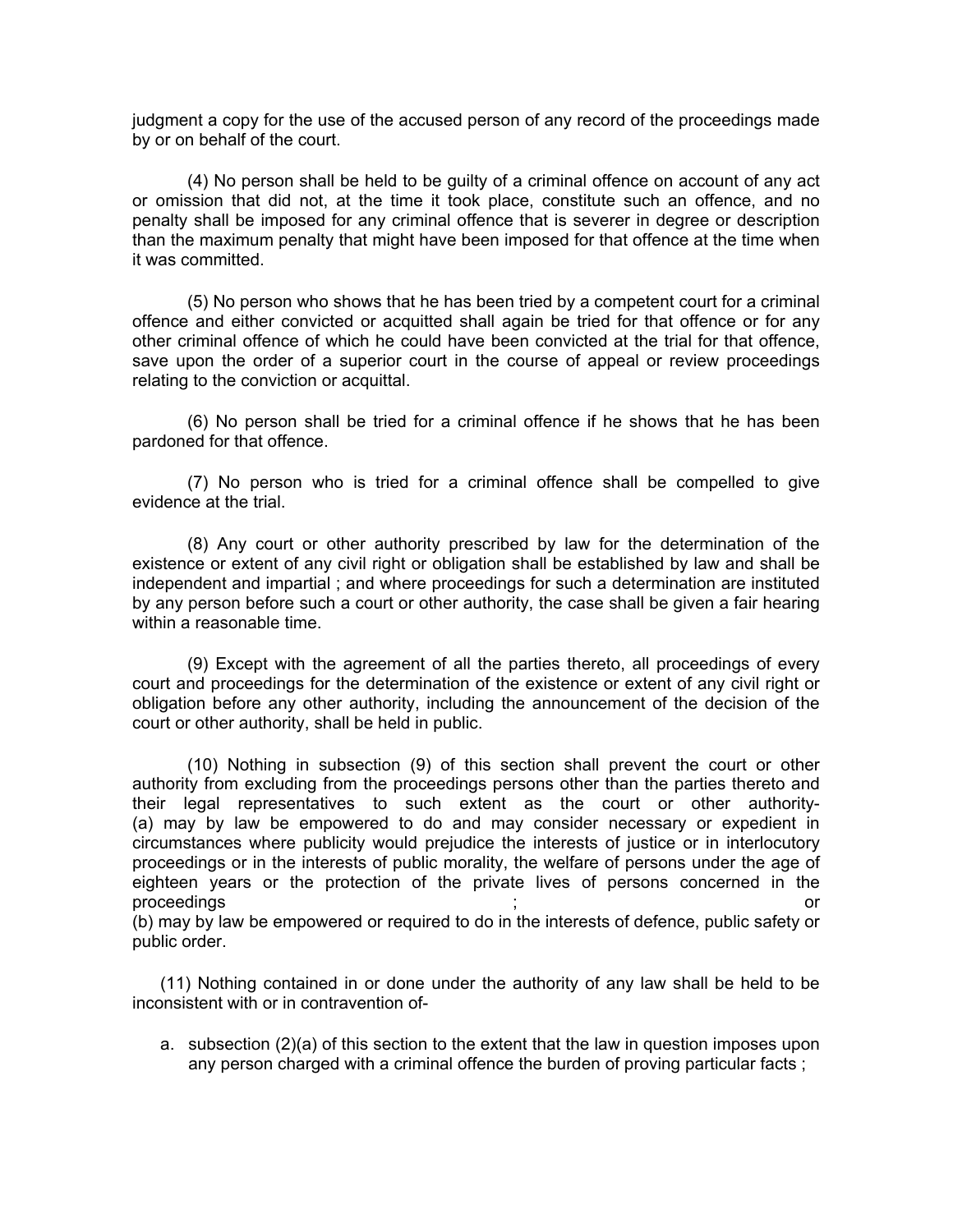judgment a copy for the use of the accused person of any record of the proceedings made by or on behalf of the court.

(4) No person shall be held to be guilty of a criminal offence on account of any act or omission that did not, at the time it took place, constitute such an offence, and no penalty shall be imposed for any criminal offence that is severer in degree or description than the maximum penalty that might have been imposed for that offence at the time when it was committed.

(5) No person who shows that he has been tried by a competent court for a criminal offence and either convicted or acquitted shall again be tried for that offence or for any other criminal offence of which he could have been convicted at the trial for that offence, save upon the order of a superior court in the course of appeal or review proceedings relating to the conviction or acquittal.

(6) No person shall be tried for a criminal offence if he shows that he has been pardoned for that offence.

(7) No person who is tried for a criminal offence shall be compelled to give evidence at the trial.

(8) Any court or other authority prescribed by law for the determination of the existence or extent of any civil right or obligation shall be established by law and shall be independent and impartial ; and where proceedings for such a determination are instituted by any person before such a court or other authority, the case shall be given a fair hearing within a reasonable time.

(9) Except with the agreement of all the parties thereto, all proceedings of every court and proceedings for the determination of the existence or extent of any civil right or obligation before any other authority, including the announcement of the decision of the court or other authority, shall be held in public.

(10) Nothing in subsection (9) of this section shall prevent the court or other authority from excluding from the proceedings persons other than the parties thereto and their legal representatives to such extent as the court or other authority-
(a) may by law be empowered to do and may consider necessary or expedient in circumstances where publicity would prejudice the interests of justice or in interlocutory proceedings or in the interests of public morality, the welfare of persons under the age of eighteen years or the protection of the private lives of persons concerned in the proceedings ; or
(b) may by law be empowered or required to do in the interests of defence, public safety or public order.

(11) Nothing contained in or done under the authority of any law shall be held to be inconsistent with or in contravention of-

a. subsection (2)(a) of this section to the extent that the law in question imposes upon any person charged with a criminal offence the burden of proving particular facts ;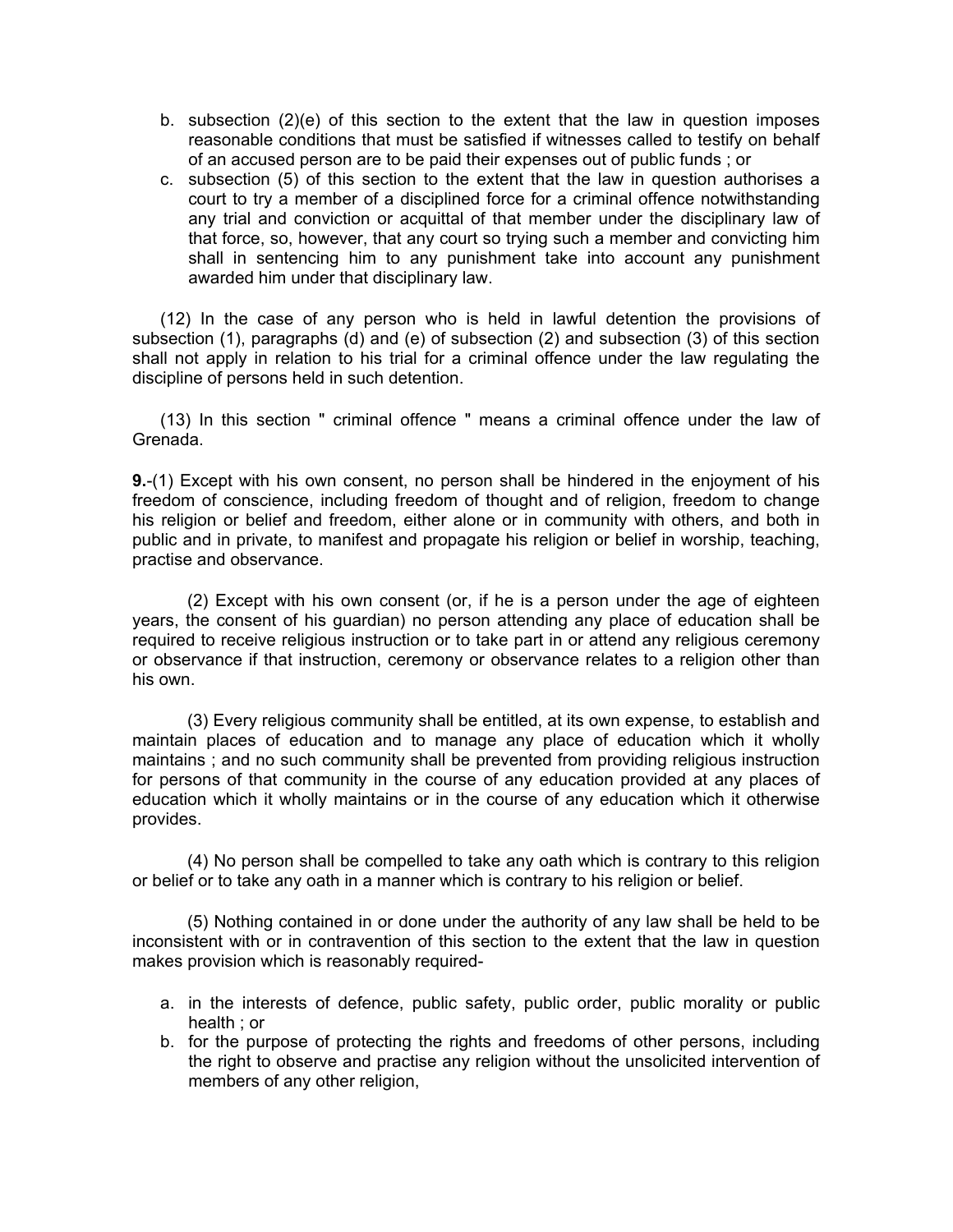b. subsection (2)(e) of this section to the extent that the law in question imposes reasonable conditions that must be satisfied if witnesses called to testify on behalf of an accused person are to be paid their expenses out of public funds ; or
c. subsection (5) of this section to the extent that the law in question authorises a court to try a member of a disciplined force for a criminal offence notwithstanding any trial and conviction or acquittal of that member under the disciplinary law of that force, so, however, that any court so trying such a member and convicting him shall in sentencing him to any punishment take into account any punishment awarded him under that disciplinary law.

(12) In the case of any person who is held in lawful detention the provisions of subsection (1), paragraphs (d) and (e) of subsection (2) and subsection (3) of this section shall not apply in relation to his trial for a criminal offence under the law regulating the discipline of persons held in such detention.

(13) In this section " criminal offence " means a criminal offence under the law of Grenada.

**9.**-(1) Except with his own consent, no person shall be hindered in the enjoyment of his freedom of conscience, including freedom of thought and of religion, freedom to change his religion or belief and freedom, either alone or in community with others, and both in public and in private, to manifest and propagate his religion or belief in worship, teaching, practise and observance.

(2) Except with his own consent (or, if he is a person under the age of eighteen years, the consent of his guardian) no person attending any place of education shall be required to receive religious instruction or to take part in or attend any religious ceremony or observance if that instruction, ceremony or observance relates to a religion other than his own.

(3) Every religious community shall be entitled, at its own expense, to establish and maintain places of education and to manage any place of education which it wholly maintains ; and no such community shall be prevented from providing religious instruction for persons of that community in the course of any education provided at any places of education which it wholly maintains or in the course of any education which it otherwise provides.

(4) No person shall be compelled to take any oath which is contrary to this religion or belief or to take any oath in a manner which is contrary to his religion or belief.

(5) Nothing contained in or done under the authority of any law shall be held to be inconsistent with or in contravention of this section to the extent that the law in question makes provision which is reasonably required-

a. in the interests of defence, public safety, public order, public morality or public health ; or
b. for the purpose of protecting the rights and freedoms of other persons, including the right to observe and practise any religion without the unsolicited intervention of members of any other religion,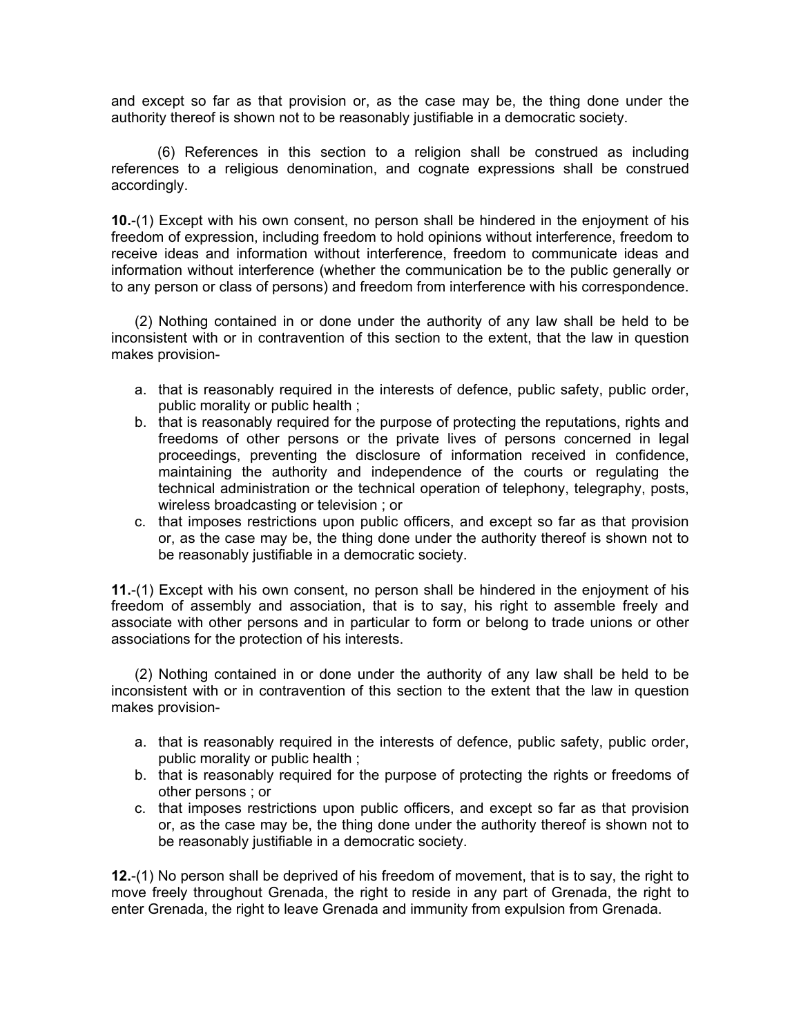and except so far as that provision or, as the case may be, the thing done under the authority thereof is shown not to be reasonably justifiable in a democratic society.

(6) References in this section to a religion shall be construed as including references to a religious denomination, and cognate expressions shall be construed accordingly.

**10.**-(1) Except with his own consent, no person shall be hindered in the enjoyment of his freedom of expression, including freedom to hold opinions without interference, freedom to receive ideas and information without interference, freedom to communicate ideas and information without interference (whether the communication be to the public generally or to any person or class of persons) and freedom from interference with his correspondence.

(2) Nothing contained in or done under the authority of any law shall be held to be inconsistent with or in contravention of this section to the extent, that the law in question makes provision-

a. that is reasonably required in the interests of defence, public safety, public order, public morality or public health ;
b. that is reasonably required for the purpose of protecting the reputations, rights and freedoms of other persons or the private lives of persons concerned in legal proceedings, preventing the disclosure of information received in confidence, maintaining the authority and independence of the courts or regulating the technical administration or the technical operation of telephony, telegraphy, posts, wireless broadcasting or television ; or
c. that imposes restrictions upon public officers, and except so far as that provision or, as the case may be, the thing done under the authority thereof is shown not to be reasonably justifiable in a democratic society.

**11.**-(1) Except with his own consent, no person shall be hindered in the enjoyment of his freedom of assembly and association, that is to say, his right to assemble freely and associate with other persons and in particular to form or belong to trade unions or other associations for the protection of his interests.

(2) Nothing contained in or done under the authority of any law shall be held to be inconsistent with or in contravention of this section to the extent that the law in question makes provision-

a. that is reasonably required in the interests of defence, public safety, public order, public morality or public health ;
b. that is reasonably required for the purpose of protecting the rights or freedoms of other persons ; or
c. that imposes restrictions upon public officers, and except so far as that provision or, as the case may be, the thing done under the authority thereof is shown not to be reasonably justifiable in a democratic society.

**12.**-(1) No person shall be deprived of his freedom of movement, that is to say, the right to move freely throughout Grenada, the right to reside in any part of Grenada, the right to enter Grenada, the right to leave Grenada and immunity from expulsion from Grenada.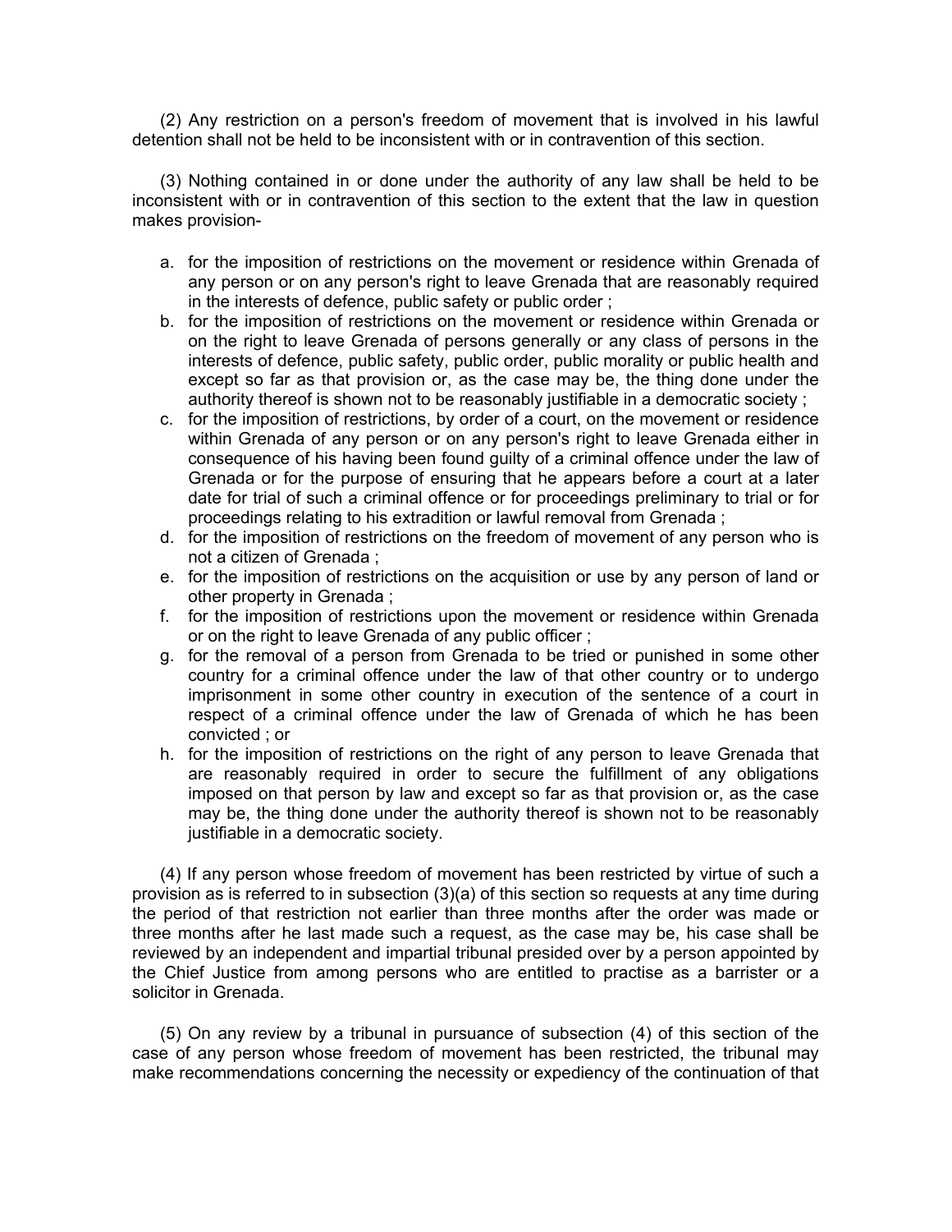(2) Any restriction on a person's freedom of movement that is involved in his lawful detention shall not be held to be inconsistent with or in contravention of this section.

(3) Nothing contained in or done under the authority of any law shall be held to be inconsistent with or in contravention of this section to the extent that the law in question makes provision-

a. for the imposition of restrictions on the movement or residence within Grenada of any person or on any person's right to leave Grenada that are reasonably required in the interests of defence, public safety or public order ;
b. for the imposition of restrictions on the movement or residence within Grenada or on the right to leave Grenada of persons generally or any class of persons in the interests of defence, public safety, public order, public morality or public health and except so far as that provision or, as the case may be, the thing done under the authority thereof is shown not to be reasonably justifiable in a democratic society ;
c. for the imposition of restrictions, by order of a court, on the movement or residence within Grenada of any person or on any person's right to leave Grenada either in consequence of his having been found guilty of a criminal offence under the law of Grenada or for the purpose of ensuring that he appears before a court at a later date for trial of such a criminal offence or for proceedings preliminary to trial or for proceedings relating to his extradition or lawful removal from Grenada ;
d. for the imposition of restrictions on the freedom of movement of any person who is not a citizen of Grenada ;
e. for the imposition of restrictions on the acquisition or use by any person of land or other property in Grenada ;
f. for the imposition of restrictions upon the movement or residence within Grenada or on the right to leave Grenada of any public officer ;
g. for the removal of a person from Grenada to be tried or punished in some other country for a criminal offence under the law of that other country or to undergo imprisonment in some other country in execution of the sentence of a court in respect of a criminal offence under the law of Grenada of which he has been convicted ; or
h. for the imposition of restrictions on the right of any person to leave Grenada that are reasonably required in order to secure the fulfillment of any obligations imposed on that person by law and except so far as that provision or, as the case may be, the thing done under the authority thereof is shown not to be reasonably justifiable in a democratic society.

(4) If any person whose freedom of movement has been restricted by virtue of such a provision as is referred to in subsection (3)(a) of this section so requests at any time during the period of that restriction not earlier than three months after the order was made or three months after he last made such a request, as the case may be, his case shall be reviewed by an independent and impartial tribunal presided over by a person appointed by the Chief Justice from among persons who are entitled to practise as a barrister or a solicitor in Grenada.

(5) On any review by a tribunal in pursuance of subsection (4) of this section of the case of any person whose freedom of movement has been restricted, the tribunal may make recommendations concerning the necessity or expediency of the continuation of that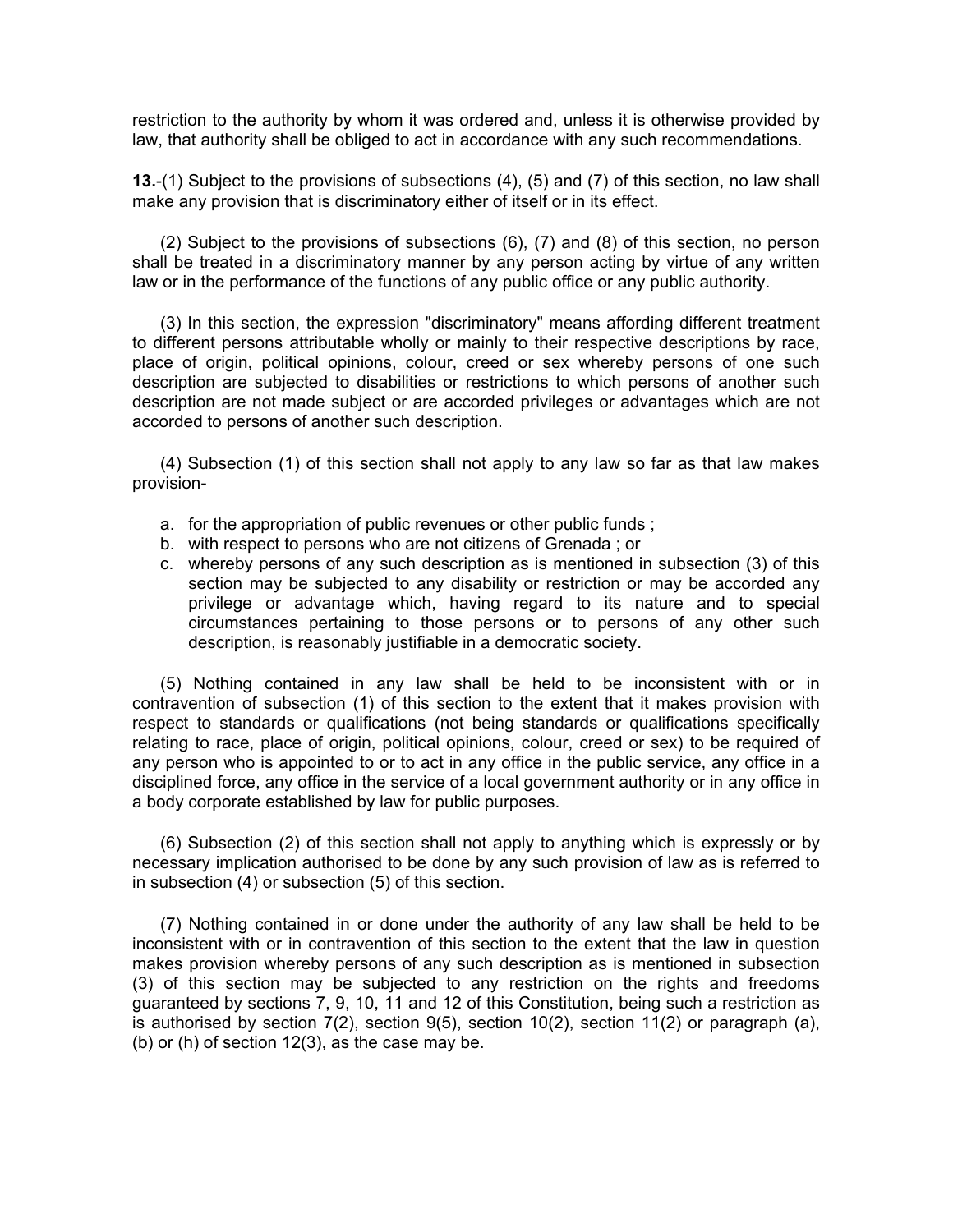restriction to the authority by whom it was ordered and, unless it is otherwise provided by law, that authority shall be obliged to act in accordance with any such recommendations.

**13.**-(1) Subject to the provisions of subsections (4), (5) and (7) of this section, no law shall make any provision that is discriminatory either of itself or in its effect.

(2) Subject to the provisions of subsections (6), (7) and (8) of this section, no person shall be treated in a discriminatory manner by any person acting by virtue of any written law or in the performance of the functions of any public office or any public authority.

(3) In this section, the expression "discriminatory" means affording different treatment to different persons attributable wholly or mainly to their respective descriptions by race, place of origin, political opinions, colour, creed or sex whereby persons of one such description are subjected to disabilities or restrictions to which persons of another such description are not made subject or are accorded privileges or advantages which are not accorded to persons of another such description.

(4) Subsection (1) of this section shall not apply to any law so far as that law makes provision-

a. for the appropriation of public revenues or other public funds ;
b. with respect to persons who are not citizens of Grenada ; or
c. whereby persons of any such description as is mentioned in subsection (3) of this section may be subjected to any disability or restriction or may be accorded any privilege or advantage which, having regard to its nature and to special circumstances pertaining to those persons or to persons of any other such description, is reasonably justifiable in a democratic society.

(5) Nothing contained in any law shall be held to be inconsistent with or in contravention of subsection (1) of this section to the extent that it makes provision with respect to standards or qualifications (not being standards or qualifications specifically relating to race, place of origin, political opinions, colour, creed or sex) to be required of any person who is appointed to or to act in any office in the public service, any office in a disciplined force, any office in the service of a local government authority or in any office in a body corporate established by law for public purposes.

(6) Subsection (2) of this section shall not apply to anything which is expressly or by necessary implication authorised to be done by any such provision of law as is referred to in subsection (4) or subsection (5) of this section.

(7) Nothing contained in or done under the authority of any law shall be held to be inconsistent with or in contravention of this section to the extent that the law in question makes provision whereby persons of any such description as is mentioned in subsection (3) of this section may be subjected to any restriction on the rights and freedoms guaranteed by sections 7, 9, 10, 11 and 12 of this Constitution, being such a restriction as is authorised by section 7(2), section 9(5), section 10(2), section 11(2) or paragraph (a), (b) or (h) of section 12(3), as the case may be.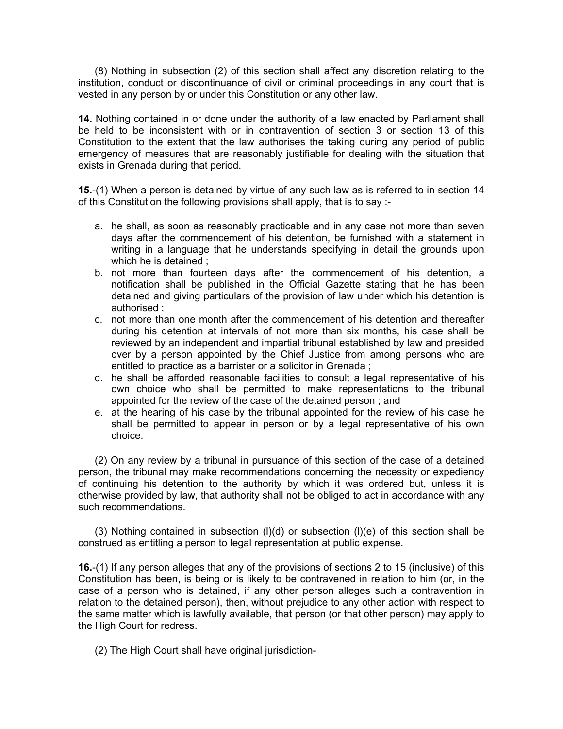(8) Nothing in subsection (2) of this section shall affect any discretion relating to the institution, conduct or discontinuance of civil or criminal proceedings in any court that is vested in any person by or under this Constitution or any other law.

**14.** Nothing contained in or done under the authority of a law enacted by Parliament shall be held to be inconsistent with or in contravention of section 3 or section 13 of this Constitution to the extent that the law authorises the taking during any period of public emergency of measures that are reasonably justifiable for dealing with the situation that exists in Grenada during that period.

**15.**-(1) When a person is detained by virtue of any such law as is referred to in section 14 of this Constitution the following provisions shall apply, that is to say :-

a. he shall, as soon as reasonably practicable and in any case not more than seven days after the commencement of his detention, be furnished with a statement in writing in a language that he understands specifying in detail the grounds upon which he is detained ;
b. not more than fourteen days after the commencement of his detention, a notification shall be published in the Official Gazette stating that he has been detained and giving particulars of the provision of law under which his detention is authorised ;
c. not more than one month after the commencement of his detention and thereafter during his detention at intervals of not more than six months, his case shall be reviewed by an independent and impartial tribunal established by law and presided over by a person appointed by the Chief Justice from among persons who are entitled to practice as a barrister or a solicitor in Grenada ;
d. he shall be afforded reasonable facilities to consult a legal representative of his own choice who shall be permitted to make representations to the tribunal appointed for the review of the case of the detained person ; and
e. at the hearing of his case by the tribunal appointed for the review of his case he shall be permitted to appear in person or by a legal representative of his own choice.

(2) On any review by a tribunal in pursuance of this section of the case of a detained person, the tribunal may make recommendations concerning the necessity or expediency of continuing his detention to the authority by which it was ordered but, unless it is otherwise provided by law, that authority shall not be obliged to act in accordance with any such recommendations.

(3) Nothing contained in subsection (l)(d) or subsection (l)(e) of this section shall be construed as entitling a person to legal representation at public expense.

**16.**-(1) If any person alleges that any of the provisions of sections 2 to 15 (inclusive) of this Constitution has been, is being or is likely to be contravened in relation to him (or, in the case of a person who is detained, if any other person alleges such a contravention in relation to the detained person), then, without prejudice to any other action with respect to the same matter which is lawfully available, that person (or that other person) may apply to the High Court for redress.

(2) The High Court shall have original jurisdiction-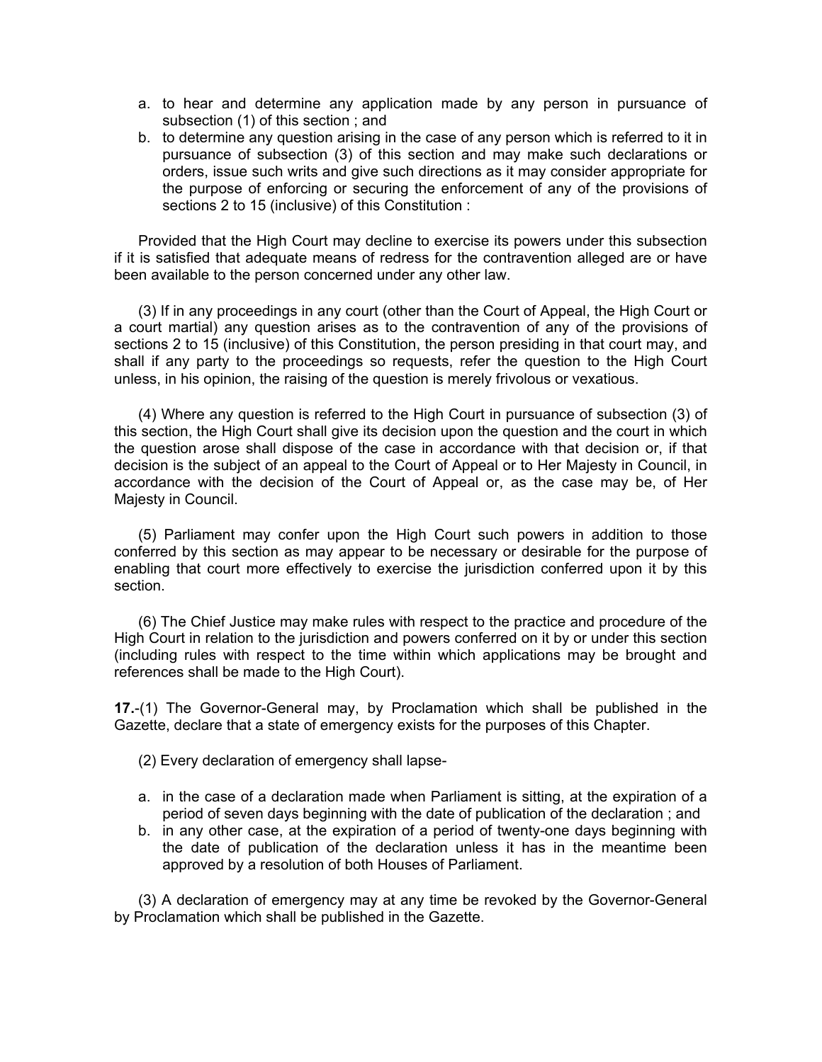a. to hear and determine any application made by any person in pursuance of subsection (1) of this section ; and
b. to determine any question arising in the case of any person which is referred to it in pursuance of subsection (3) of this section and may make such declarations or orders, issue such writs and give such directions as it may consider appropriate for the purpose of enforcing or securing the enforcement of any of the provisions of sections 2 to 15 (inclusive) of this Constitution :

Provided that the High Court may decline to exercise its powers under this subsection if it is satisfied that adequate means of redress for the contravention alleged are or have been available to the person concerned under any other law.

(3) If in any proceedings in any court (other than the Court of Appeal, the High Court or a court martial) any question arises as to the contravention of any of the provisions of sections 2 to 15 (inclusive) of this Constitution, the person presiding in that court may, and shall if any party to the proceedings so requests, refer the question to the High Court unless, in his opinion, the raising of the question is merely frivolous or vexatious.

(4) Where any question is referred to the High Court in pursuance of subsection (3) of this section, the High Court shall give its decision upon the question and the court in which the question arose shall dispose of the case in accordance with that decision or, if that decision is the subject of an appeal to the Court of Appeal or to Her Majesty in Council, in accordance with the decision of the Court of Appeal or, as the case may be, of Her Majesty in Council.

(5) Parliament may confer upon the High Court such powers in addition to those conferred by this section as may appear to be necessary or desirable for the purpose of enabling that court more effectively to exercise the jurisdiction conferred upon it by this section.

(6) The Chief Justice may make rules with respect to the practice and procedure of the High Court in relation to the jurisdiction and powers conferred on it by or under this section (including rules with respect to the time within which applications may be brought and references shall be made to the High Court).

**17.**-(1) The Governor-General may, by Proclamation which shall be published in the Gazette, declare that a state of emergency exists for the purposes of this Chapter.

(2) Every declaration of emergency shall lapse-

a. in the case of a declaration made when Parliament is sitting, at the expiration of a period of seven days beginning with the date of publication of the declaration ; and
b. in any other case, at the expiration of a period of twenty-one days beginning with the date of publication of the declaration unless it has in the meantime been approved by a resolution of both Houses of Parliament.

(3) A declaration of emergency may at any time be revoked by the Governor-General by Proclamation which shall be published in the Gazette.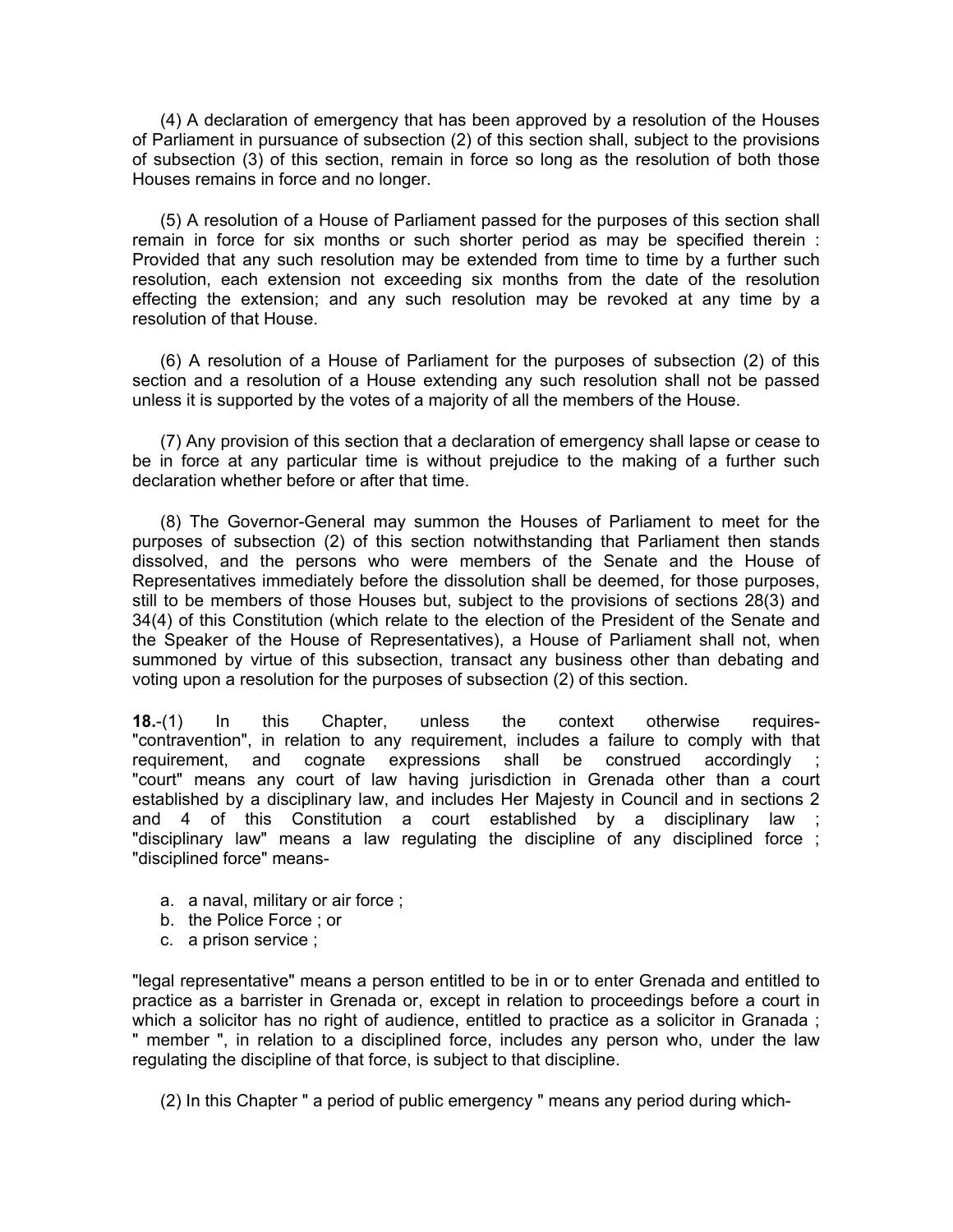(4) A declaration of emergency that has been approved by a resolution of the Houses of Parliament in pursuance of subsection (2) of this section shall, subject to the provisions of subsection (3) of this section, remain in force so long as the resolution of both those Houses remains in force and no longer.

(5) A resolution of a House of Parliament passed for the purposes of this section shall remain in force for six months or such shorter period as may be specified therein : Provided that any such resolution may be extended from time to time by a further such resolution, each extension not exceeding six months from the date of the resolution effecting the extension; and any such resolution may be revoked at any time by a resolution of that House.

(6) A resolution of a House of Parliament for the purposes of subsection (2) of this section and a resolution of a House extending any such resolution shall not be passed unless it is supported by the votes of a majority of all the members of the House.

(7) Any provision of this section that a declaration of emergency shall lapse or cease to be in force at any particular time is without prejudice to the making of a further such declaration whether before or after that time.

(8) The Governor-General may summon the Houses of Parliament to meet for the purposes of subsection (2) of this section notwithstanding that Parliament then stands dissolved, and the persons who were members of the Senate and the House of Representatives immediately before the dissolution shall be deemed, for those purposes, still to be members of those Houses but, subject to the provisions of sections 28(3) and 34(4) of this Constitution (which relate to the election of the President of the Senate and the Speaker of the House of Representatives), a House of Parliament shall not, when summoned by virtue of this subsection, transact any business other than debating and voting upon a resolution for the purposes of subsection (2) of this section.

**18.**-(1) In this Chapter, unless the context otherwise requires- "contravention", in relation to any requirement, includes a failure to comply with that requirement, and cognate expressions shall be construed accordingly ; "court" means any court of law having jurisdiction in Grenada other than a court established by a disciplinary law, and includes Her Majesty in Council and in sections 2 and 4 of this Constitution a court established by a disciplinary law ; "disciplinary law" means a law regulating the discipline of any disciplined force ; "disciplined force" means-

a. a naval, military or air force ;
b. the Police Force ; or
c. a prison service ;

"legal representative" means a person entitled to be in or to enter Grenada and entitled to practice as a barrister in Grenada or, except in relation to proceedings before a court in which a solicitor has no right of audience, entitled to practice as a solicitor in Granada ; " member ", in relation to a disciplined force, includes any person who, under the law regulating the discipline of that force, is subject to that discipline.

(2) In this Chapter " a period of public emergency " means any period during which-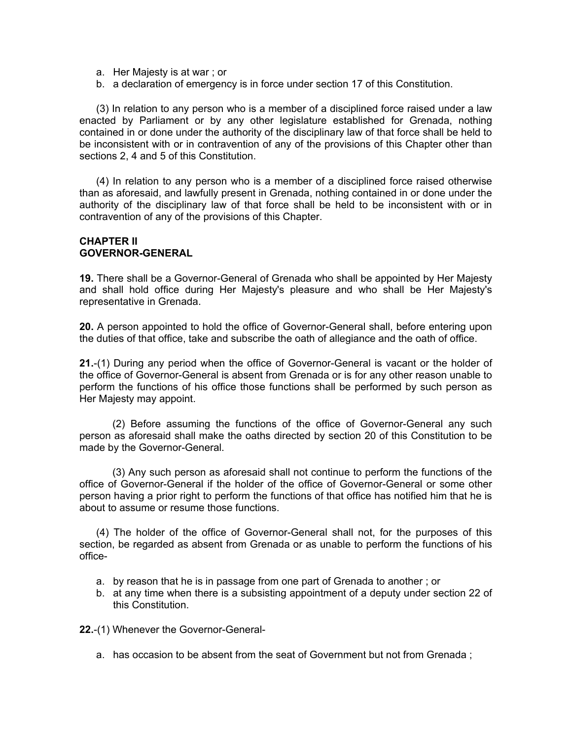a. Her Majesty is at war ; or
b. a declaration of emergency is in force under section 17 of this Constitution.

(3) In relation to any person who is a member of a disciplined force raised under a law enacted by Parliament or by any other legislature established for Grenada, nothing contained in or done under the authority of the disciplinary law of that force shall be held to be inconsistent with or in contravention of any of the provisions of this Chapter other than sections 2, 4 and 5 of this Constitution.

(4) In relation to any person who is a member of a disciplined force raised otherwise than as aforesaid, and lawfully present in Grenada, nothing contained in or done under the authority of the disciplinary law of that force shall be held to be inconsistent with or in contravention of any of the provisions of this Chapter.

## CHAPTER II
## GOVERNOR-GENERAL

**19.** There shall be a Governor-General of Grenada who shall be appointed by Her Majesty and shall hold office during Her Majesty's pleasure and who shall be Her Majesty's representative in Grenada.

**20.** A person appointed to hold the office of Governor-General shall, before entering upon the duties of that office, take and subscribe the oath of allegiance and the oath of office.

**21.**-(1) During any period when the office of Governor-General is vacant or the holder of the office of Governor-General is absent from Grenada or is for any other reason unable to perform the functions of his office those functions shall be performed by such person as Her Majesty may appoint.

(2) Before assuming the functions of the office of Governor-General any such person as aforesaid shall make the oaths directed by section 20 of this Constitution to be made by the Governor-General.

(3) Any such person as aforesaid shall not continue to perform the functions of the office of Governor-General if the holder of the office of Governor-General or some other person having a prior right to perform the functions of that office has notified him that he is about to assume or resume those functions.

(4) The holder of the office of Governor-General shall not, for the purposes of this section, be regarded as absent from Grenada or as unable to perform the functions of his office-

a. by reason that he is in passage from one part of Grenada to another ; or
b. at any time when there is a subsisting appointment of a deputy under section 22 of this Constitution.

**22.**-(1) Whenever the Governor-General-

a. has occasion to be absent from the seat of Government but not from Grenada ;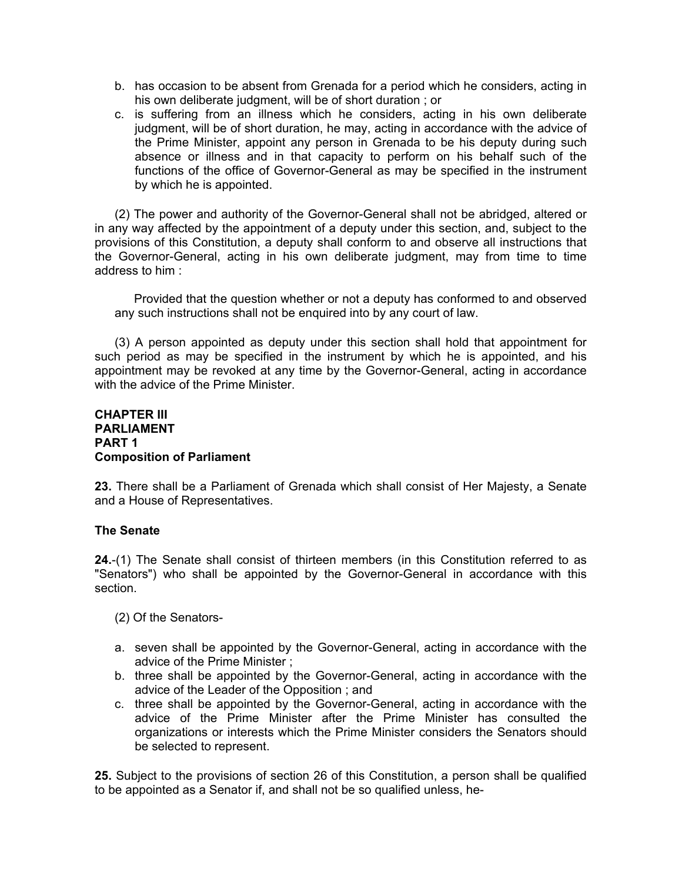b. has occasion to be absent from Grenada for a period which he considers, acting in his own deliberate judgment, will be of short duration ; or
c. is suffering from an illness which he considers, acting in his own deliberate judgment, will be of short duration, he may, acting in accordance with the advice of the Prime Minister, appoint any person in Grenada to be his deputy during such absence or illness and in that capacity to perform on his behalf such of the functions of the office of Governor-General as may be specified in the instrument by which he is appointed.

(2) The power and authority of the Governor-General shall not be abridged, altered or in any way affected by the appointment of a deputy under this section, and, subject to the provisions of this Constitution, a deputy shall conform to and observe all instructions that the Governor-General, acting in his own deliberate judgment, may from time to time address to him :

Provided that the question whether or not a deputy has conformed to and observed any such instructions shall not be enquired into by any court of law.

(3) A person appointed as deputy under this section shall hold that appointment for such period as may be specified in the instrument by which he is appointed, and his appointment may be revoked at any time by the Governor-General, acting in accordance with the advice of the Prime Minister.

**CHAPTER III**
**PARLIAMENT**
**PART 1**
**Composition of Parliament**

**23.** There shall be a Parliament of Grenada which shall consist of Her Majesty, a Senate and a House of Representatives.

**The Senate**

**24.**-(1) The Senate shall consist of thirteen members (in this Constitution referred to as "Senators") who shall be appointed by the Governor-General in accordance with this section.

(2) Of the Senators-

a. seven shall be appointed by the Governor-General, acting in accordance with the advice of the Prime Minister ;
b. three shall be appointed by the Governor-General, acting in accordance with the advice of the Leader of the Opposition ; and
c. three shall be appointed by the Governor-General, acting in accordance with the advice of the Prime Minister after the Prime Minister has consulted the organizations or interests which the Prime Minister considers the Senators should be selected to represent.

**25.** Subject to the provisions of section 26 of this Constitution, a person shall be qualified to be appointed as a Senator if, and shall not be so qualified unless, he-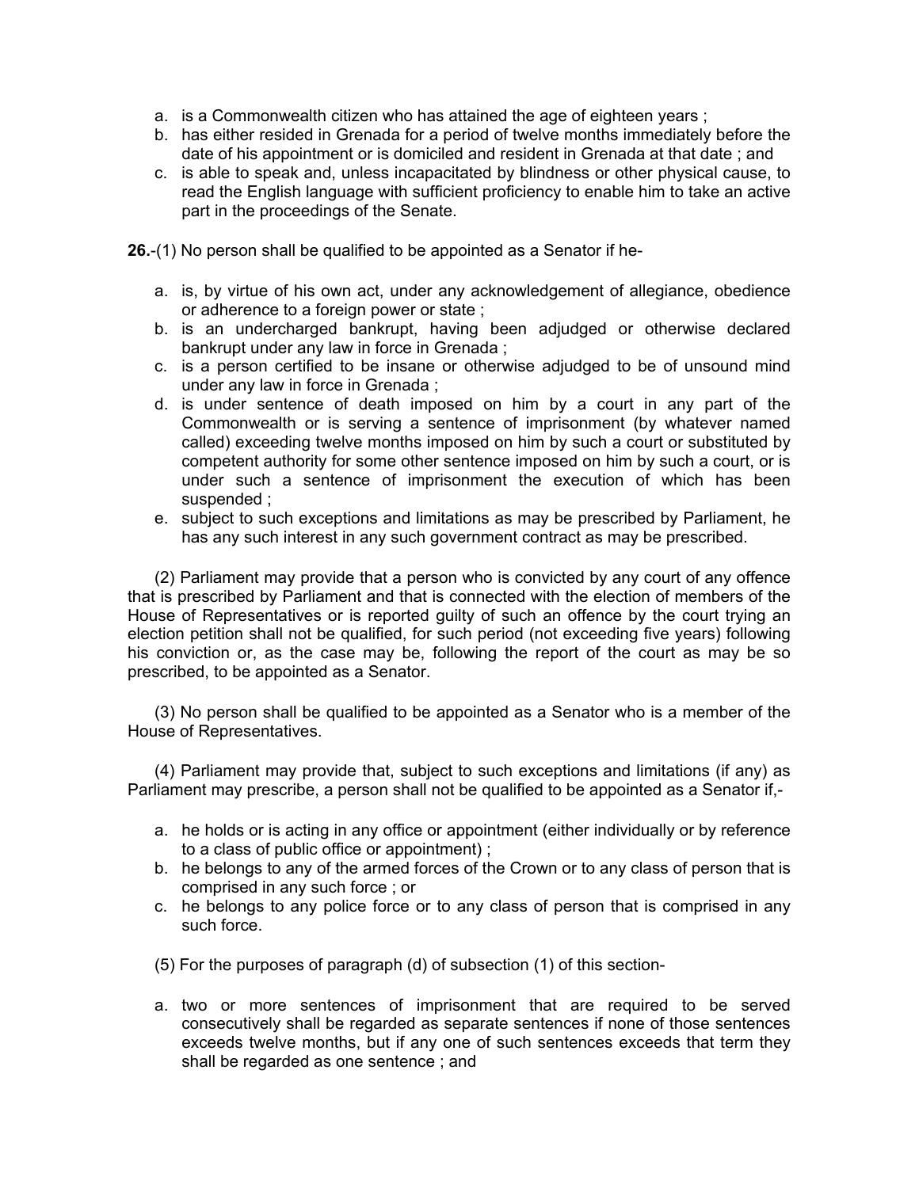a. is a Commonwealth citizen who has attained the age of eighteen years ;
b. has either resided in Grenada for a period of twelve months immediately before the date of his appointment or is domiciled and resident in Grenada at that date ; and
c. is able to speak and, unless incapacitated by blindness or other physical cause, to read the English language with sufficient proficiency to enable him to take an active part in the proceedings of the Senate.

**26.**-(1) No person shall be qualified to be appointed as a Senator if he-

a. is, by virtue of his own act, under any acknowledgement of allegiance, obedience or adherence to a foreign power or state ;
b. is an undercharged bankrupt, having been adjudged or otherwise declared bankrupt under any law in force in Grenada ;
c. is a person certified to be insane or otherwise adjudged to be of unsound mind under any law in force in Grenada ;
d. is under sentence of death imposed on him by a court in any part of the Commonwealth or is serving a sentence of imprisonment (by whatever named called) exceeding twelve months imposed on him by such a court or substituted by competent authority for some other sentence imposed on him by such a court, or is under such a sentence of imprisonment the execution of which has been suspended ;
e. subject to such exceptions and limitations as may be prescribed by Parliament, he has any such interest in any such government contract as may be prescribed.

(2) Parliament may provide that a person who is convicted by any court of any offence that is prescribed by Parliament and that is connected with the election of members of the House of Representatives or is reported guilty of such an offence by the court trying an election petition shall not be qualified, for such period (not exceeding five years) following his conviction or, as the case may be, following the report of the court as may be so prescribed, to be appointed as a Senator.

(3) No person shall be qualified to be appointed as a Senator who is a member of the House of Representatives.

(4) Parliament may provide that, subject to such exceptions and limitations (if any) as Parliament may prescribe, a person shall not be qualified to be appointed as a Senator if,-

a. he holds or is acting in any office or appointment (either individually or by reference to a class of public office or appointment) ;
b. he belongs to any of the armed forces of the Crown or to any class of person that is comprised in any such force ; or
c. he belongs to any police force or to any class of person that is comprised in any such force.

(5) For the purposes of paragraph (d) of subsection (1) of this section-

a. two or more sentences of imprisonment that are required to be served consecutively shall be regarded as separate sentences if none of those sentences exceeds twelve months, but if any one of such sentences exceeds that term they shall be regarded as one sentence ; and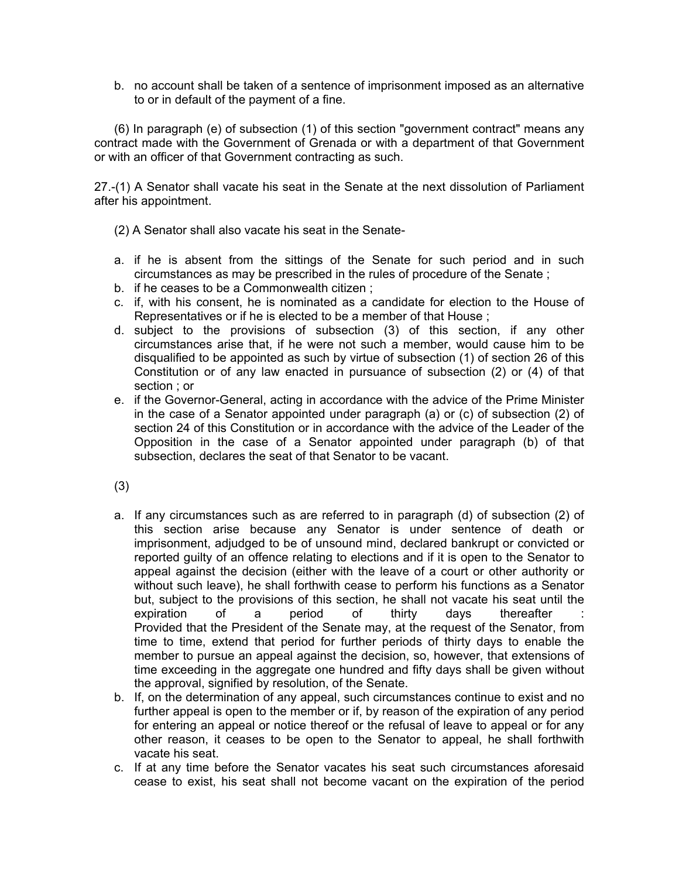b. no account shall be taken of a sentence of imprisonment imposed as an alternative to or in default of the payment of a fine.

(6) In paragraph (e) of subsection (1) of this section "government contract" means any contract made with the Government of Grenada or with a department of that Government or with an officer of that Government contracting as such.

27.-(1) A Senator shall vacate his seat in the Senate at the next dissolution of Parliament after his appointment.

(2) A Senator shall also vacate his seat in the Senate-

a. if he is absent from the sittings of the Senate for such period and in such circumstances as may be prescribed in the rules of procedure of the Senate ;
b. if he ceases to be a Commonwealth citizen ;
c. if, with his consent, he is nominated as a candidate for election to the House of Representatives or if he is elected to be a member of that House ;
d. subject to the provisions of subsection (3) of this section, if any other circumstances arise that, if he were not such a member, would cause him to be disqualified to be appointed as such by virtue of subsection (1) of section 26 of this Constitution or of any law enacted in pursuance of subsection (2) or (4) of that section ; or
e. if the Governor-General, acting in accordance with the advice of the Prime Minister in the case of a Senator appointed under paragraph (a) or (c) of subsection (2) of section 24 of this Constitution or in accordance with the advice of the Leader of the Opposition in the case of a Senator appointed under paragraph (b) of that subsection, declares the seat of that Senator to be vacant.

(3)

a. If any circumstances such as are referred to in paragraph (d) of subsection (2) of this section arise because any Senator is under sentence of death or imprisonment, adjudged to be of unsound mind, declared bankrupt or convicted or reported guilty of an offence relating to elections and if it is open to the Senator to appeal against the decision (either with the leave of a court or other authority or without such leave), he shall forthwith cease to perform his functions as a Senator but, subject to the provisions of this section, he shall not vacate his seat until the expiration of a period of thirty days thereafter : Provided that the President of the Senate may, at the request of the Senator, from time to time, extend that period for further periods of thirty days to enable the member to pursue an appeal against the decision, so, however, that extensions of time exceeding in the aggregate one hundred and fifty days shall be given without the approval, signified by resolution, of the Senate.
b. If, on the determination of any appeal, such circumstances continue to exist and no further appeal is open to the member or if, by reason of the expiration of any period for entering an appeal or notice thereof or the refusal of leave to appeal or for any other reason, it ceases to be open to the Senator to appeal, he shall forthwith vacate his seat.
c. If at any time before the Senator vacates his seat such circumstances aforesaid cease to exist, his seat shall not become vacant on the expiration of the period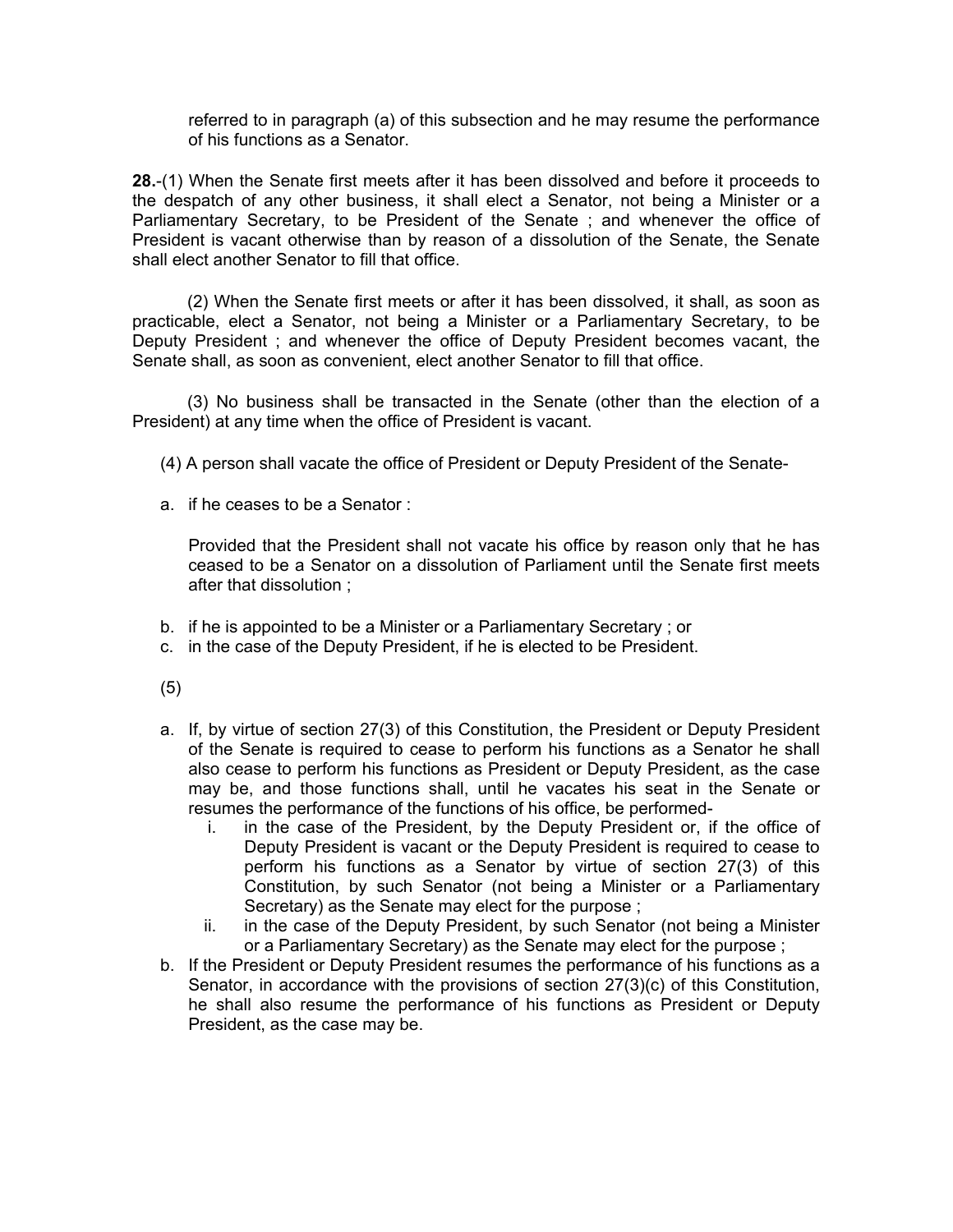referred to in paragraph (a) of this subsection and he may resume the performance of his functions as a Senator.

**28.**-(1) When the Senate first meets after it has been dissolved and before it proceeds to the despatch of any other business, it shall elect a Senator, not being a Minister or a Parliamentary Secretary, to be President of the Senate ; and whenever the office of President is vacant otherwise than by reason of a dissolution of the Senate, the Senate shall elect another Senator to fill that office.

(2) When the Senate first meets or after it has been dissolved, it shall, as soon as practicable, elect a Senator, not being a Minister or a Parliamentary Secretary, to be Deputy President ; and whenever the office of Deputy President becomes vacant, the Senate shall, as soon as convenient, elect another Senator to fill that office.

(3) No business shall be transacted in the Senate (other than the election of a President) at any time when the office of President is vacant.

(4) A person shall vacate the office of President or Deputy President of the Senate-

a. if he ceases to be a Senator :

   Provided that the President shall not vacate his office by reason only that he has ceased to be a Senator on a dissolution of Parliament until the Senate first meets after that dissolution ;

b. if he is appointed to be a Minister or a Parliamentary Secretary ; or
c. in the case of the Deputy President, if he is elected to be President.

(5)

a. If, by virtue of section 27(3) of this Constitution, the President or Deputy President of the Senate is required to cease to perform his functions as a Senator he shall also cease to perform his functions as President or Deputy President, as the case may be, and those functions shall, until he vacates his seat in the Senate or resumes the performance of the functions of his office, be performed-
   i. in the case of the President, by the Deputy President or, if the office of Deputy President is vacant or the Deputy President is required to cease to perform his functions as a Senator by virtue of section 27(3) of this Constitution, by such Senator (not being a Minister or a Parliamentary Secretary) as the Senate may elect for the purpose ;
   ii. in the case of the Deputy President, by such Senator (not being a Minister or a Parliamentary Secretary) as the Senate may elect for the purpose ;
b. If the President or Deputy President resumes the performance of his functions as a Senator, in accordance with the provisions of section 27(3)(c) of this Constitution, he shall also resume the performance of his functions as President or Deputy President, as the case may be.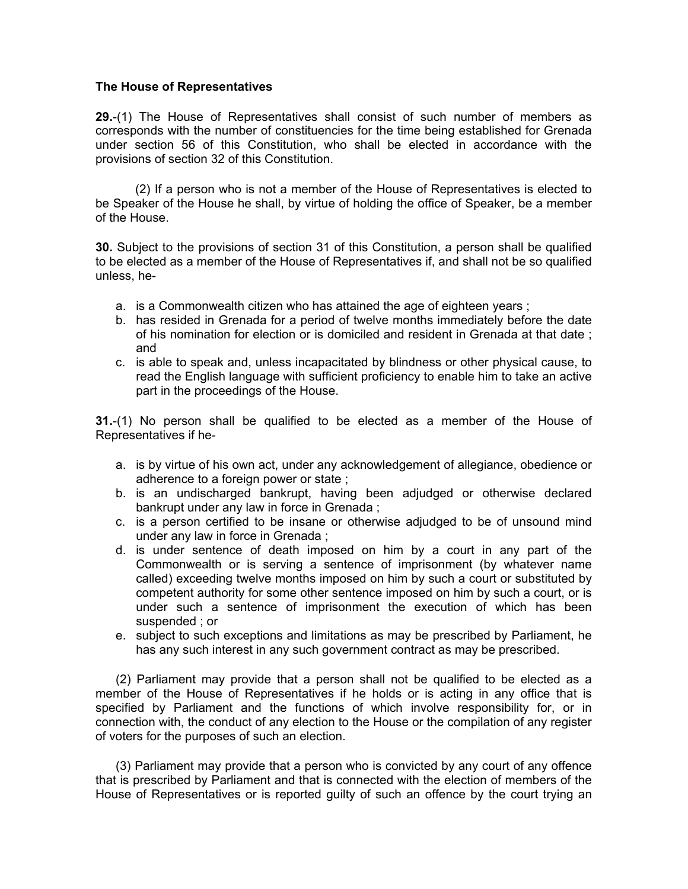**The House of Representatives**

**29.**-(1) The House of Representatives shall consist of such number of members as corresponds with the number of constituencies for the time being established for Grenada under section 56 of this Constitution, who shall be elected in accordance with the provisions of section 32 of this Constitution.

(2) If a person who is not a member of the House of Representatives is elected to be Speaker of the House he shall, by virtue of holding the office of Speaker, be a member of the House.

**30.** Subject to the provisions of section 31 of this Constitution, a person shall be qualified to be elected as a member of the House of Representatives if, and shall not be so qualified unless, he-

a. is a Commonwealth citizen who has attained the age of eighteen years ;
b. has resided in Grenada for a period of twelve months immediately before the date of his nomination for election or is domiciled and resident in Grenada at that date ; and
c. is able to speak and, unless incapacitated by blindness or other physical cause, to read the English language with sufficient proficiency to enable him to take an active part in the proceedings of the House.

**31.**-(1) No person shall be qualified to be elected as a member of the House of Representatives if he-

a. is by virtue of his own act, under any acknowledgement of allegiance, obedience or adherence to a foreign power or state ;
b. is an undischarged bankrupt, having been adjudged or otherwise declared bankrupt under any law in force in Grenada ;
c. is a person certified to be insane or otherwise adjudged to be of unsound mind under any law in force in Grenada ;
d. is under sentence of death imposed on him by a court in any part of the Commonwealth or is serving a sentence of imprisonment (by whatever name called) exceeding twelve months imposed on him by such a court or substituted by competent authority for some other sentence imposed on him by such a court, or is under such a sentence of imprisonment the execution of which has been suspended ; or
e. subject to such exceptions and limitations as may be prescribed by Parliament, he has any such interest in any such government contract as may be prescribed.

(2) Parliament may provide that a person shall not be qualified to be elected as a member of the House of Representatives if he holds or is acting in any office that is specified by Parliament and the functions of which involve responsibility for, or in connection with, the conduct of any election to the House or the compilation of any register of voters for the purposes of such an election.

(3) Parliament may provide that a person who is convicted by any court of any offence that is prescribed by Parliament and that is connected with the election of members of the House of Representatives or is reported guilty of such an offence by the court trying an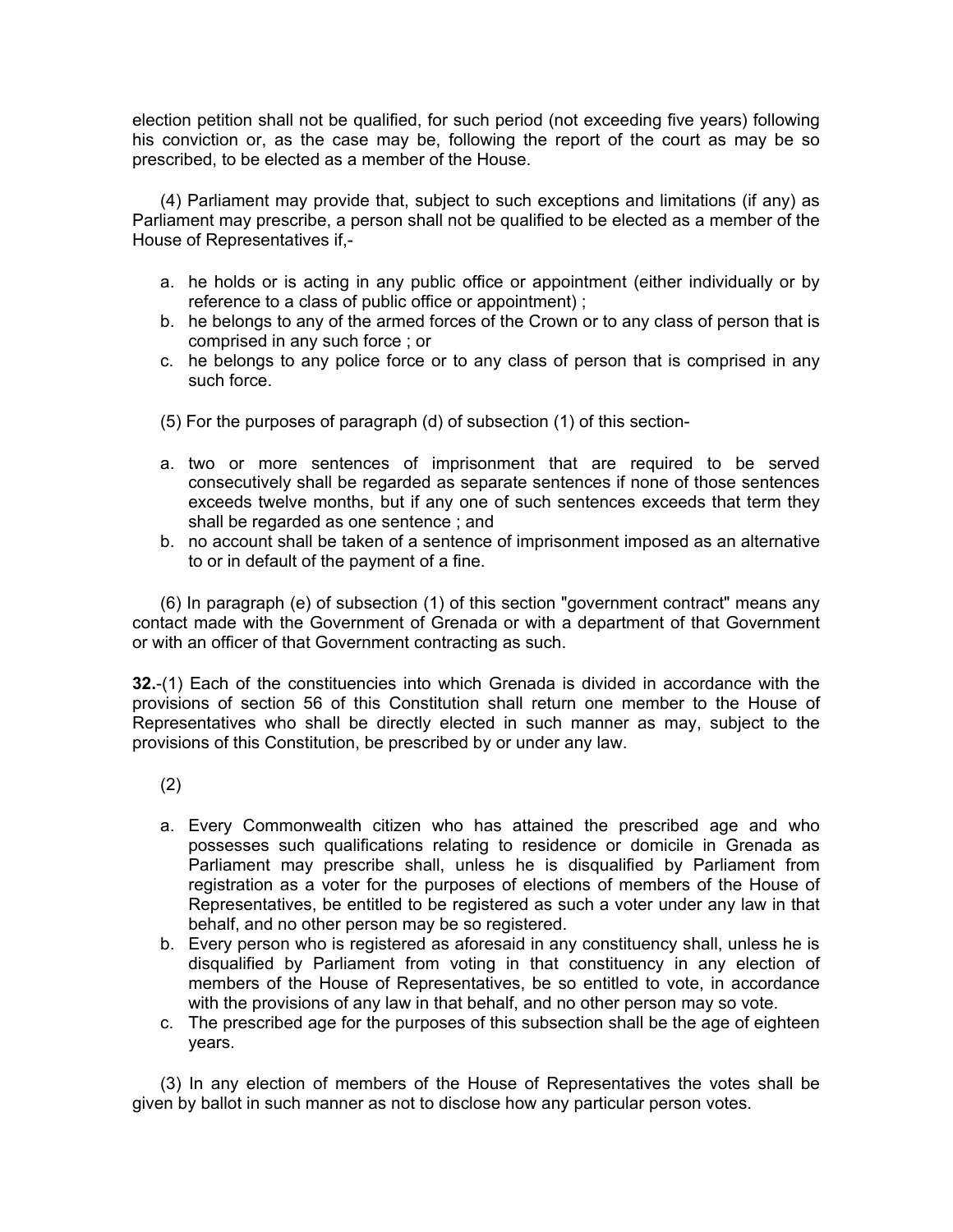election petition shall not be qualified, for such period (not exceeding five years) following his conviction or, as the case may be, following the report of the court as may be so prescribed, to be elected as a member of the House.

(4) Parliament may provide that, subject to such exceptions and limitations (if any) as Parliament may prescribe, a person shall not be qualified to be elected as a member of the House of Representatives if,-

a. he holds or is acting in any public office or appointment (either individually or by reference to a class of public office or appointment) ;
b. he belongs to any of the armed forces of the Crown or to any class of person that is comprised in any such force ; or
c. he belongs to any police force or to any class of person that is comprised in any such force.

(5) For the purposes of paragraph (d) of subsection (1) of this section-

a. two or more sentences of imprisonment that are required to be served consecutively shall be regarded as separate sentences if none of those sentences exceeds twelve months, but if any one of such sentences exceeds that term they shall be regarded as one sentence ; and
b. no account shall be taken of a sentence of imprisonment imposed as an alternative to or in default of the payment of a fine.

(6) In paragraph (e) of subsection (1) of this section "government contract" means any contact made with the Government of Grenada or with a department of that Government or with an officer of that Government contracting as such.

**32.**-(1) Each of the constituencies into which Grenada is divided in accordance with the provisions of section 56 of this Constitution shall return one member to the House of Representatives who shall be directly elected in such manner as may, subject to the provisions of this Constitution, be prescribed by or under any law.

(2)

a. Every Commonwealth citizen who has attained the prescribed age and who possesses such qualifications relating to residence or domicile in Grenada as Parliament may prescribe shall, unless he is disqualified by Parliament from registration as a voter for the purposes of elections of members of the House of Representatives, be entitled to be registered as such a voter under any law in that behalf, and no other person may be so registered.
b. Every person who is registered as aforesaid in any constituency shall, unless he is disqualified by Parliament from voting in that constituency in any election of members of the House of Representatives, be so entitled to vote, in accordance with the provisions of any law in that behalf, and no other person may so vote.
c. The prescribed age for the purposes of this subsection shall be the age of eighteen years.

(3) In any election of members of the House of Representatives the votes shall be given by ballot in such manner as not to disclose how any particular person votes.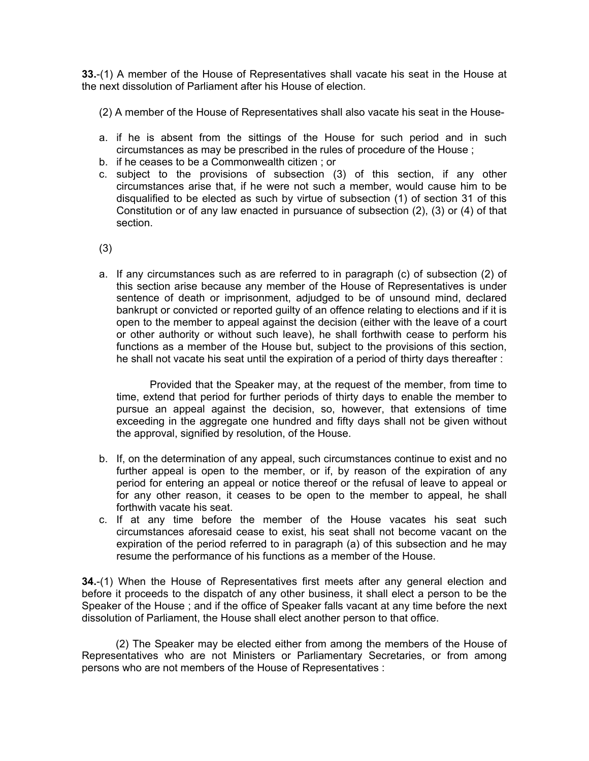**33.**-(1) A member of the House of Representatives shall vacate his seat in the House at the next dissolution of Parliament after his House of election.

(2) A member of the House of Representatives shall also vacate his seat in the House-

a. if he is absent from the sittings of the House for such period and in such circumstances as may be prescribed in the rules of procedure of the House ;
b. if he ceases to be a Commonwealth citizen ; or
c. subject to the provisions of subsection (3) of this section, if any other circumstances arise that, if he were not such a member, would cause him to be disqualified to be elected as such by virtue of subsection (1) of section 31 of this Constitution or of any law enacted in pursuance of subsection (2), (3) or (4) of that section.

(3)

a. If any circumstances such as are referred to in paragraph (c) of subsection (2) of this section arise because any member of the House of Representatives is under sentence of death or imprisonment, adjudged to be of unsound mind, declared bankrupt or convicted or reported guilty of an offence relating to elections and if it is open to the member to appeal against the decision (either with the leave of a court or other authority or without such leave), he shall forthwith cease to perform his functions as a member of the House but, subject to the provisions of this section, he shall not vacate his seat until the expiration of a period of thirty days thereafter :

   Provided that the Speaker may, at the request of the member, from time to time, extend that period for further periods of thirty days to enable the member to pursue an appeal against the decision, so, however, that extensions of time exceeding in the aggregate one hundred and fifty days shall not be given without the approval, signified by resolution, of the House.

b. If, on the determination of any appeal, such circumstances continue to exist and no further appeal is open to the member, or if, by reason of the expiration of any period for entering an appeal or notice thereof or the refusal of leave to appeal or for any other reason, it ceases to be open to the member to appeal, he shall forthwith vacate his seat.
c. If at any time before the member of the House vacates his seat such circumstances aforesaid cease to exist, his seat shall not become vacant on the expiration of the period referred to in paragraph (a) of this subsection and he may resume the performance of his functions as a member of the House.

**34.**-(1) When the House of Representatives first meets after any general election and before it proceeds to the dispatch of any other business, it shall elect a person to be the Speaker of the House ; and if the office of Speaker falls vacant at any time before the next dissolution of Parliament, the House shall elect another person to that office.

(2) The Speaker may be elected either from among the members of the House of Representatives who are not Ministers or Parliamentary Secretaries, or from among persons who are not members of the House of Representatives :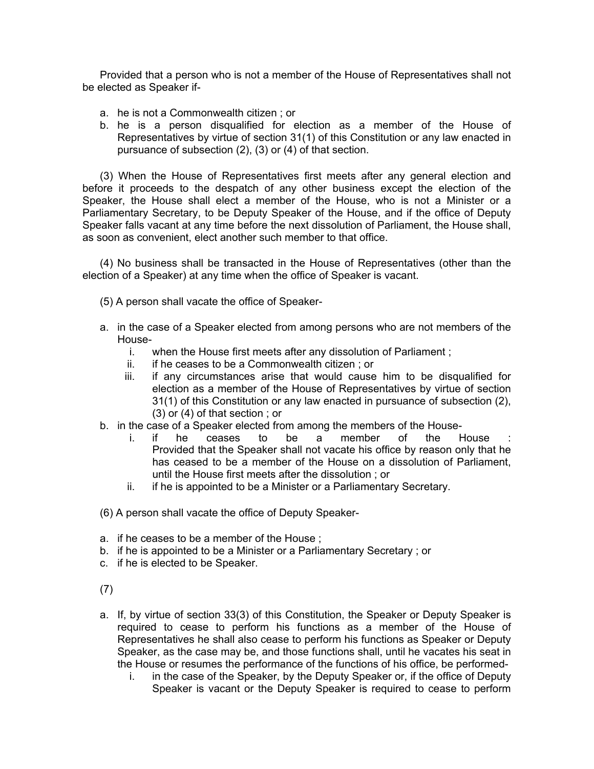Provided that a person who is not a member of the House of Representatives shall not be elected as Speaker if-

a. he is not a Commonwealth citizen ; or
b. he is a person disqualified for election as a member of the House of Representatives by virtue of section 31(1) of this Constitution or any law enacted in pursuance of subsection (2), (3) or (4) of that section.

(3) When the House of Representatives first meets after any general election and before it proceeds to the despatch of any other business except the election of the Speaker, the House shall elect a member of the House, who is not a Minister or a Parliamentary Secretary, to be Deputy Speaker of the House, and if the office of Deputy Speaker falls vacant at any time before the next dissolution of Parliament, the House shall, as soon as convenient, elect another such member to that office.

(4) No business shall be transacted in the House of Representatives (other than the election of a Speaker) at any time when the office of Speaker is vacant.

(5) A person shall vacate the office of Speaker-

a. in the case of a Speaker elected from among persons who are not members of the House-
    i. when the House first meets after any dissolution of Parliament ;
    ii. if he ceases to be a Commonwealth citizen ; or
    iii. if any circumstances arise that would cause him to be disqualified for election as a member of the House of Representatives by virtue of section 31(1) of this Constitution or any law enacted in pursuance of subsection (2), (3) or (4) of that section ; or
b. in the case of a Speaker elected from among the members of the House-
    i. if he ceases to be a member of the House : Provided that the Speaker shall not vacate his office by reason only that he has ceased to be a member of the House on a dissolution of Parliament, until the House first meets after the dissolution ; or
    ii. if he is appointed to be a Minister or a Parliamentary Secretary.

(6) A person shall vacate the office of Deputy Speaker-

a. if he ceases to be a member of the House ;
b. if he is appointed to be a Minister or a Parliamentary Secretary ; or
c. if he is elected to be Speaker.

(7)

a. If, by virtue of section 33(3) of this Constitution, the Speaker or Deputy Speaker is required to cease to perform his functions as a member of the House of Representatives he shall also cease to perform his functions as Speaker or Deputy Speaker, as the case may be, and those functions shall, until he vacates his seat in the House or resumes the performance of the functions of his office, be performed-
    i. in the case of the Speaker, by the Deputy Speaker or, if the office of Deputy Speaker is vacant or the Deputy Speaker is required to cease to perform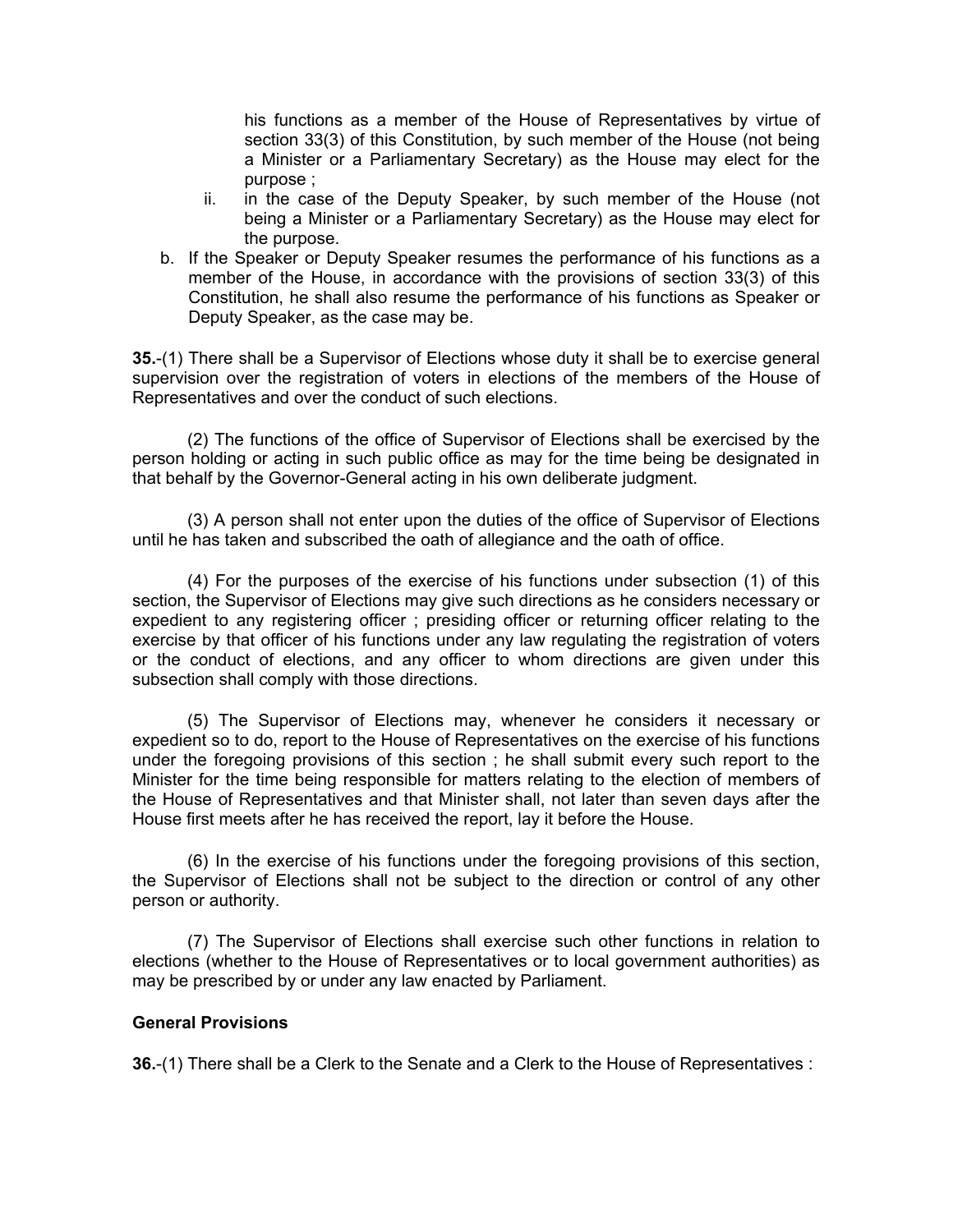his functions as a member of the House of Representatives by virtue of section 33(3) of this Constitution, by such member of the House (not being a Minister or a Parliamentary Secretary) as the House may elect for the purpose ;

   ii. in the case of the Deputy Speaker, by such member of the House (not being a Minister or a Parliamentary Secretary) as the House may elect for the purpose.

b. If the Speaker or Deputy Speaker resumes the performance of his functions as a member of the House, in accordance with the provisions of section 33(3) of this Constitution, he shall also resume the performance of his functions as Speaker or Deputy Speaker, as the case may be.

**35.**-(1) There shall be a Supervisor of Elections whose duty it shall be to exercise general supervision over the registration of voters in elections of the members of the House of Representatives and over the conduct of such elections.

(2) The functions of the office of Supervisor of Elections shall be exercised by the person holding or acting in such public office as may for the time being be designated in that behalf by the Governor-General acting in his own deliberate judgment.

(3) A person shall not enter upon the duties of the office of Supervisor of Elections until he has taken and subscribed the oath of allegiance and the oath of office.

(4) For the purposes of the exercise of his functions under subsection (1) of this section, the Supervisor of Elections may give such directions as he considers necessary or expedient to any registering officer ; presiding officer or returning officer relating to the exercise by that officer of his functions under any law regulating the registration of voters or the conduct of elections, and any officer to whom directions are given under this subsection shall comply with those directions.

(5) The Supervisor of Elections may, whenever he considers it necessary or expedient so to do, report to the House of Representatives on the exercise of his functions under the foregoing provisions of this section ; he shall submit every such report to the Minister for the time being responsible for matters relating to the election of members of the House of Representatives and that Minister shall, not later than seven days after the House first meets after he has received the report, lay it before the House.

(6) In the exercise of his functions under the foregoing provisions of this section, the Supervisor of Elections shall not be subject to the direction or control of any other person or authority.

(7) The Supervisor of Elections shall exercise such other functions in relation to elections (whether to the House of Representatives or to local government authorities) as may be prescribed by or under any law enacted by Parliament.

**General Provisions**

**36.**-(1) There shall be a Clerk to the Senate and a Clerk to the House of Representatives :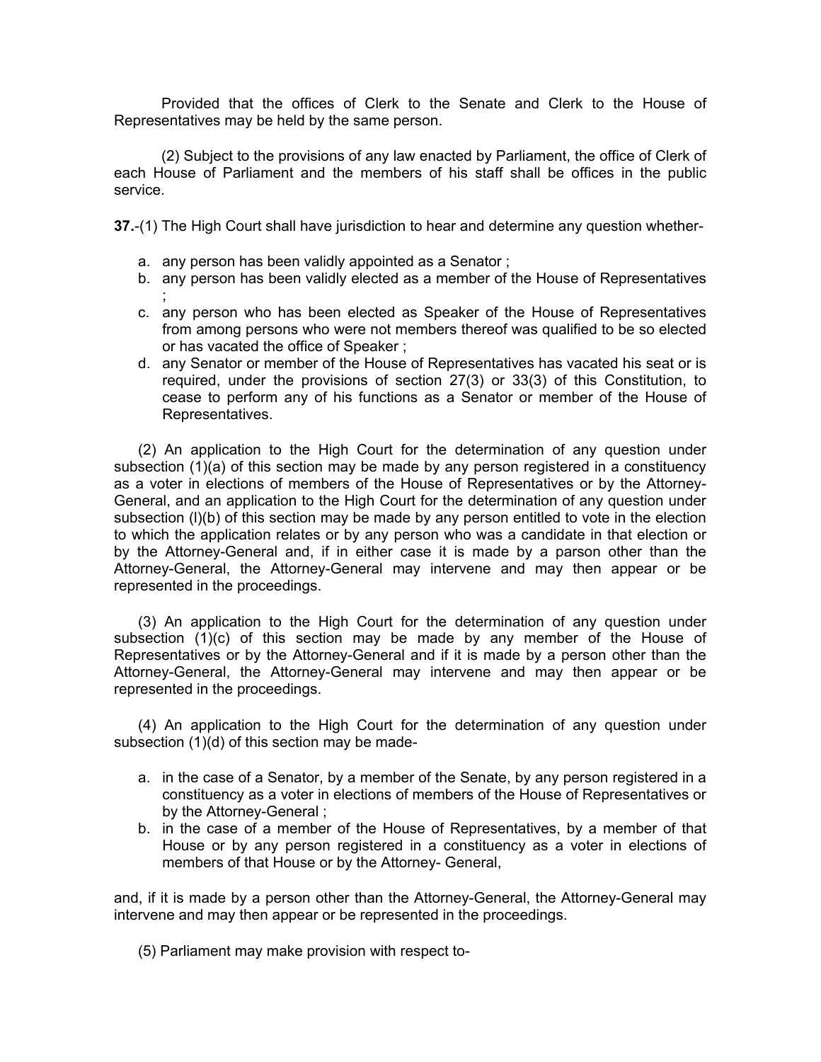Provided that the offices of Clerk to the Senate and Clerk to the House of Representatives may be held by the same person.

(2) Subject to the provisions of any law enacted by Parliament, the office of Clerk of each House of Parliament and the members of his staff shall be offices in the public service.

**37.**-(1) The High Court shall have jurisdiction to hear and determine any question whether-

a. any person has been validly appointed as a Senator ;
b. any person has been validly elected as a member of the House of Representatives ;
c. any person who has been elected as Speaker of the House of Representatives from among persons who were not members thereof was qualified to be so elected or has vacated the office of Speaker ;
d. any Senator or member of the House of Representatives has vacated his seat or is required, under the provisions of section 27(3) or 33(3) of this Constitution, to cease to perform any of his functions as a Senator or member of the House of Representatives.

(2) An application to the High Court for the determination of any question under subsection (1)(a) of this section may be made by any person registered in a constituency as a voter in elections of members of the House of Representatives or by the Attorney-General, and an application to the High Court for the determination of any question under subsection (l)(b) of this section may be made by any person entitled to vote in the election to which the application relates or by any person who was a candidate in that election or by the Attorney-General and, if in either case it is made by a parson other than the Attorney-General, the Attorney-General may intervene and may then appear or be represented in the proceedings.

(3) An application to the High Court for the determination of any question under subsection (1)(c) of this section may be made by any member of the House of Representatives or by the Attorney-General and if it is made by a person other than the Attorney-General, the Attorney-General may intervene and may then appear or be represented in the proceedings.

(4) An application to the High Court for the determination of any question under subsection (1)(d) of this section may be made-

a. in the case of a Senator, by a member of the Senate, by any person registered in a constituency as a voter in elections of members of the House of Representatives or by the Attorney-General ;
b. in the case of a member of the House of Representatives, by a member of that House or by any person registered in a constituency as a voter in elections of members of that House or by the Attorney- General,

and, if it is made by a person other than the Attorney-General, the Attorney-General may intervene and may then appear or be represented in the proceedings.

(5) Parliament may make provision with respect to-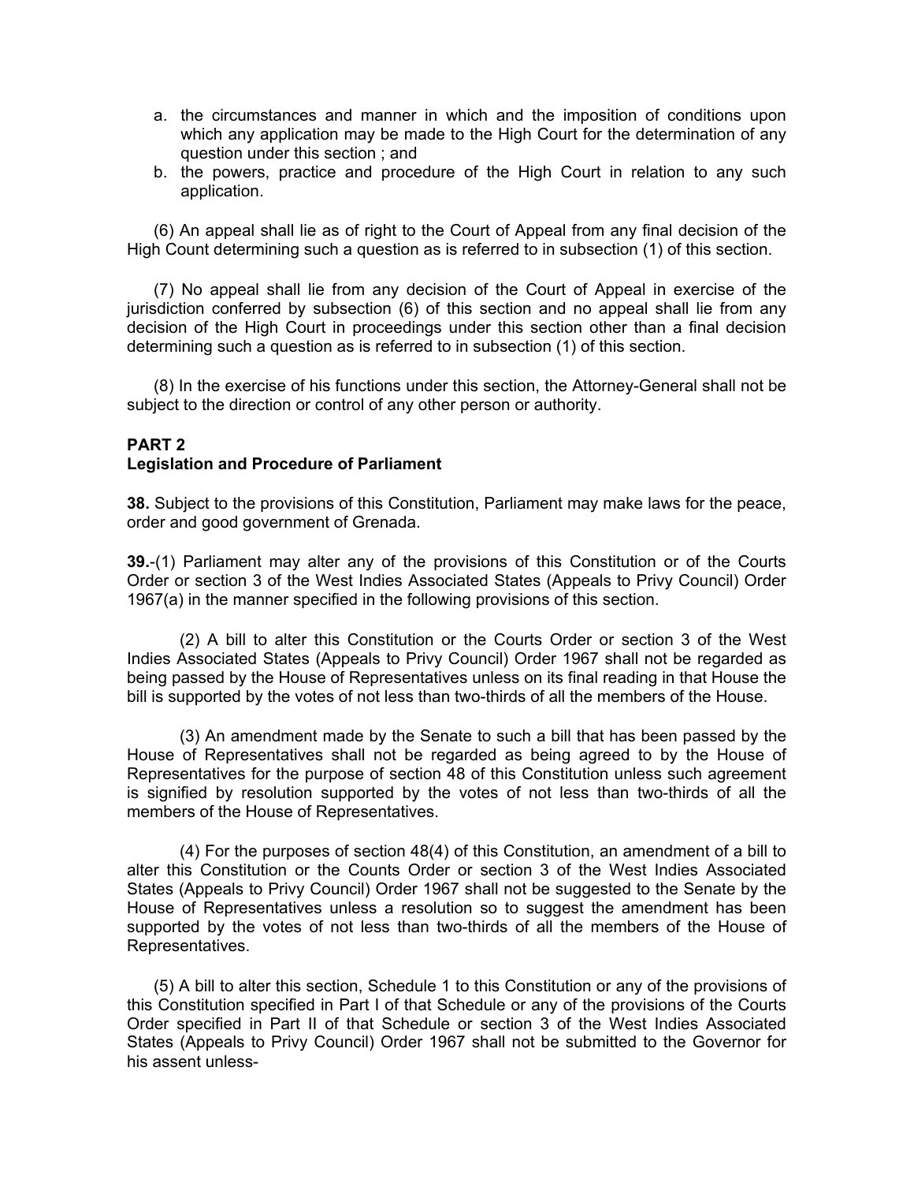a. the circumstances and manner in which and the imposition of conditions upon which any application may be made to the High Court for the determination of any question under this section ; and
b. the powers, practice and procedure of the High Court in relation to any such application.

(6) An appeal shall lie as of right to the Court of Appeal from any final decision of the High Count determining such a question as is referred to in subsection (1) of this section.

(7) No appeal shall lie from any decision of the Court of Appeal in exercise of the jurisdiction conferred by subsection (6) of this section and no appeal shall lie from any decision of the High Court in proceedings under this section other than a final decision determining such a question as is referred to in subsection (1) of this section.

(8) In the exercise of his functions under this section, the Attorney-General shall not be subject to the direction or control of any other person or authority.

## PART 2
## Legislation and Procedure of Parliament

**38.** Subject to the provisions of this Constitution, Parliament may make laws for the peace, order and good government of Grenada.

**39.**-(1) Parliament may alter any of the provisions of this Constitution or of the Courts Order or section 3 of the West Indies Associated States (Appeals to Privy Council) Order 1967(a) in the manner specified in the following provisions of this section.

(2) A bill to alter this Constitution or the Courts Order or section 3 of the West Indies Associated States (Appeals to Privy Council) Order 1967 shall not be regarded as being passed by the House of Representatives unless on its final reading in that House the bill is supported by the votes of not less than two-thirds of all the members of the House.

(3) An amendment made by the Senate to such a bill that has been passed by the House of Representatives shall not be regarded as being agreed to by the House of Representatives for the purpose of section 48 of this Constitution unless such agreement is signified by resolution supported by the votes of not less than two-thirds of all the members of the House of Representatives.

(4) For the purposes of section 48(4) of this Constitution, an amendment of a bill to alter this Constitution or the Counts Order or section 3 of the West Indies Associated States (Appeals to Privy Council) Order 1967 shall not be suggested to the Senate by the House of Representatives unless a resolution so to suggest the amendment has been supported by the votes of not less than two-thirds of all the members of the House of Representatives.

(5) A bill to alter this section, Schedule 1 to this Constitution or any of the provisions of this Constitution specified in Part I of that Schedule or any of the provisions of the Courts Order specified in Part II of that Schedule or section 3 of the West Indies Associated States (Appeals to Privy Council) Order 1967 shall not be submitted to the Governor for his assent unless-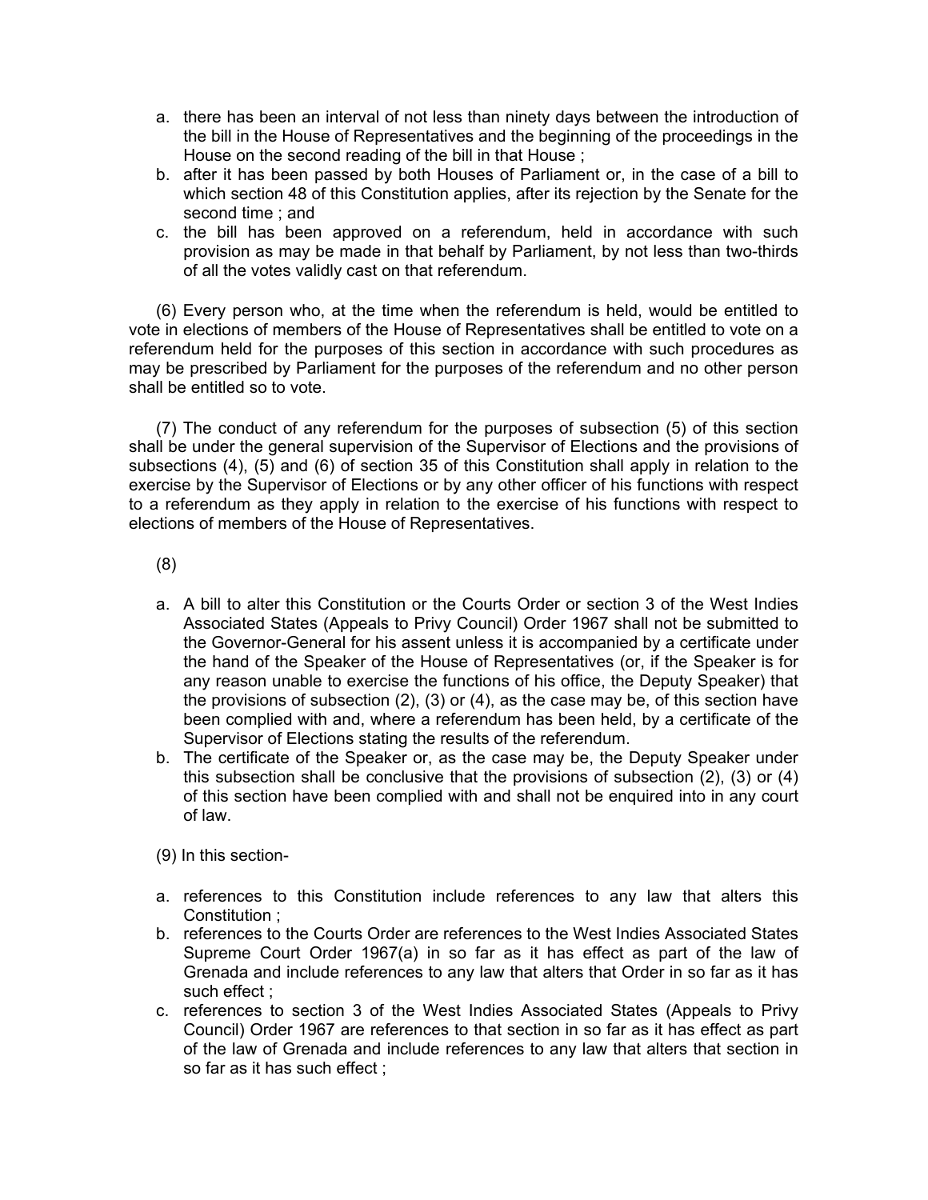a. there has been an interval of not less than ninety days between the introduction of the bill in the House of Representatives and the beginning of the proceedings in the House on the second reading of the bill in that House ;
b. after it has been passed by both Houses of Parliament or, in the case of a bill to which section 48 of this Constitution applies, after its rejection by the Senate for the second time ; and
c. the bill has been approved on a referendum, held in accordance with such provision as may be made in that behalf by Parliament, by not less than two-thirds of all the votes validly cast on that referendum.

(6) Every person who, at the time when the referendum is held, would be entitled to vote in elections of members of the House of Representatives shall be entitled to vote on a referendum held for the purposes of this section in accordance with such procedures as may be prescribed by Parliament for the purposes of the referendum and no other person shall be entitled so to vote.

(7) The conduct of any referendum for the purposes of subsection (5) of this section shall be under the general supervision of the Supervisor of Elections and the provisions of subsections (4), (5) and (6) of section 35 of this Constitution shall apply in relation to the exercise by the Supervisor of Elections or by any other officer of his functions with respect to a referendum as they apply in relation to the exercise of his functions with respect to elections of members of the House of Representatives.

(8)

a. A bill to alter this Constitution or the Courts Order or section 3 of the West Indies Associated States (Appeals to Privy Council) Order 1967 shall not be submitted to the Governor-General for his assent unless it is accompanied by a certificate under the hand of the Speaker of the House of Representatives (or, if the Speaker is for any reason unable to exercise the functions of his office, the Deputy Speaker) that the provisions of subsection (2), (3) or (4), as the case may be, of this section have been complied with and, where a referendum has been held, by a certificate of the Supervisor of Elections stating the results of the referendum.
b. The certificate of the Speaker or, as the case may be, the Deputy Speaker under this subsection shall be conclusive that the provisions of subsection (2), (3) or (4) of this section have been complied with and shall not be enquired into in any court of law.

(9) In this section-

a. references to this Constitution include references to any law that alters this Constitution ;
b. references to the Courts Order are references to the West Indies Associated States Supreme Court Order 1967(a) in so far as it has effect as part of the law of Grenada and include references to any law that alters that Order in so far as it has such effect ;
c. references to section 3 of the West Indies Associated States (Appeals to Privy Council) Order 1967 are references to that section in so far as it has effect as part of the law of Grenada and include references to any law that alters that section in so far as it has such effect ;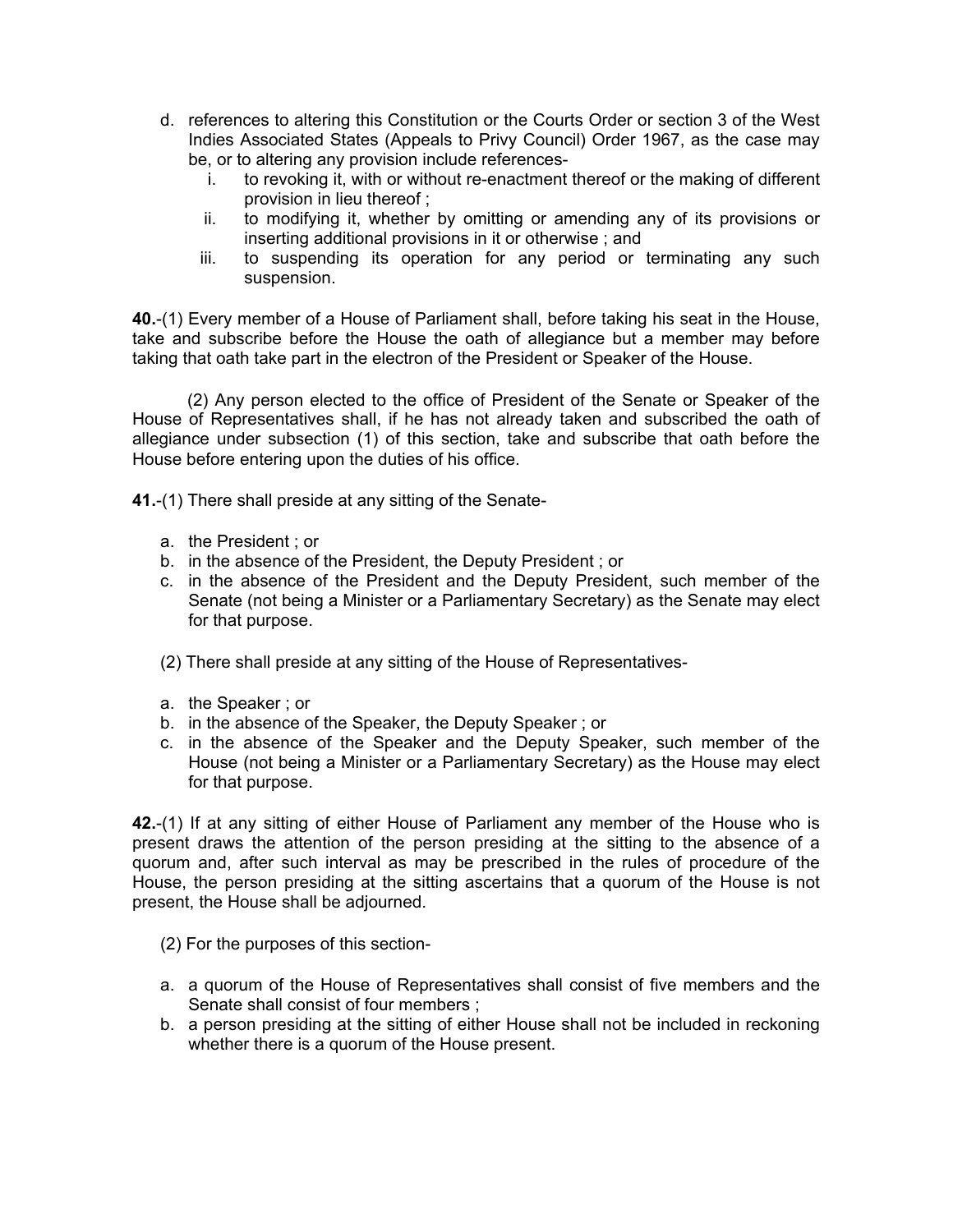d. references to altering this Constitution or the Courts Order or section 3 of the West Indies Associated States (Appeals to Privy Council) Order 1967, as the case may be, or to altering any provision include references-
   i. to revoking it, with or without re-enactment thereof or the making of different provision in lieu thereof ;
   ii. to modifying it, whether by omitting or amending any of its provisions or inserting additional provisions in it or otherwise ; and
   iii. to suspending its operation for any period or terminating any such suspension.

**40.**-(1) Every member of a House of Parliament shall, before taking his seat in the House, take and subscribe before the House the oath of allegiance but a member may before taking that oath take part in the electron of the President or Speaker of the House.

(2) Any person elected to the office of President of the Senate or Speaker of the House of Representatives shall, if he has not already taken and subscribed the oath of allegiance under subsection (1) of this section, take and subscribe that oath before the House before entering upon the duties of his office.

**41.**-(1) There shall preside at any sitting of the Senate-

a. the President ; or
b. in the absence of the President, the Deputy President ; or
c. in the absence of the President and the Deputy President, such member of the Senate (not being a Minister or a Parliamentary Secretary) as the Senate may elect for that purpose.

(2) There shall preside at any sitting of the House of Representatives-

a. the Speaker ; or
b. in the absence of the Speaker, the Deputy Speaker ; or
c. in the absence of the Speaker and the Deputy Speaker, such member of the House (not being a Minister or a Parliamentary Secretary) as the House may elect for that purpose.

**42.**-(1) If at any sitting of either House of Parliament any member of the House who is present draws the attention of the person presiding at the sitting to the absence of a quorum and, after such interval as may be prescribed in the rules of procedure of the House, the person presiding at the sitting ascertains that a quorum of the House is not present, the House shall be adjourned.

(2) For the purposes of this section-

a. a quorum of the House of Representatives shall consist of five members and the Senate shall consist of four members ;
b. a person presiding at the sitting of either House shall not be included in reckoning whether there is a quorum of the House present.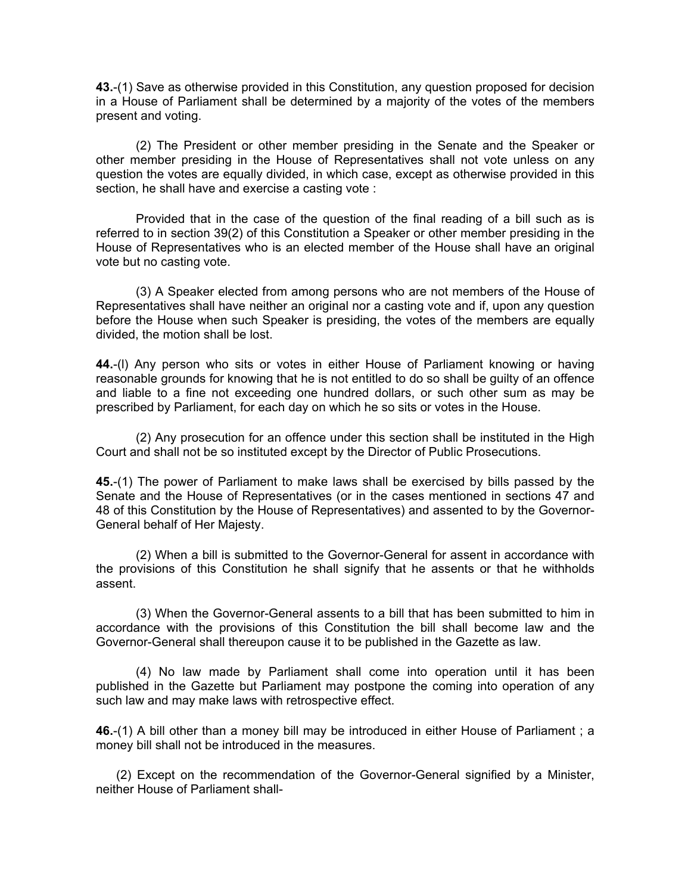**43.**-(1) Save as otherwise provided in this Constitution, any question proposed for decision in a House of Parliament shall be determined by a majority of the votes of the members present and voting.

(2) The President or other member presiding in the Senate and the Speaker or other member presiding in the House of Representatives shall not vote unless on any question the votes are equally divided, in which case, except as otherwise provided in this section, he shall have and exercise a casting vote :

Provided that in the case of the question of the final reading of a bill such as is referred to in section 39(2) of this Constitution a Speaker or other member presiding in the House of Representatives who is an elected member of the House shall have an original vote but no casting vote.

(3) A Speaker elected from among persons who are not members of the House of Representatives shall have neither an original nor a casting vote and if, upon any question before the House when such Speaker is presiding, the votes of the members are equally divided, the motion shall be lost.

**44.**-(l) Any person who sits or votes in either House of Parliament knowing or having reasonable grounds for knowing that he is not entitled to do so shall be guilty of an offence and liable to a fine not exceeding one hundred dollars, or such other sum as may be prescribed by Parliament, for each day on which he so sits or votes in the House.

(2) Any prosecution for an offence under this section shall be instituted in the High Court and shall not be so instituted except by the Director of Public Prosecutions.

**45.**-(1) The power of Parliament to make laws shall be exercised by bills passed by the Senate and the House of Representatives (or in the cases mentioned in sections 47 and 48 of this Constitution by the House of Representatives) and assented to by the Governor-General behalf of Her Majesty.

(2) When a bill is submitted to the Governor-General for assent in accordance with the provisions of this Constitution he shall signify that he assents or that he withholds assent.

(3) When the Governor-General assents to a bill that has been submitted to him in accordance with the provisions of this Constitution the bill shall become law and the Governor-General shall thereupon cause it to be published in the Gazette as law.

(4) No law made by Parliament shall come into operation until it has been published in the Gazette but Parliament may postpone the coming into operation of any such law and may make laws with retrospective effect.

**46.**-(1) A bill other than a money bill may be introduced in either House of Parliament ; a money bill shall not be introduced in the measures.

(2) Except on the recommendation of the Governor-General signified by a Minister, neither House of Parliament shall-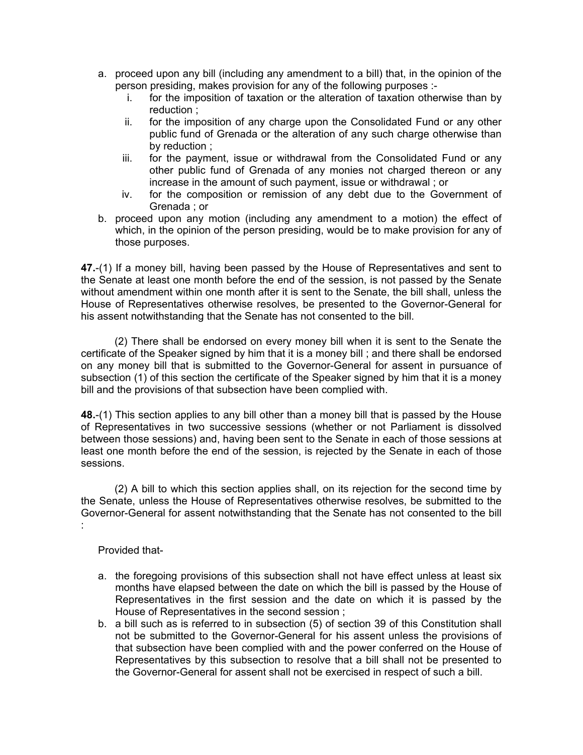a. proceed upon any bill (including any amendment to a bill) that, in the opinion of the person presiding, makes provision for any of the following purposes :-
    i. for the imposition of taxation or the alteration of taxation otherwise than by reduction ;
    ii. for the imposition of any charge upon the Consolidated Fund or any other public fund of Grenada or the alteration of any such charge otherwise than by reduction ;
    iii. for the payment, issue or withdrawal from the Consolidated Fund or any other public fund of Grenada of any monies not charged thereon or any increase in the amount of such payment, issue or withdrawal ; or
    iv. for the composition or remission of any debt due to the Government of Grenada ; or
b. proceed upon any motion (including any amendment to a motion) the effect of which, in the opinion of the person presiding, would be to make provision for any of those purposes.

**47.**-(1) If a money bill, having been passed by the House of Representatives and sent to the Senate at least one month before the end of the session, is not passed by the Senate without amendment within one month after it is sent to the Senate, the bill shall, unless the House of Representatives otherwise resolves, be presented to the Governor-General for his assent notwithstanding that the Senate has not consented to the bill.

(2) There shall be endorsed on every money bill when it is sent to the Senate the certificate of the Speaker signed by him that it is a money bill ; and there shall be endorsed on any money bill that is submitted to the Governor-General for assent in pursuance of subsection (1) of this section the certificate of the Speaker signed by him that it is a money bill and the provisions of that subsection have been complied with.

**48.**-(1) This section applies to any bill other than a money bill that is passed by the House of Representatives in two successive sessions (whether or not Parliament is dissolved between those sessions) and, having been sent to the Senate in each of those sessions at least one month before the end of the session, is rejected by the Senate in each of those sessions.

(2) A bill to which this section applies shall, on its rejection for the second time by the Senate, unless the House of Representatives otherwise resolves, be submitted to the Governor-General for assent notwithstanding that the Senate has not consented to the bill :

Provided that-

a. the foregoing provisions of this subsection shall not have effect unless at least six months have elapsed between the date on which the bill is passed by the House of Representatives in the first session and the date on which it is passed by the House of Representatives in the second session ;
b. a bill such as is referred to in subsection (5) of section 39 of this Constitution shall not be submitted to the Governor-General for his assent unless the provisions of that subsection have been complied with and the power conferred on the House of Representatives by this subsection to resolve that a bill shall not be presented to the Governor-General for assent shall not be exercised in respect of such a bill.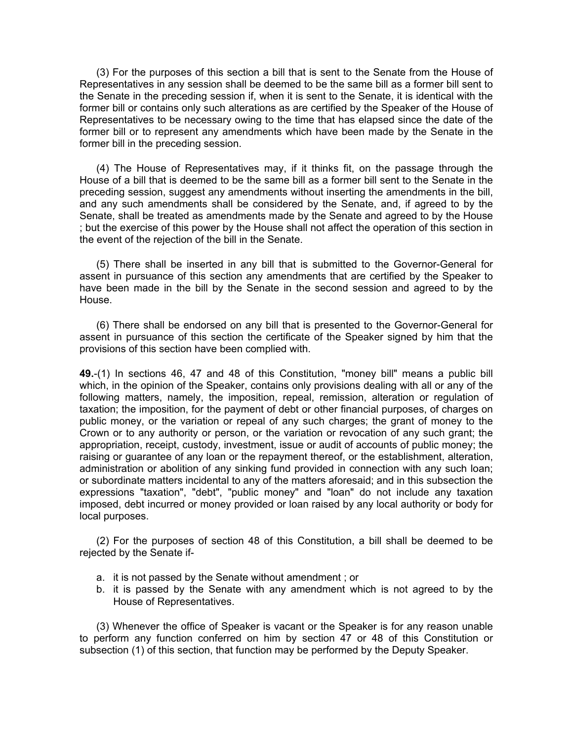(3) For the purposes of this section a bill that is sent to the Senate from the House of Representatives in any session shall be deemed to be the same bill as a former bill sent to the Senate in the preceding session if, when it is sent to the Senate, it is identical with the former bill or contains only such alterations as are certified by the Speaker of the House of Representatives to be necessary owing to the time that has elapsed since the date of the former bill or to represent any amendments which have been made by the Senate in the former bill in the preceding session.

(4) The House of Representatives may, if it thinks fit, on the passage through the House of a bill that is deemed to be the same bill as a former bill sent to the Senate in the preceding session, suggest any amendments without inserting the amendments in the bill, and any such amendments shall be considered by the Senate, and, if agreed to by the Senate, shall be treated as amendments made by the Senate and agreed to by the House ; but the exercise of this power by the House shall not affect the operation of this section in the event of the rejection of the bill in the Senate.

(5) There shall be inserted in any bill that is submitted to the Governor-General for assent in pursuance of this section any amendments that are certified by the Speaker to have been made in the bill by the Senate in the second session and agreed to by the House.

(6) There shall be endorsed on any bill that is presented to the Governor-General for assent in pursuance of this section the certificate of the Speaker signed by him that the provisions of this section have been complied with.

**49.**-(1) In sections 46, 47 and 48 of this Constitution, "money bill" means a public bill which, in the opinion of the Speaker, contains only provisions dealing with all or any of the following matters, namely, the imposition, repeal, remission, alteration or regulation of taxation; the imposition, for the payment of debt or other financial purposes, of charges on public money, or the variation or repeal of any such charges; the grant of money to the Crown or to any authority or person, or the variation or revocation of any such grant; the appropriation, receipt, custody, investment, issue or audit of accounts of public money; the raising or guarantee of any loan or the repayment thereof, or the establishment, alteration, administration or abolition of any sinking fund provided in connection with any such loan; or subordinate matters incidental to any of the matters aforesaid; and in this subsection the expressions "taxation", "debt", "public money" and "loan" do not include any taxation imposed, debt incurred or money provided or loan raised by any local authority or body for local purposes.

(2) For the purposes of section 48 of this Constitution, a bill shall be deemed to be rejected by the Senate if-

a. it is not passed by the Senate without amendment ; or
b. it is passed by the Senate with any amendment which is not agreed to by the House of Representatives.

(3) Whenever the office of Speaker is vacant or the Speaker is for any reason unable to perform any function conferred on him by section 47 or 48 of this Constitution or subsection (1) of this section, that function may be performed by the Deputy Speaker.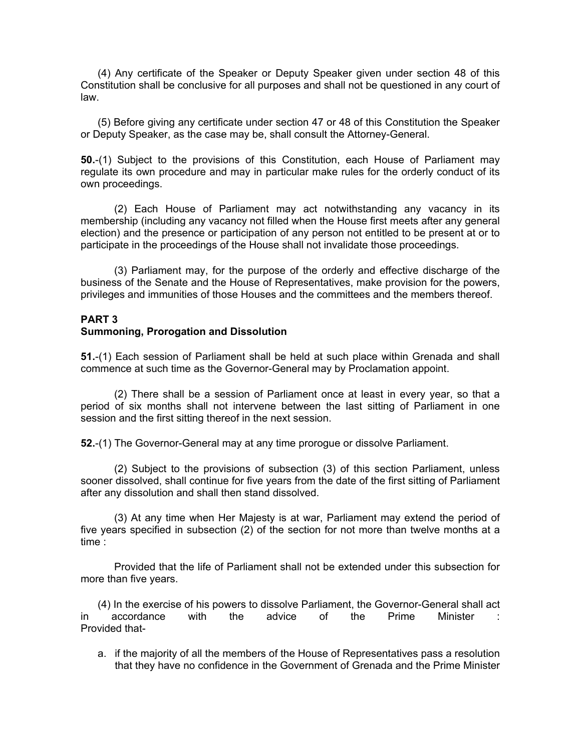(4) Any certificate of the Speaker or Deputy Speaker given under section 48 of this Constitution shall be conclusive for all purposes and shall not be questioned in any court of law.

(5) Before giving any certificate under section 47 or 48 of this Constitution the Speaker or Deputy Speaker, as the case may be, shall consult the Attorney-General.

**50.**-(1) Subject to the provisions of this Constitution, each House of Parliament may regulate its own procedure and may in particular make rules for the orderly conduct of its own proceedings.

(2) Each House of Parliament may act notwithstanding any vacancy in its membership (including any vacancy not filled when the House first meets after any general election) and the presence or participation of any person not entitled to be present at or to participate in the proceedings of the House shall not invalidate those proceedings.

(3) Parliament may, for the purpose of the orderly and effective discharge of the business of the Senate and the House of Representatives, make provision for the powers, privileges and immunities of those Houses and the committees and the members thereof.

**PART 3**
**Summoning, Prorogation and Dissolution**

**51.**-(1) Each session of Parliament shall be held at such place within Grenada and shall commence at such time as the Governor-General may by Proclamation appoint.

(2) There shall be a session of Parliament once at least in every year, so that a period of six months shall not intervene between the last sitting of Parliament in one session and the first sitting thereof in the next session.

**52.**-(1) The Governor-General may at any time prorogue or dissolve Parliament.

(2) Subject to the provisions of subsection (3) of this section Parliament, unless sooner dissolved, shall continue for five years from the date of the first sitting of Parliament after any dissolution and shall then stand dissolved.

(3) At any time when Her Majesty is at war, Parliament may extend the period of five years specified in subsection (2) of the section for not more than twelve months at a time :

Provided that the life of Parliament shall not be extended under this subsection for more than five years.

(4) In the exercise of his powers to dissolve Parliament, the Governor-General shall act in accordance with the advice of the Prime Minister : Provided that-

a. if the majority of all the members of the House of Representatives pass a resolution that they have no confidence in the Government of Grenada and the Prime Minister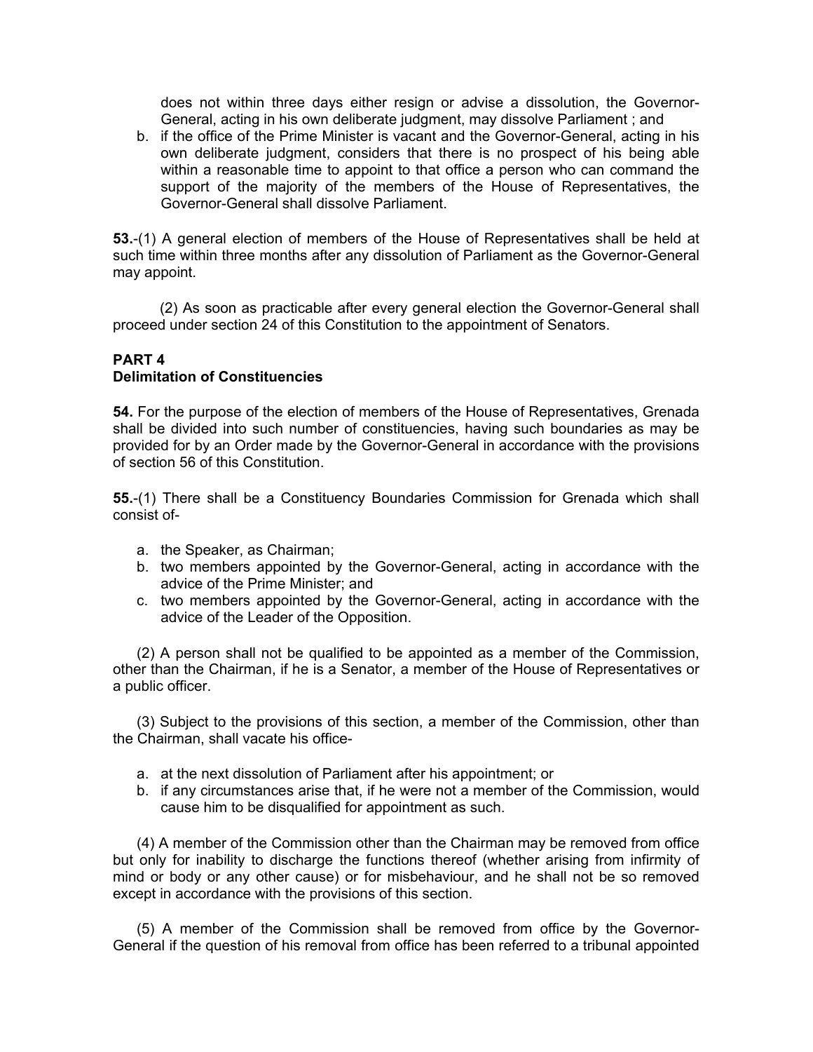does not within three days either resign or advise a dissolution, the Governor-General, acting in his own deliberate judgment, may dissolve Parliament ; and

b. if the office of the Prime Minister is vacant and the Governor-General, acting in his own deliberate judgment, considers that there is no prospect of his being able within a reasonable time to appoint to that office a person who can command the support of the majority of the members of the House of Representatives, the Governor-General shall dissolve Parliament.

**53.**-(1) A general election of members of the House of Representatives shall be held at such time within three months after any dissolution of Parliament as the Governor-General may appoint.

(2) As soon as practicable after every general election the Governor-General shall proceed under section 24 of this Constitution to the appointment of Senators.

**PART 4**
**Delimitation of Constituencies**

**54.** For the purpose of the election of members of the House of Representatives, Grenada shall be divided into such number of constituencies, having such boundaries as may be provided for by an Order made by the Governor-General in accordance with the provisions of section 56 of this Constitution.

**55.**-(1) There shall be a Constituency Boundaries Commission for Grenada which shall consist of-

a. the Speaker, as Chairman;
b. two members appointed by the Governor-General, acting in accordance with the advice of the Prime Minister; and
c. two members appointed by the Governor-General, acting in accordance with the advice of the Leader of the Opposition.

(2) A person shall not be qualified to be appointed as a member of the Commission, other than the Chairman, if he is a Senator, a member of the House of Representatives or a public officer.

(3) Subject to the provisions of this section, a member of the Commission, other than the Chairman, shall vacate his office-

a. at the next dissolution of Parliament after his appointment; or
b. if any circumstances arise that, if he were not a member of the Commission, would cause him to be disqualified for appointment as such.

(4) A member of the Commission other than the Chairman may be removed from office but only for inability to discharge the functions thereof (whether arising from infirmity of mind or body or any other cause) or for misbehaviour, and he shall not be so removed except in accordance with the provisions of this section.

(5) A member of the Commission shall be removed from office by the Governor-General if the question of his removal from office has been referred to a tribunal appointed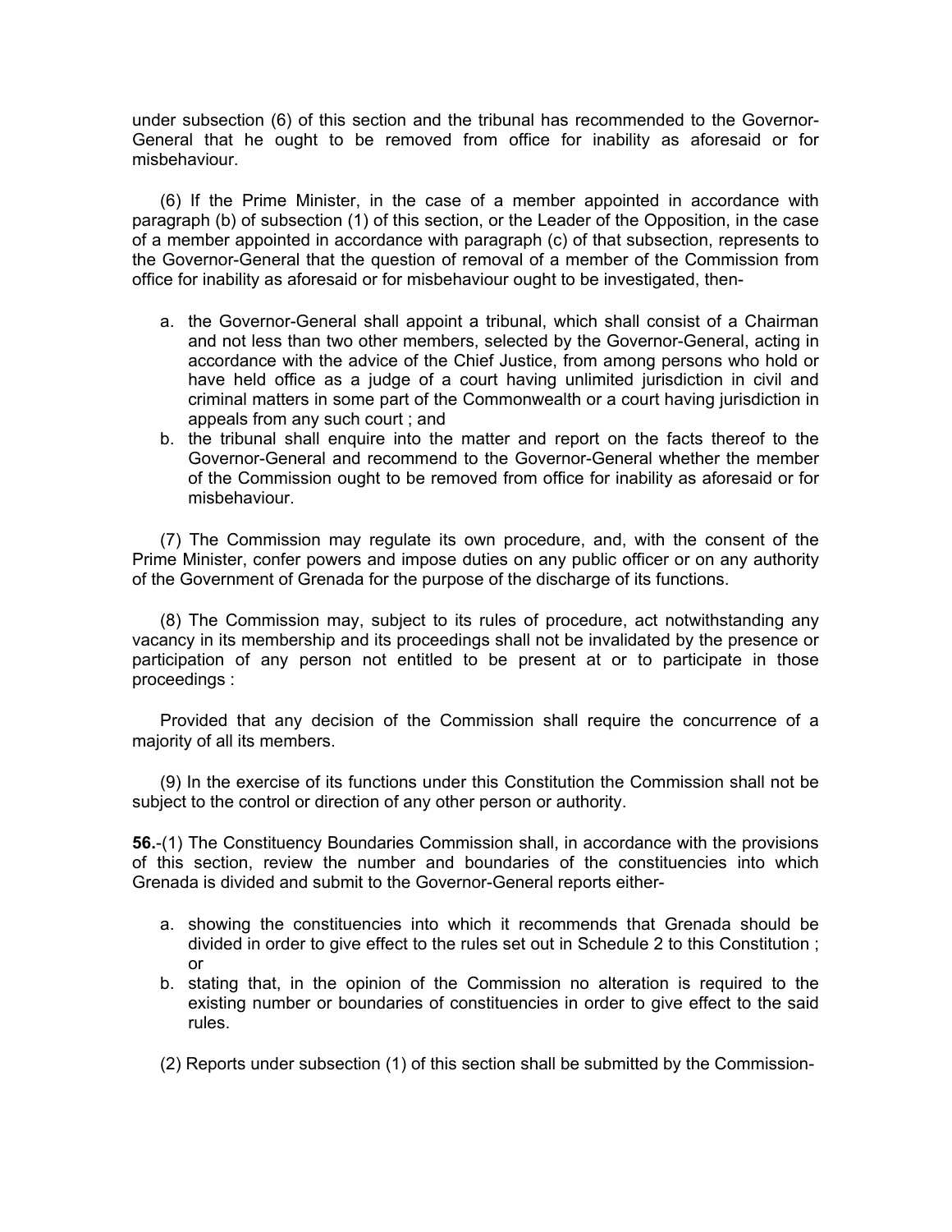under subsection (6) of this section and the tribunal has recommended to the Governor-General that he ought to be removed from office for inability as aforesaid or for misbehaviour.

(6) If the Prime Minister, in the case of a member appointed in accordance with paragraph (b) of subsection (1) of this section, or the Leader of the Opposition, in the case of a member appointed in accordance with paragraph (c) of that subsection, represents to the Governor-General that the question of removal of a member of the Commission from office for inability as aforesaid or for misbehaviour ought to be investigated, then-

a. the Governor-General shall appoint a tribunal, which shall consist of a Chairman and not less than two other members, selected by the Governor-General, acting in accordance with the advice of the Chief Justice, from among persons who hold or have held office as a judge of a court having unlimited jurisdiction in civil and criminal matters in some part of the Commonwealth or a court having jurisdiction in appeals from any such court ; and
b. the tribunal shall enquire into the matter and report on the facts thereof to the Governor-General and recommend to the Governor-General whether the member of the Commission ought to be removed from office for inability as aforesaid or for misbehaviour.

(7) The Commission may regulate its own procedure, and, with the consent of the Prime Minister, confer powers and impose duties on any public officer or on any authority of the Government of Grenada for the purpose of the discharge of its functions.

(8) The Commission may, subject to its rules of procedure, act notwithstanding any vacancy in its membership and its proceedings shall not be invalidated by the presence or participation of any person not entitled to be present at or to participate in those proceedings :

Provided that any decision of the Commission shall require the concurrence of a majority of all its members.

(9) In the exercise of its functions under this Constitution the Commission shall not be subject to the control or direction of any other person or authority.

**56.**-(1) The Constituency Boundaries Commission shall, in accordance with the provisions of this section, review the number and boundaries of the constituencies into which Grenada is divided and submit to the Governor-General reports either-

a. showing the constituencies into which it recommends that Grenada should be divided in order to give effect to the rules set out in Schedule 2 to this Constitution ; or
b. stating that, in the opinion of the Commission no alteration is required to the existing number or boundaries of constituencies in order to give effect to the said rules.

(2) Reports under subsection (1) of this section shall be submitted by the Commission-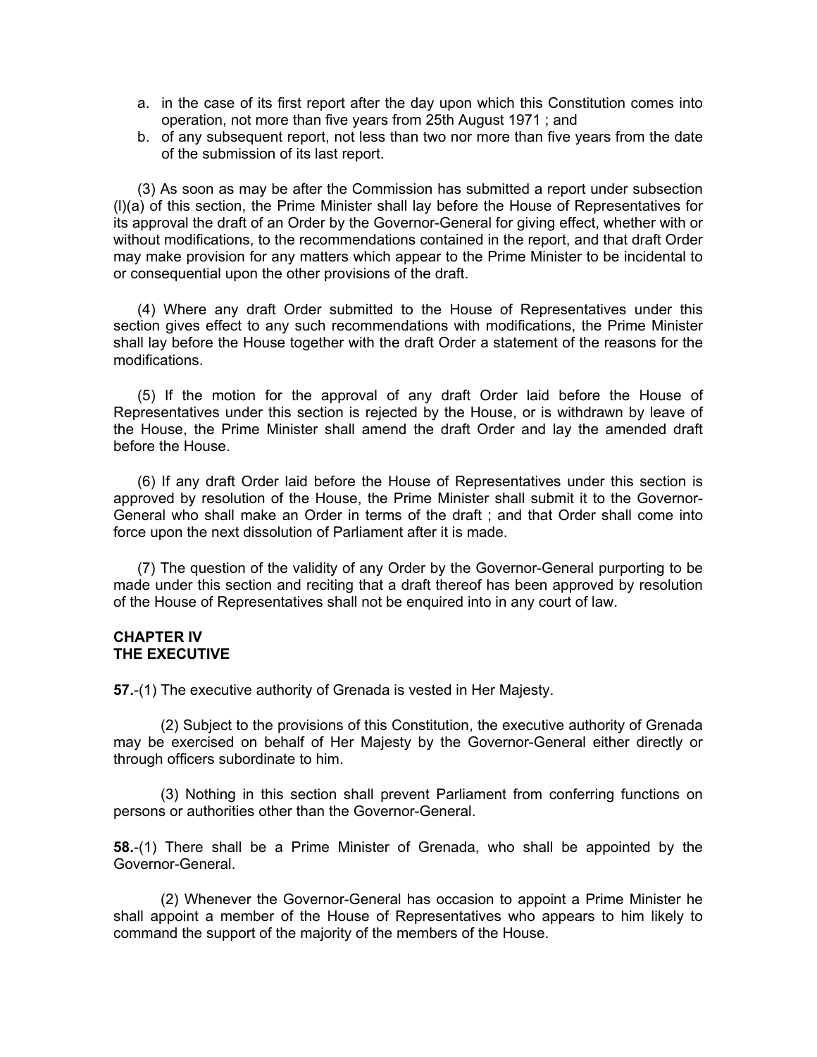a. in the case of its first report after the day upon which this Constitution comes into operation, not more than five years from 25th August 1971 ; and
b. of any subsequent report, not less than two nor more than five years from the date of the submission of its last report.

(3) As soon as may be after the Commission has submitted a report under subsection (l)(a) of this section, the Prime Minister shall lay before the House of Representatives for its approval the draft of an Order by the Governor-General for giving effect, whether with or without modifications, to the recommendations contained in the report, and that draft Order may make provision for any matters which appear to the Prime Minister to be incidental to or consequential upon the other provisions of the draft.

(4) Where any draft Order submitted to the House of Representatives under this section gives effect to any such recommendations with modifications, the Prime Minister shall lay before the House together with the draft Order a statement of the reasons for the modifications.

(5) If the motion for the approval of any draft Order laid before the House of Representatives under this section is rejected by the House, or is withdrawn by leave of the House, the Prime Minister shall amend the draft Order and lay the amended draft before the House.

(6) If any draft Order laid before the House of Representatives under this section is approved by resolution of the House, the Prime Minister shall submit it to the Governor-General who shall make an Order in terms of the draft ; and that Order shall come into force upon the next dissolution of Parliament after it is made.

(7) The question of the validity of any Order by the Governor-General purporting to be made under this section and reciting that a draft thereof has been approved by resolution of the House of Representatives shall not be enquired into in any court of law.

## CHAPTER IV
## THE EXECUTIVE

**57.**-(1) The executive authority of Grenada is vested in Her Majesty.

(2) Subject to the provisions of this Constitution, the executive authority of Grenada may be exercised on behalf of Her Majesty by the Governor-General either directly or through officers subordinate to him.

(3) Nothing in this section shall prevent Parliament from conferring functions on persons or authorities other than the Governor-General.

**58.**-(1) There shall be a Prime Minister of Grenada, who shall be appointed by the Governor-General.

(2) Whenever the Governor-General has occasion to appoint a Prime Minister he shall appoint a member of the House of Representatives who appears to him likely to command the support of the majority of the members of the House.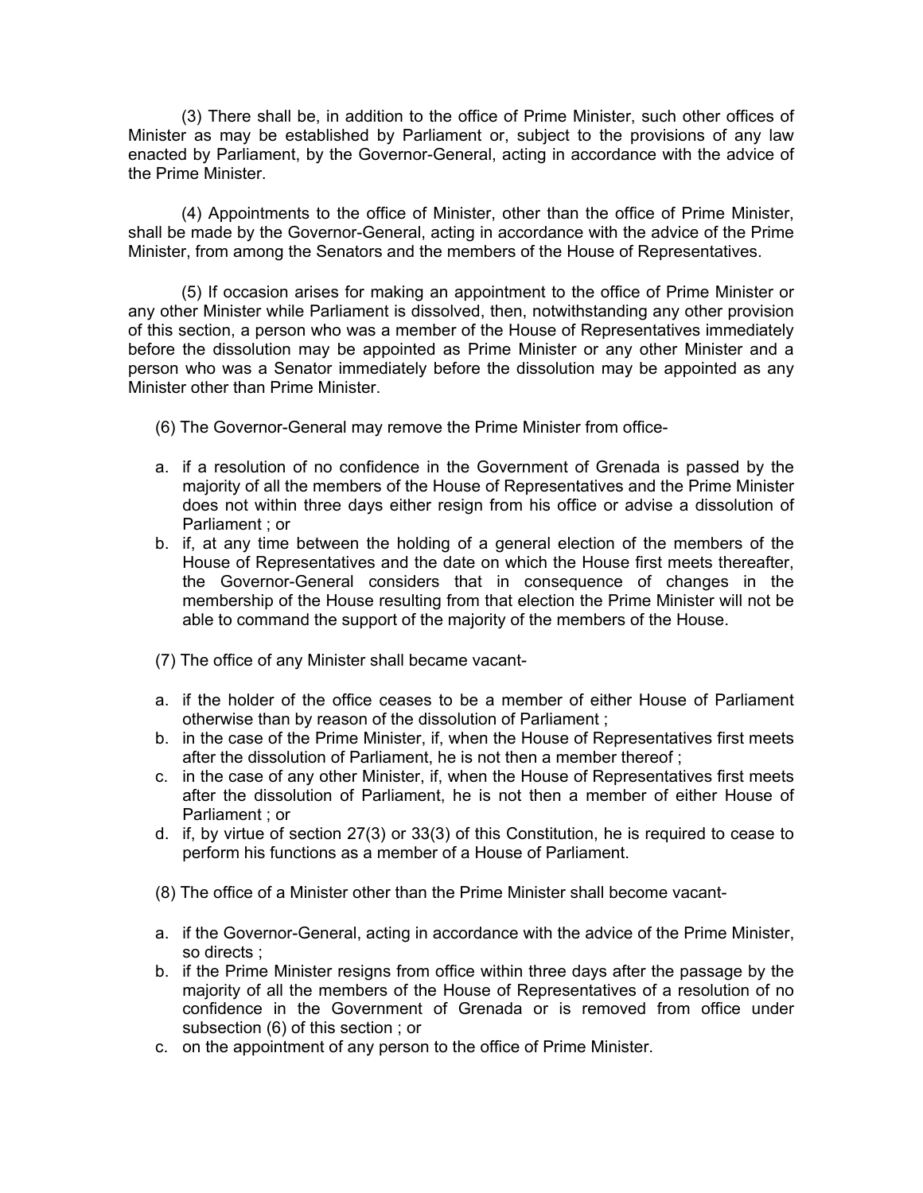(3) There shall be, in addition to the office of Prime Minister, such other offices of Minister as may be established by Parliament or, subject to the provisions of any law enacted by Parliament, by the Governor-General, acting in accordance with the advice of the Prime Minister.

(4) Appointments to the office of Minister, other than the office of Prime Minister, shall be made by the Governor-General, acting in accordance with the advice of the Prime Minister, from among the Senators and the members of the House of Representatives.

(5) If occasion arises for making an appointment to the office of Prime Minister or any other Minister while Parliament is dissolved, then, notwithstanding any other provision of this section, a person who was a member of the House of Representatives immediately before the dissolution may be appointed as Prime Minister or any other Minister and a person who was a Senator immediately before the dissolution may be appointed as any Minister other than Prime Minister.

(6) The Governor-General may remove the Prime Minister from office-

a. if a resolution of no confidence in the Government of Grenada is passed by the majority of all the members of the House of Representatives and the Prime Minister does not within three days either resign from his office or advise a dissolution of Parliament ; or
b. if, at any time between the holding of a general election of the members of the House of Representatives and the date on which the House first meets thereafter, the Governor-General considers that in consequence of changes in the membership of the House resulting from that election the Prime Minister will not be able to command the support of the majority of the members of the House.

(7) The office of any Minister shall became vacant-

a. if the holder of the office ceases to be a member of either House of Parliament otherwise than by reason of the dissolution of Parliament ;
b. in the case of the Prime Minister, if, when the House of Representatives first meets after the dissolution of Parliament, he is not then a member thereof ;
c. in the case of any other Minister, if, when the House of Representatives first meets after the dissolution of Parliament, he is not then a member of either House of Parliament ; or
d. if, by virtue of section 27(3) or 33(3) of this Constitution, he is required to cease to perform his functions as a member of a House of Parliament.

(8) The office of a Minister other than the Prime Minister shall become vacant-

a. if the Governor-General, acting in accordance with the advice of the Prime Minister, so directs ;
b. if the Prime Minister resigns from office within three days after the passage by the majority of all the members of the House of Representatives of a resolution of no confidence in the Government of Grenada or is removed from office under subsection (6) of this section ; or
c. on the appointment of any person to the office of Prime Minister.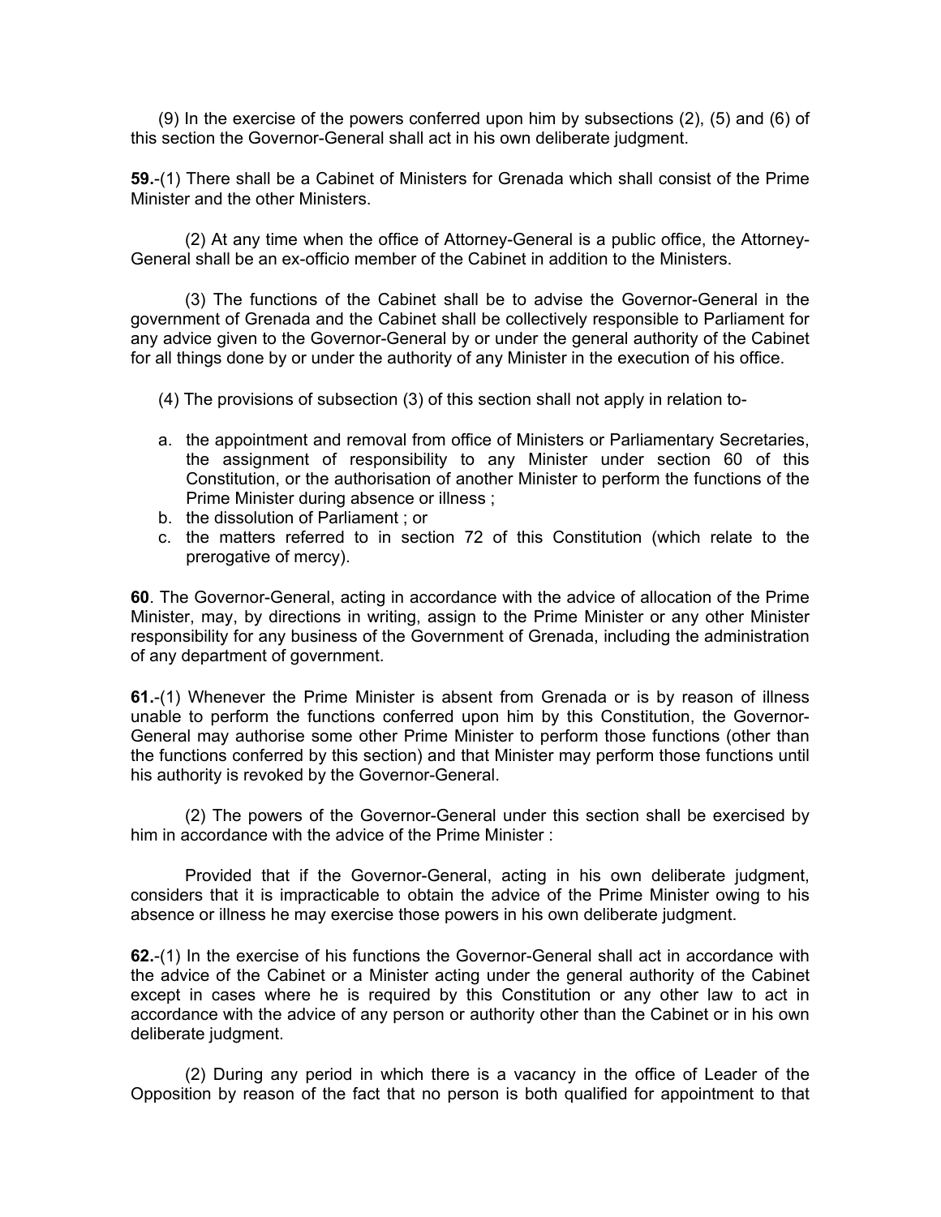(9) In the exercise of the powers conferred upon him by subsections (2), (5) and (6) of this section the Governor-General shall act in his own deliberate judgment.

**59.**-(1) There shall be a Cabinet of Ministers for Grenada which shall consist of the Prime Minister and the other Ministers.

(2) At any time when the office of Attorney-General is a public office, the Attorney-General shall be an ex-officio member of the Cabinet in addition to the Ministers.

(3) The functions of the Cabinet shall be to advise the Governor-General in the government of Grenada and the Cabinet shall be collectively responsible to Parliament for any advice given to the Governor-General by or under the general authority of the Cabinet for all things done by or under the authority of any Minister in the execution of his office.

(4) The provisions of subsection (3) of this section shall not apply in relation to-

a. the appointment and removal from office of Ministers or Parliamentary Secretaries, the assignment of responsibility to any Minister under section 60 of this Constitution, or the authorisation of another Minister to perform the functions of the Prime Minister during absence or illness ;
b. the dissolution of Parliament ; or
c. the matters referred to in section 72 of this Constitution (which relate to the prerogative of mercy).

**60**. The Governor-General, acting in accordance with the advice of allocation of the Prime Minister, may, by directions in writing, assign to the Prime Minister or any other Minister responsibility for any business of the Government of Grenada, including the administration of any department of government.

**61.**-(1) Whenever the Prime Minister is absent from Grenada or is by reason of illness unable to perform the functions conferred upon him by this Constitution, the Governor-General may authorise some other Prime Minister to perform those functions (other than the functions conferred by this section) and that Minister may perform those functions until his authority is revoked by the Governor-General.

(2) The powers of the Governor-General under this section shall be exercised by him in accordance with the advice of the Prime Minister :

Provided that if the Governor-General, acting in his own deliberate judgment, considers that it is impracticable to obtain the advice of the Prime Minister owing to his absence or illness he may exercise those powers in his own deliberate judgment.

**62.**-(1) In the exercise of his functions the Governor-General shall act in accordance with the advice of the Cabinet or a Minister acting under the general authority of the Cabinet except in cases where he is required by this Constitution or any other law to act in accordance with the advice of any person or authority other than the Cabinet or in his own deliberate judgment.

(2) During any period in which there is a vacancy in the office of Leader of the Opposition by reason of the fact that no person is both qualified for appointment to that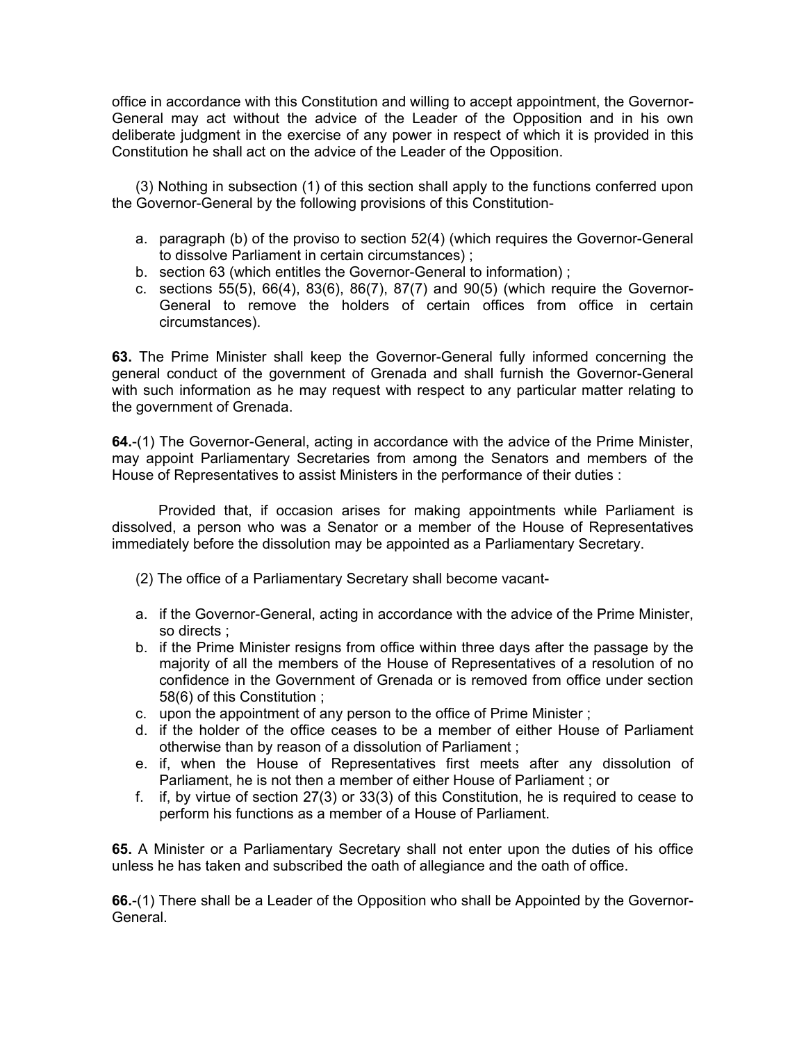office in accordance with this Constitution and willing to accept appointment, the Governor-General may act without the advice of the Leader of the Opposition and in his own deliberate judgment in the exercise of any power in respect of which it is provided in this Constitution he shall act on the advice of the Leader of the Opposition.

(3) Nothing in subsection (1) of this section shall apply to the functions conferred upon the Governor-General by the following provisions of this Constitution-

a. paragraph (b) of the proviso to section 52(4) (which requires the Governor-General to dissolve Parliament in certain circumstances) ;
b. section 63 (which entitles the Governor-General to information) ;
c. sections 55(5), 66(4), 83(6), 86(7), 87(7) and 90(5) (which require the Governor-General to remove the holders of certain offices from office in certain circumstances).

**63.** The Prime Minister shall keep the Governor-General fully informed concerning the general conduct of the government of Grenada and shall furnish the Governor-General with such information as he may request with respect to any particular matter relating to the government of Grenada.

**64.**-(1) The Governor-General, acting in accordance with the advice of the Prime Minister, may appoint Parliamentary Secretaries from among the Senators and members of the House of Representatives to assist Ministers in the performance of their duties :

Provided that, if occasion arises for making appointments while Parliament is dissolved, a person who was a Senator or a member of the House of Representatives immediately before the dissolution may be appointed as a Parliamentary Secretary.

(2) The office of a Parliamentary Secretary shall become vacant-

a. if the Governor-General, acting in accordance with the advice of the Prime Minister, so directs ;
b. if the Prime Minister resigns from office within three days after the passage by the majority of all the members of the House of Representatives of a resolution of no confidence in the Government of Grenada or is removed from office under section 58(6) of this Constitution ;
c. upon the appointment of any person to the office of Prime Minister ;
d. if the holder of the office ceases to be a member of either House of Parliament otherwise than by reason of a dissolution of Parliament ;
e. if, when the House of Representatives first meets after any dissolution of Parliament, he is not then a member of either House of Parliament ; or
f. if, by virtue of section 27(3) or 33(3) of this Constitution, he is required to cease to perform his functions as a member of a House of Parliament.

**65.** A Minister or a Parliamentary Secretary shall not enter upon the duties of his office unless he has taken and subscribed the oath of allegiance and the oath of office.

**66.**-(1) There shall be a Leader of the Opposition who shall be Appointed by the Governor-General.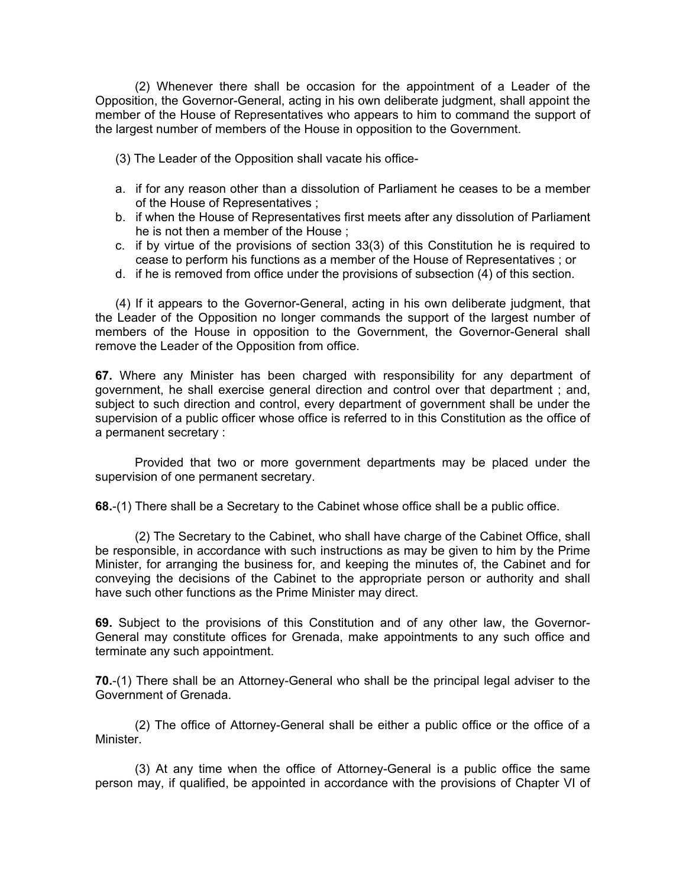(2) Whenever there shall be occasion for the appointment of a Leader of the Opposition, the Governor-General, acting in his own deliberate judgment, shall appoint the member of the House of Representatives who appears to him to command the support of the largest number of members of the House in opposition to the Government.

(3) The Leader of the Opposition shall vacate his office-

a. if for any reason other than a dissolution of Parliament he ceases to be a member of the House of Representatives ;
b. if when the House of Representatives first meets after any dissolution of Parliament he is not then a member of the House ;
c. if by virtue of the provisions of section 33(3) of this Constitution he is required to cease to perform his functions as a member of the House of Representatives ; or
d. if he is removed from office under the provisions of subsection (4) of this section.

(4) If it appears to the Governor-General, acting in his own deliberate judgment, that the Leader of the Opposition no longer commands the support of the largest number of members of the House in opposition to the Government, the Governor-General shall remove the Leader of the Opposition from office.

**67.** Where any Minister has been charged with responsibility for any department of government, he shall exercise general direction and control over that department ; and, subject to such direction and control, every department of government shall be under the supervision of a public officer whose office is referred to in this Constitution as the office of a permanent secretary :

Provided that two or more government departments may be placed under the supervision of one permanent secretary.

**68.**-(1) There shall be a Secretary to the Cabinet whose office shall be a public office.

(2) The Secretary to the Cabinet, who shall have charge of the Cabinet Office, shall be responsible, in accordance with such instructions as may be given to him by the Prime Minister, for arranging the business for, and keeping the minutes of, the Cabinet and for conveying the decisions of the Cabinet to the appropriate person or authority and shall have such other functions as the Prime Minister may direct.

**69.** Subject to the provisions of this Constitution and of any other law, the Governor-General may constitute offices for Grenada, make appointments to any such office and terminate any such appointment.

**70.**-(1) There shall be an Attorney-General who shall be the principal legal adviser to the Government of Grenada.

(2) The office of Attorney-General shall be either a public office or the office of a Minister.

(3) At any time when the office of Attorney-General is a public office the same person may, if qualified, be appointed in accordance with the provisions of Chapter VI of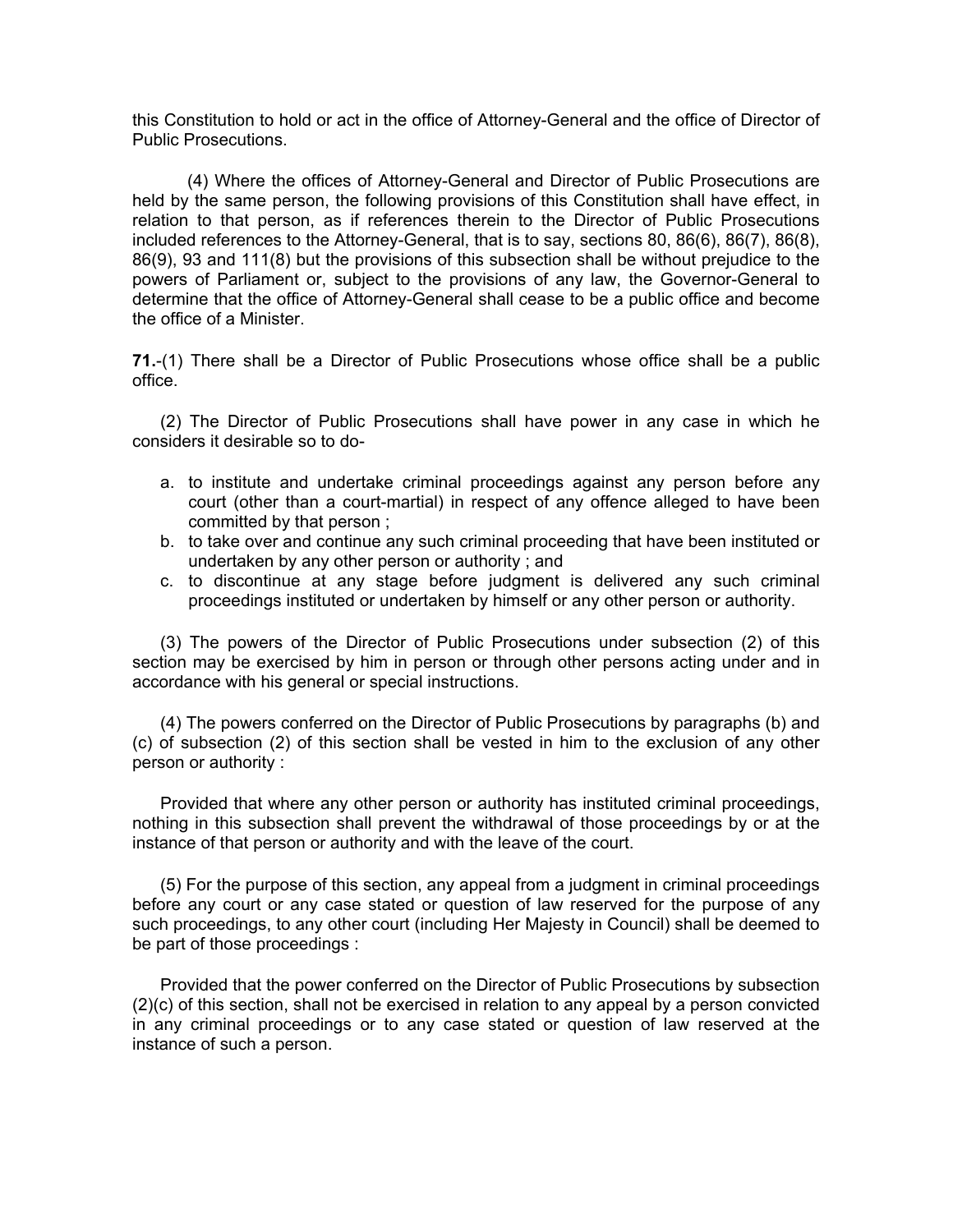this Constitution to hold or act in the office of Attorney-General and the office of Director of Public Prosecutions.

(4) Where the offices of Attorney-General and Director of Public Prosecutions are held by the same person, the following provisions of this Constitution shall have effect, in relation to that person, as if references therein to the Director of Public Prosecutions included references to the Attorney-General, that is to say, sections 80, 86(6), 86(7), 86(8), 86(9), 93 and 111(8) but the provisions of this subsection shall be without prejudice to the powers of Parliament or, subject to the provisions of any law, the Governor-General to determine that the office of Attorney-General shall cease to be a public office and become the office of a Minister.

**71.**-(1) There shall be a Director of Public Prosecutions whose office shall be a public office.

(2) The Director of Public Prosecutions shall have power in any case in which he considers it desirable so to do-

a. to institute and undertake criminal proceedings against any person before any court (other than a court-martial) in respect of any offence alleged to have been committed by that person ;
b. to take over and continue any such criminal proceeding that have been instituted or undertaken by any other person or authority ; and
c. to discontinue at any stage before judgment is delivered any such criminal proceedings instituted or undertaken by himself or any other person or authority.

(3) The powers of the Director of Public Prosecutions under subsection (2) of this section may be exercised by him in person or through other persons acting under and in accordance with his general or special instructions.

(4) The powers conferred on the Director of Public Prosecutions by paragraphs (b) and (c) of subsection (2) of this section shall be vested in him to the exclusion of any other person or authority :

Provided that where any other person or authority has instituted criminal proceedings, nothing in this subsection shall prevent the withdrawal of those proceedings by or at the instance of that person or authority and with the leave of the court.

(5) For the purpose of this section, any appeal from a judgment in criminal proceedings before any court or any case stated or question of law reserved for the purpose of any such proceedings, to any other court (including Her Majesty in Council) shall be deemed to be part of those proceedings :

Provided that the power conferred on the Director of Public Prosecutions by subsection (2)(c) of this section, shall not be exercised in relation to any appeal by a person convicted in any criminal proceedings or to any case stated or question of law reserved at the instance of such a person.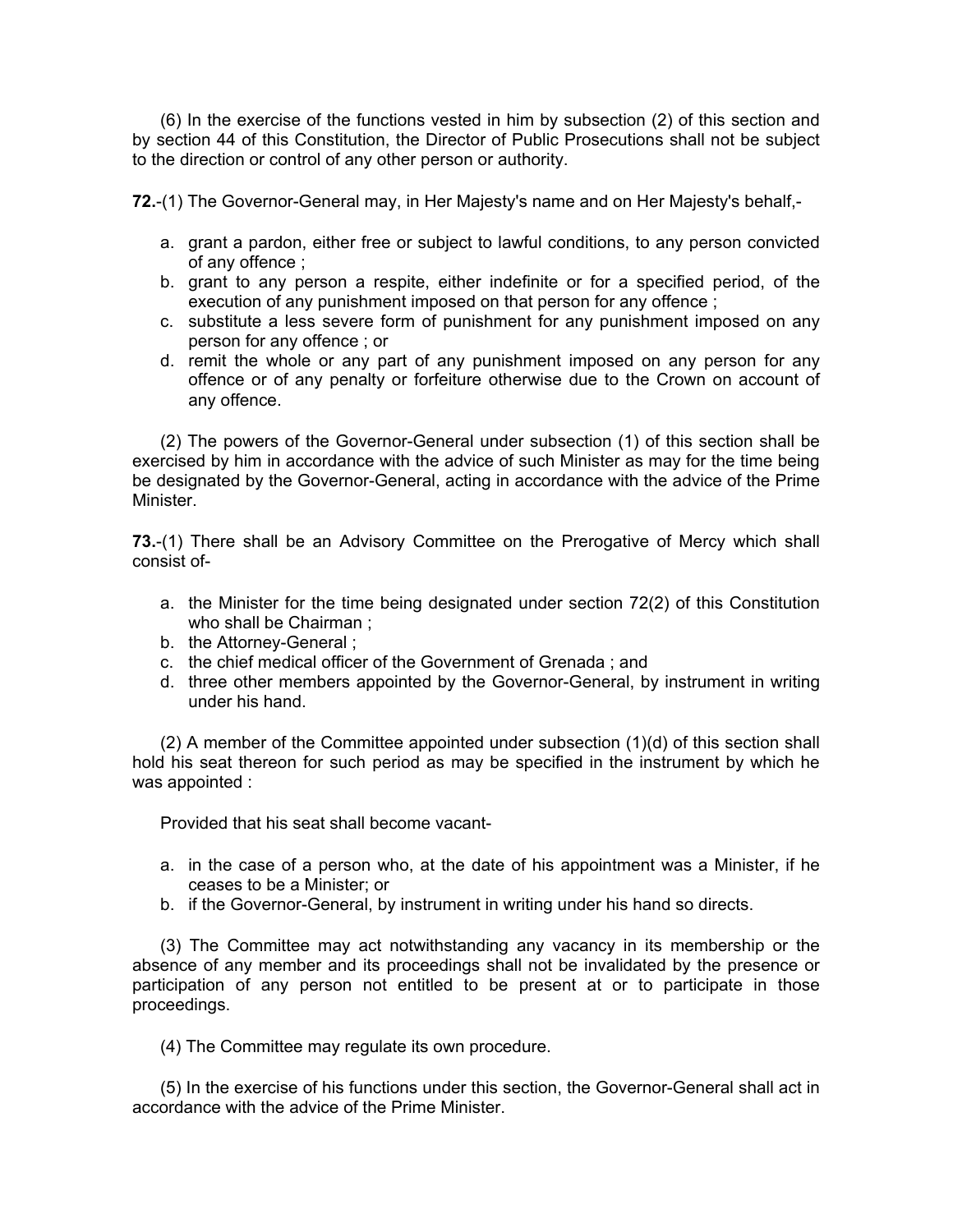(6) In the exercise of the functions vested in him by subsection (2) of this section and by section 44 of this Constitution, the Director of Public Prosecutions shall not be subject to the direction or control of any other person or authority.

**72.**-(1) The Governor-General may, in Her Majesty's name and on Her Majesty's behalf,-

a. grant a pardon, either free or subject to lawful conditions, to any person convicted of any offence ;
b. grant to any person a respite, either indefinite or for a specified period, of the execution of any punishment imposed on that person for any offence ;
c. substitute a less severe form of punishment for any punishment imposed on any person for any offence ; or
d. remit the whole or any part of any punishment imposed on any person for any offence or of any penalty or forfeiture otherwise due to the Crown on account of any offence.

(2) The powers of the Governor-General under subsection (1) of this section shall be exercised by him in accordance with the advice of such Minister as may for the time being be designated by the Governor-General, acting in accordance with the advice of the Prime Minister.

**73.**-(1) There shall be an Advisory Committee on the Prerogative of Mercy which shall consist of-

a. the Minister for the time being designated under section 72(2) of this Constitution who shall be Chairman ;
b. the Attorney-General ;
c. the chief medical officer of the Government of Grenada ; and
d. three other members appointed by the Governor-General, by instrument in writing under his hand.

(2) A member of the Committee appointed under subsection (1)(d) of this section shall hold his seat thereon for such period as may be specified in the instrument by which he was appointed :

Provided that his seat shall become vacant-

a. in the case of a person who, at the date of his appointment was a Minister, if he ceases to be a Minister; or
b. if the Governor-General, by instrument in writing under his hand so directs.

(3) The Committee may act notwithstanding any vacancy in its membership or the absence of any member and its proceedings shall not be invalidated by the presence or participation of any person not entitled to be present at or to participate in those proceedings.

(4) The Committee may regulate its own procedure.

(5) In the exercise of his functions under this section, the Governor-General shall act in accordance with the advice of the Prime Minister.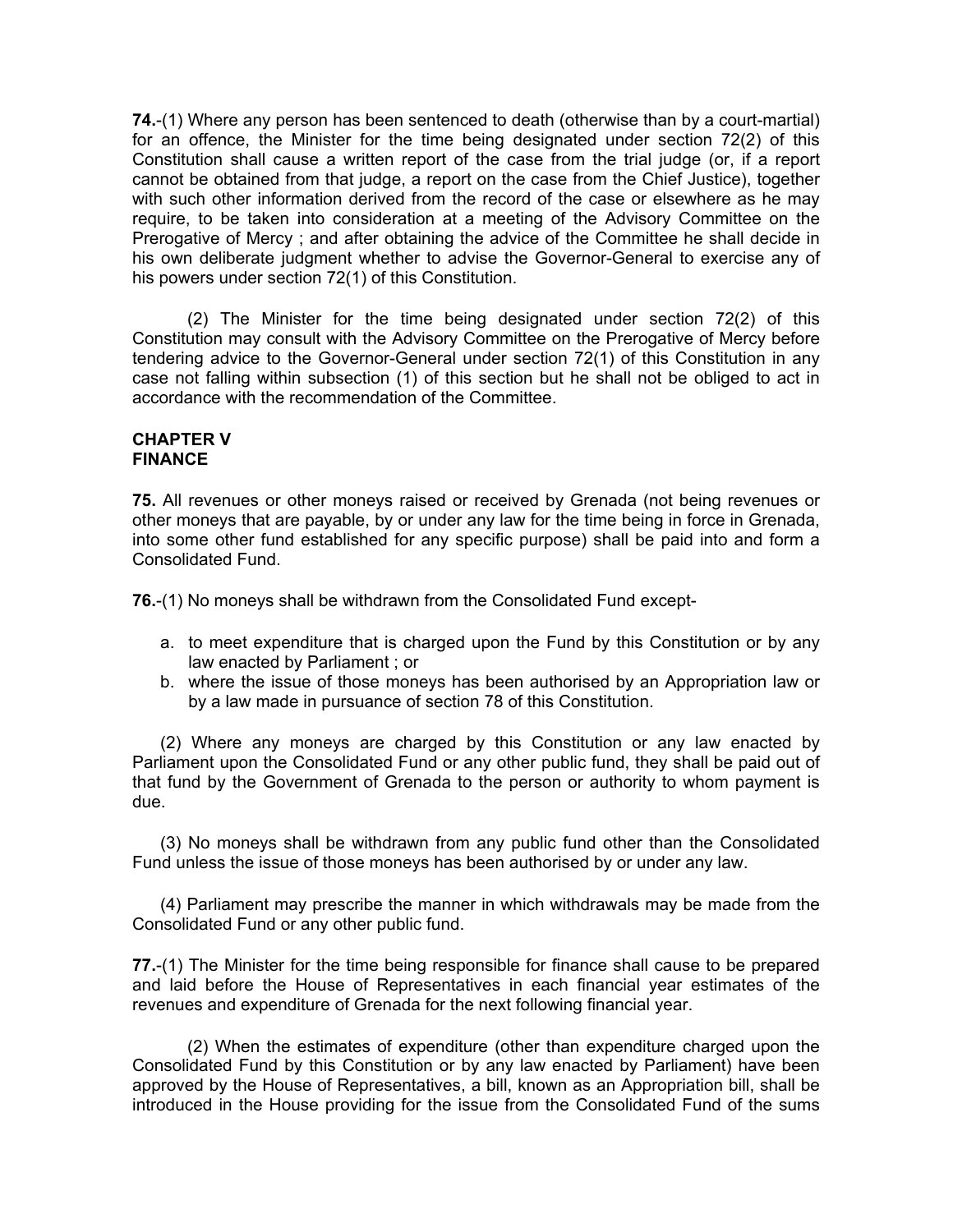**74.**-(1) Where any person has been sentenced to death (otherwise than by a court-martial) for an offence, the Minister for the time being designated under section 72(2) of this Constitution shall cause a written report of the case from the trial judge (or, if a report cannot be obtained from that judge, a report on the case from the Chief Justice), together with such other information derived from the record of the case or elsewhere as he may require, to be taken into consideration at a meeting of the Advisory Committee on the Prerogative of Mercy ; and after obtaining the advice of the Committee he shall decide in his own deliberate judgment whether to advise the Governor-General to exercise any of his powers under section 72(1) of this Constitution.

(2) The Minister for the time being designated under section 72(2) of this Constitution may consult with the Advisory Committee on the Prerogative of Mercy before tendering advice to the Governor-General under section 72(1) of this Constitution in any case not falling within subsection (1) of this section but he shall not be obliged to act in accordance with the recommendation of the Committee.

## CHAPTER V
## FINANCE

**75.** All revenues or other moneys raised or received by Grenada (not being revenues or other moneys that are payable, by or under any law for the time being in force in Grenada, into some other fund established for any specific purpose) shall be paid into and form a Consolidated Fund.

**76.**-(1) No moneys shall be withdrawn from the Consolidated Fund except-

a. to meet expenditure that is charged upon the Fund by this Constitution or by any law enacted by Parliament ; or
b. where the issue of those moneys has been authorised by an Appropriation law or by a law made in pursuance of section 78 of this Constitution.

(2) Where any moneys are charged by this Constitution or any law enacted by Parliament upon the Consolidated Fund or any other public fund, they shall be paid out of that fund by the Government of Grenada to the person or authority to whom payment is due.

(3) No moneys shall be withdrawn from any public fund other than the Consolidated Fund unless the issue of those moneys has been authorised by or under any law.

(4) Parliament may prescribe the manner in which withdrawals may be made from the Consolidated Fund or any other public fund.

**77.**-(1) The Minister for the time being responsible for finance shall cause to be prepared and laid before the House of Representatives in each financial year estimates of the revenues and expenditure of Grenada for the next following financial year.

(2) When the estimates of expenditure (other than expenditure charged upon the Consolidated Fund by this Constitution or by any law enacted by Parliament) have been approved by the House of Representatives, a bill, known as an Appropriation bill, shall be introduced in the House providing for the issue from the Consolidated Fund of the sums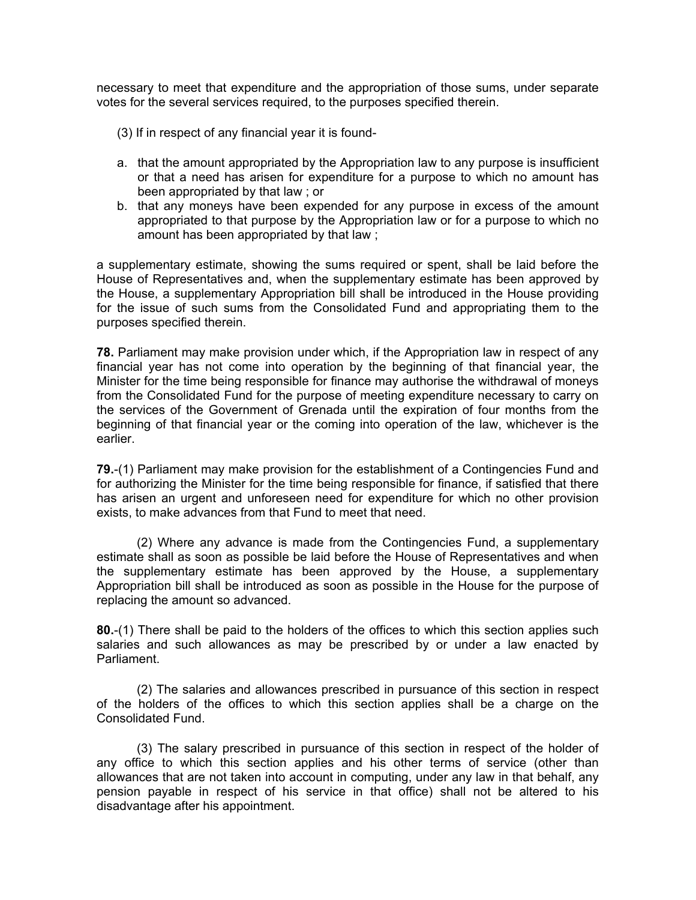necessary to meet that expenditure and the appropriation of those sums, under separate votes for the several services required, to the purposes specified therein.

(3) If in respect of any financial year it is found-

a. that the amount appropriated by the Appropriation law to any purpose is insufficient or that a need has arisen for expenditure for a purpose to which no amount has been appropriated by that law ; or
b. that any moneys have been expended for any purpose in excess of the amount appropriated to that purpose by the Appropriation law or for a purpose to which no amount has been appropriated by that law ;

a supplementary estimate, showing the sums required or spent, shall be laid before the House of Representatives and, when the supplementary estimate has been approved by the House, a supplementary Appropriation bill shall be introduced in the House providing for the issue of such sums from the Consolidated Fund and appropriating them to the purposes specified therein.

**78.** Parliament may make provision under which, if the Appropriation law in respect of any financial year has not come into operation by the beginning of that financial year, the Minister for the time being responsible for finance may authorise the withdrawal of moneys from the Consolidated Fund for the purpose of meeting expenditure necessary to carry on the services of the Government of Grenada until the expiration of four months from the beginning of that financial year or the coming into operation of the law, whichever is the earlier.

**79.**-(1) Parliament may make provision for the establishment of a Contingencies Fund and for authorizing the Minister for the time being responsible for finance, if satisfied that there has arisen an urgent and unforeseen need for expenditure for which no other provision exists, to make advances from that Fund to meet that need.

(2) Where any advance is made from the Contingencies Fund, a supplementary estimate shall as soon as possible be laid before the House of Representatives and when the supplementary estimate has been approved by the House, a supplementary Appropriation bill shall be introduced as soon as possible in the House for the purpose of replacing the amount so advanced.

**80.**-(1) There shall be paid to the holders of the offices to which this section applies such salaries and such allowances as may be prescribed by or under a law enacted by Parliament.

(2) The salaries and allowances prescribed in pursuance of this section in respect of the holders of the offices to which this section applies shall be a charge on the Consolidated Fund.

(3) The salary prescribed in pursuance of this section in respect of the holder of any office to which this section applies and his other terms of service (other than allowances that are not taken into account in computing, under any law in that behalf, any pension payable in respect of his service in that office) shall not be altered to his disadvantage after his appointment.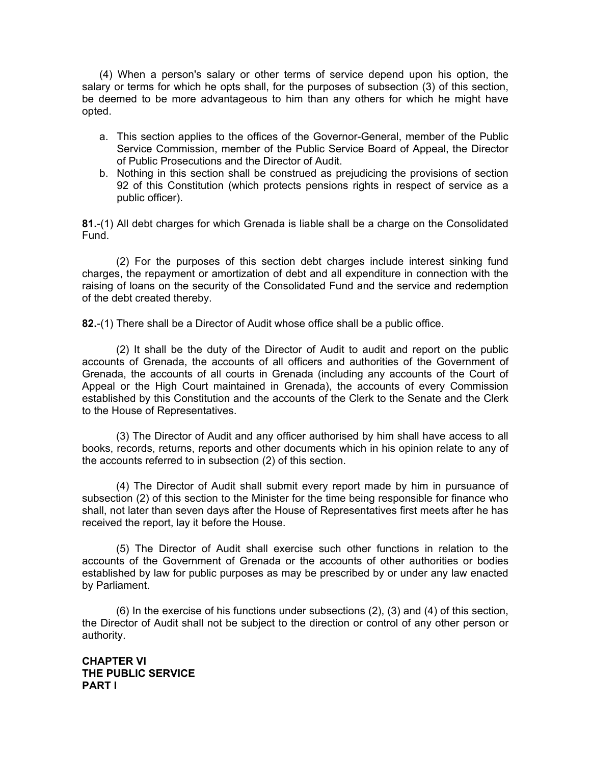(4) When a person's salary or other terms of service depend upon his option, the salary or terms for which he opts shall, for the purposes of subsection (3) of this section, be deemed to be more advantageous to him than any others for which he might have opted.

a. This section applies to the offices of the Governor-General, member of the Public Service Commission, member of the Public Service Board of Appeal, the Director of Public Prosecutions and the Director of Audit.
b. Nothing in this section shall be construed as prejudicing the provisions of section 92 of this Constitution (which protects pensions rights in respect of service as a public officer).

**81.**-(1) All debt charges for which Grenada is liable shall be a charge on the Consolidated Fund.

(2) For the purposes of this section debt charges include interest sinking fund charges, the repayment or amortization of debt and all expenditure in connection with the raising of loans on the security of the Consolidated Fund and the service and redemption of the debt created thereby.

**82.**-(1) There shall be a Director of Audit whose office shall be a public office.

(2) It shall be the duty of the Director of Audit to audit and report on the public accounts of Grenada, the accounts of all officers and authorities of the Government of Grenada, the accounts of all courts in Grenada (including any accounts of the Court of Appeal or the High Court maintained in Grenada), the accounts of every Commission established by this Constitution and the accounts of the Clerk to the Senate and the Clerk to the House of Representatives.

(3) The Director of Audit and any officer authorised by him shall have access to all books, records, returns, reports and other documents which in his opinion relate to any of the accounts referred to in subsection (2) of this section.

(4) The Director of Audit shall submit every report made by him in pursuance of subsection (2) of this section to the Minister for the time being responsible for finance who shall, not later than seven days after the House of Representatives first meets after he has received the report, lay it before the House.

(5) The Director of Audit shall exercise such other functions in relation to the accounts of the Government of Grenada or the accounts of other authorities or bodies established by law for public purposes as may be prescribed by or under any law enacted by Parliament.

(6) In the exercise of his functions under subsections (2), (3) and (4) of this section, the Director of Audit shall not be subject to the direction or control of any other person or authority.

**CHAPTER VI**
**THE PUBLIC SERVICE**
**PART I**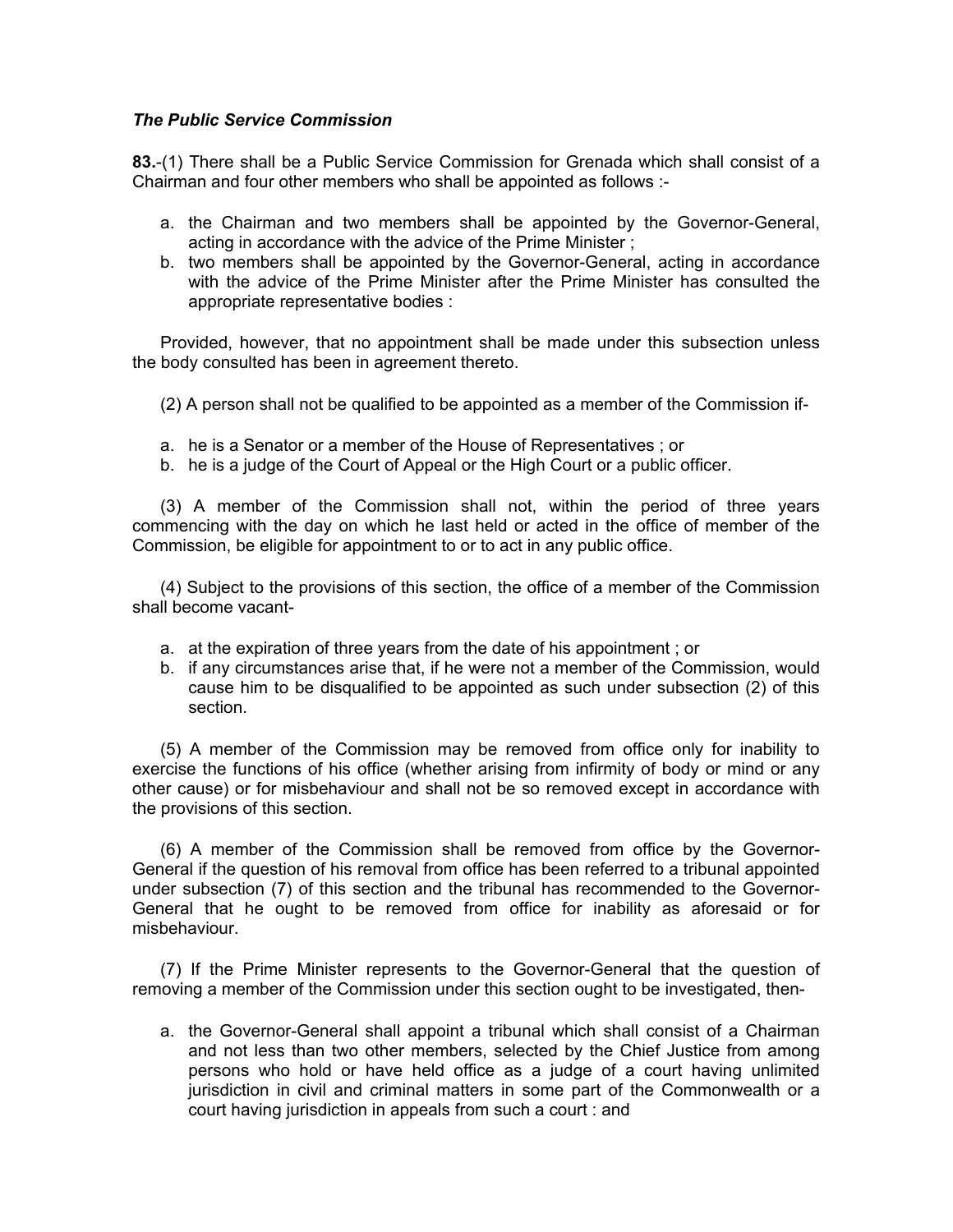***The Public Service Commission***

**83.**-(1) There shall be a Public Service Commission for Grenada which shall consist of a Chairman and four other members who shall be appointed as follows :-

a. the Chairman and two members shall be appointed by the Governor-General, acting in accordance with the advice of the Prime Minister ;
b. two members shall be appointed by the Governor-General, acting in accordance with the advice of the Prime Minister after the Prime Minister has consulted the appropriate representative bodies :

Provided, however, that no appointment shall be made under this subsection unless the body consulted has been in agreement thereto.

(2) A person shall not be qualified to be appointed as a member of the Commission if-

a. he is a Senator or a member of the House of Representatives ; or
b. he is a judge of the Court of Appeal or the High Court or a public officer.

(3) A member of the Commission shall not, within the period of three years commencing with the day on which he last held or acted in the office of member of the Commission, be eligible for appointment to or to act in any public office.

(4) Subject to the provisions of this section, the office of a member of the Commission shall become vacant-

a. at the expiration of three years from the date of his appointment ; or
b. if any circumstances arise that, if he were not a member of the Commission, would cause him to be disqualified to be appointed as such under subsection (2) of this section.

(5) A member of the Commission may be removed from office only for inability to exercise the functions of his office (whether arising from infirmity of body or mind or any other cause) or for misbehaviour and shall not be so removed except in accordance with the provisions of this section.

(6) A member of the Commission shall be removed from office by the Governor-General if the question of his removal from office has been referred to a tribunal appointed under subsection (7) of this section and the tribunal has recommended to the Governor-General that he ought to be removed from office for inability as aforesaid or for misbehaviour.

(7) If the Prime Minister represents to the Governor-General that the question of removing a member of the Commission under this section ought to be investigated, then-

a. the Governor-General shall appoint a tribunal which shall consist of a Chairman and not less than two other members, selected by the Chief Justice from among persons who hold or have held office as a judge of a court having unlimited jurisdiction in civil and criminal matters in some part of the Commonwealth or a court having jurisdiction in appeals from such a court : and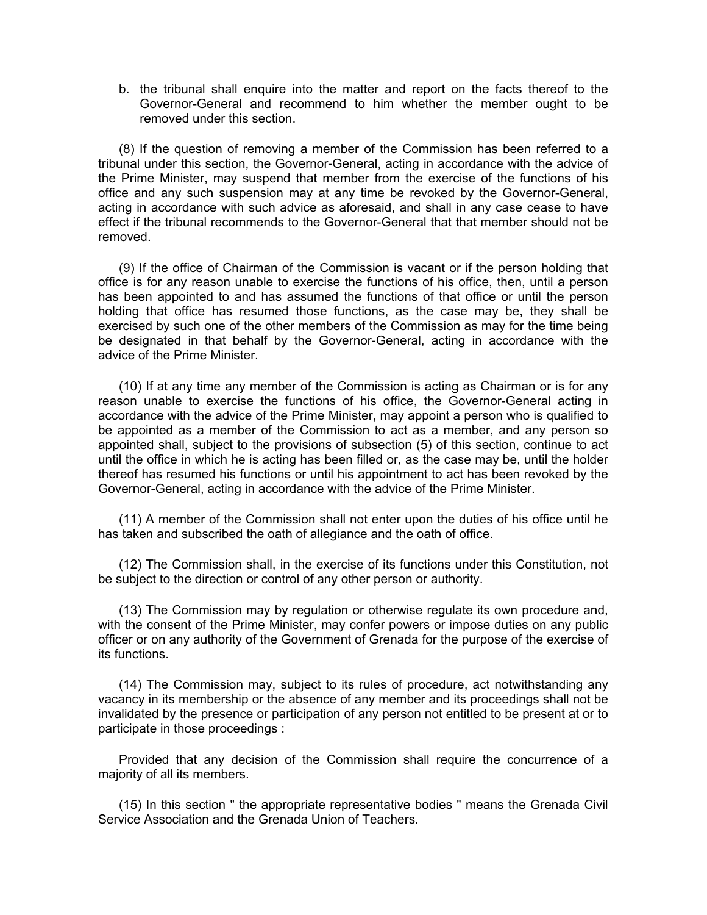b. the tribunal shall enquire into the matter and report on the facts thereof to the Governor-General and recommend to him whether the member ought to be removed under this section.

(8) If the question of removing a member of the Commission has been referred to a tribunal under this section, the Governor-General, acting in accordance with the advice of the Prime Minister, may suspend that member from the exercise of the functions of his office and any such suspension may at any time be revoked by the Governor-General, acting in accordance with such advice as aforesaid, and shall in any case cease to have effect if the tribunal recommends to the Governor-General that that member should not be removed.

(9) If the office of Chairman of the Commission is vacant or if the person holding that office is for any reason unable to exercise the functions of his office, then, until a person has been appointed to and has assumed the functions of that office or until the person holding that office has resumed those functions, as the case may be, they shall be exercised by such one of the other members of the Commission as may for the time being be designated in that behalf by the Governor-General, acting in accordance with the advice of the Prime Minister.

(10) If at any time any member of the Commission is acting as Chairman or is for any reason unable to exercise the functions of his office, the Governor-General acting in accordance with the advice of the Prime Minister, may appoint a person who is qualified to be appointed as a member of the Commission to act as a member, and any person so appointed shall, subject to the provisions of subsection (5) of this section, continue to act until the office in which he is acting has been filled or, as the case may be, until the holder thereof has resumed his functions or until his appointment to act has been revoked by the Governor-General, acting in accordance with the advice of the Prime Minister.

(11) A member of the Commission shall not enter upon the duties of his office until he has taken and subscribed the oath of allegiance and the oath of office.

(12) The Commission shall, in the exercise of its functions under this Constitution, not be subject to the direction or control of any other person or authority.

(13) The Commission may by regulation or otherwise regulate its own procedure and, with the consent of the Prime Minister, may confer powers or impose duties on any public officer or on any authority of the Government of Grenada for the purpose of the exercise of its functions.

(14) The Commission may, subject to its rules of procedure, act notwithstanding any vacancy in its membership or the absence of any member and its proceedings shall not be invalidated by the presence or participation of any person not entitled to be present at or to participate in those proceedings :

Provided that any decision of the Commission shall require the concurrence of a majority of all its members.

(15) In this section " the appropriate representative bodies " means the Grenada Civil Service Association and the Grenada Union of Teachers.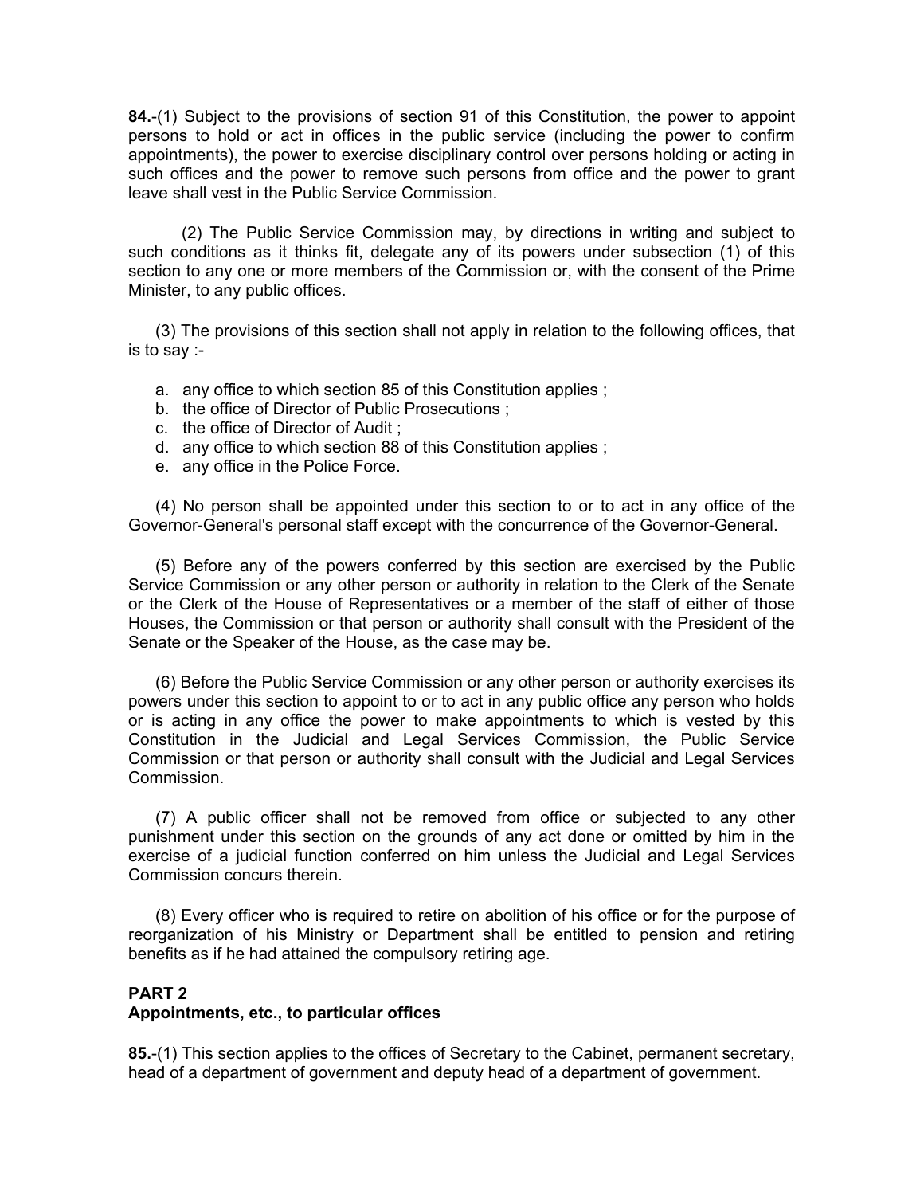**84.**-(1) Subject to the provisions of section 91 of this Constitution, the power to appoint persons to hold or act in offices in the public service (including the power to confirm appointments), the power to exercise disciplinary control over persons holding or acting in such offices and the power to remove such persons from office and the power to grant leave shall vest in the Public Service Commission.

(2) The Public Service Commission may, by directions in writing and subject to such conditions as it thinks fit, delegate any of its powers under subsection (1) of this section to any one or more members of the Commission or, with the consent of the Prime Minister, to any public offices.

(3) The provisions of this section shall not apply in relation to the following offices, that is to say :-

a. any office to which section 85 of this Constitution applies ;
b. the office of Director of Public Prosecutions ;
c. the office of Director of Audit ;
d. any office to which section 88 of this Constitution applies ;
e. any office in the Police Force.

(4) No person shall be appointed under this section to or to act in any office of the Governor-General's personal staff except with the concurrence of the Governor-General.

(5) Before any of the powers conferred by this section are exercised by the Public Service Commission or any other person or authority in relation to the Clerk of the Senate or the Clerk of the House of Representatives or a member of the staff of either of those Houses, the Commission or that person or authority shall consult with the President of the Senate or the Speaker of the House, as the case may be.

(6) Before the Public Service Commission or any other person or authority exercises its powers under this section to appoint to or to act in any public office any person who holds or is acting in any office the power to make appointments to which is vested by this Constitution in the Judicial and Legal Services Commission, the Public Service Commission or that person or authority shall consult with the Judicial and Legal Services Commission.

(7) A public officer shall not be removed from office or subjected to any other punishment under this section on the grounds of any act done or omitted by him in the exercise of a judicial function conferred on him unless the Judicial and Legal Services Commission concurs therein.

(8) Every officer who is required to retire on abolition of his office or for the purpose of reorganization of his Ministry or Department shall be entitled to pension and retiring benefits as if he had attained the compulsory retiring age.

## PART 2
### Appointments, etc., to particular offices

**85.**-(1) This section applies to the offices of Secretary to the Cabinet, permanent secretary, head of a department of government and deputy head of a department of government.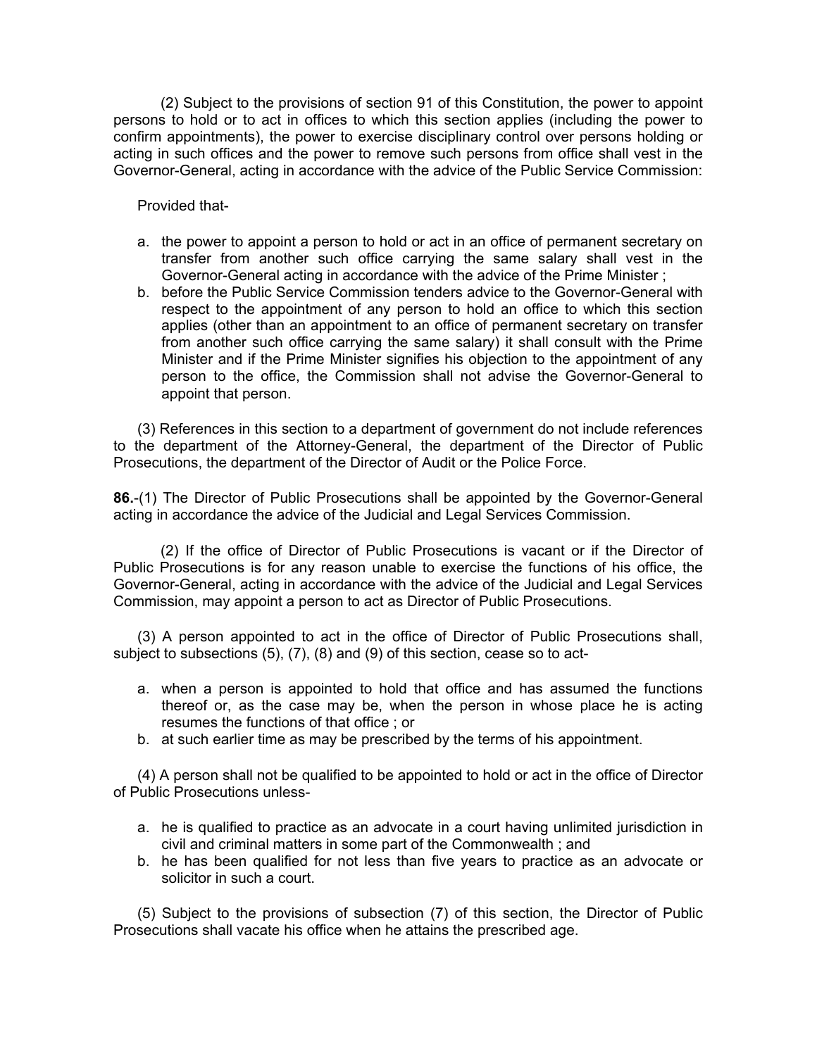(2) Subject to the provisions of section 91 of this Constitution, the power to appoint persons to hold or to act in offices to which this section applies (including the power to confirm appointments), the power to exercise disciplinary control over persons holding or acting in such offices and the power to remove such persons from office shall vest in the Governor-General, acting in accordance with the advice of the Public Service Commission:

Provided that-

a. the power to appoint a person to hold or act in an office of permanent secretary on transfer from another such office carrying the same salary shall vest in the Governor-General acting in accordance with the advice of the Prime Minister ;
b. before the Public Service Commission tenders advice to the Governor-General with respect to the appointment of any person to hold an office to which this section applies (other than an appointment to an office of permanent secretary on transfer from another such office carrying the same salary) it shall consult with the Prime Minister and if the Prime Minister signifies his objection to the appointment of any person to the office, the Commission shall not advise the Governor-General to appoint that person.

(3) References in this section to a department of government do not include references to the department of the Attorney-General, the department of the Director of Public Prosecutions, the department of the Director of Audit or the Police Force.

**86.**-(1) The Director of Public Prosecutions shall be appointed by the Governor-General acting in accordance the advice of the Judicial and Legal Services Commission.

(2) If the office of Director of Public Prosecutions is vacant or if the Director of Public Prosecutions is for any reason unable to exercise the functions of his office, the Governor-General, acting in accordance with the advice of the Judicial and Legal Services Commission, may appoint a person to act as Director of Public Prosecutions.

(3) A person appointed to act in the office of Director of Public Prosecutions shall, subject to subsections (5), (7), (8) and (9) of this section, cease so to act-

a. when a person is appointed to hold that office and has assumed the functions thereof or, as the case may be, when the person in whose place he is acting resumes the functions of that office ; or
b. at such earlier time as may be prescribed by the terms of his appointment.

(4) A person shall not be qualified to be appointed to hold or act in the office of Director of Public Prosecutions unless-

a. he is qualified to practice as an advocate in a court having unlimited jurisdiction in civil and criminal matters in some part of the Commonwealth ; and
b. he has been qualified for not less than five years to practice as an advocate or solicitor in such a court.

(5) Subject to the provisions of subsection (7) of this section, the Director of Public Prosecutions shall vacate his office when he attains the prescribed age.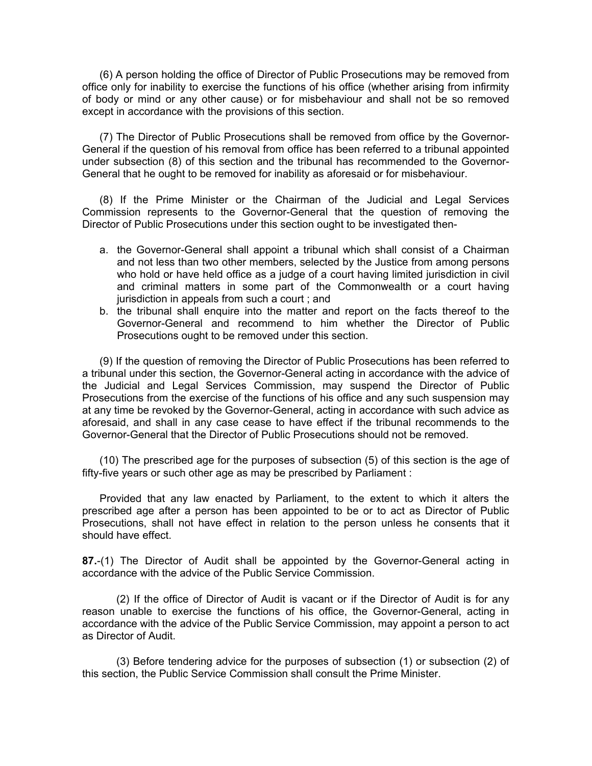(6) A person holding the office of Director of Public Prosecutions may be removed from office only for inability to exercise the functions of his office (whether arising from infirmity of body or mind or any other cause) or for misbehaviour and shall not be so removed except in accordance with the provisions of this section.

(7) The Director of Public Prosecutions shall be removed from office by the Governor-General if the question of his removal from office has been referred to a tribunal appointed under subsection (8) of this section and the tribunal has recommended to the Governor-General that he ought to be removed for inability as aforesaid or for misbehaviour.

(8) If the Prime Minister or the Chairman of the Judicial and Legal Services Commission represents to the Governor-General that the question of removing the Director of Public Prosecutions under this section ought to be investigated then-

a. the Governor-General shall appoint a tribunal which shall consist of a Chairman and not less than two other members, selected by the Justice from among persons who hold or have held office as a judge of a court having limited jurisdiction in civil and criminal matters in some part of the Commonwealth or a court having jurisdiction in appeals from such a court ; and
b. the tribunal shall enquire into the matter and report on the facts thereof to the Governor-General and recommend to him whether the Director of Public Prosecutions ought to be removed under this section.

(9) If the question of removing the Director of Public Prosecutions has been referred to a tribunal under this section, the Governor-General acting in accordance with the advice of the Judicial and Legal Services Commission, may suspend the Director of Public Prosecutions from the exercise of the functions of his office and any such suspension may at any time be revoked by the Governor-General, acting in accordance with such advice as aforesaid, and shall in any case cease to have effect if the tribunal recommends to the Governor-General that the Director of Public Prosecutions should not be removed.

(10) The prescribed age for the purposes of subsection (5) of this section is the age of fifty-five years or such other age as may be prescribed by Parliament :

Provided that any law enacted by Parliament, to the extent to which it alters the prescribed age after a person has been appointed to be or to act as Director of Public Prosecutions, shall not have effect in relation to the person unless he consents that it should have effect.

**87.**-(1) The Director of Audit shall be appointed by the Governor-General acting in accordance with the advice of the Public Service Commission.

(2) If the office of Director of Audit is vacant or if the Director of Audit is for any reason unable to exercise the functions of his office, the Governor-General, acting in accordance with the advice of the Public Service Commission, may appoint a person to act as Director of Audit.

(3) Before tendering advice for the purposes of subsection (1) or subsection (2) of this section, the Public Service Commission shall consult the Prime Minister.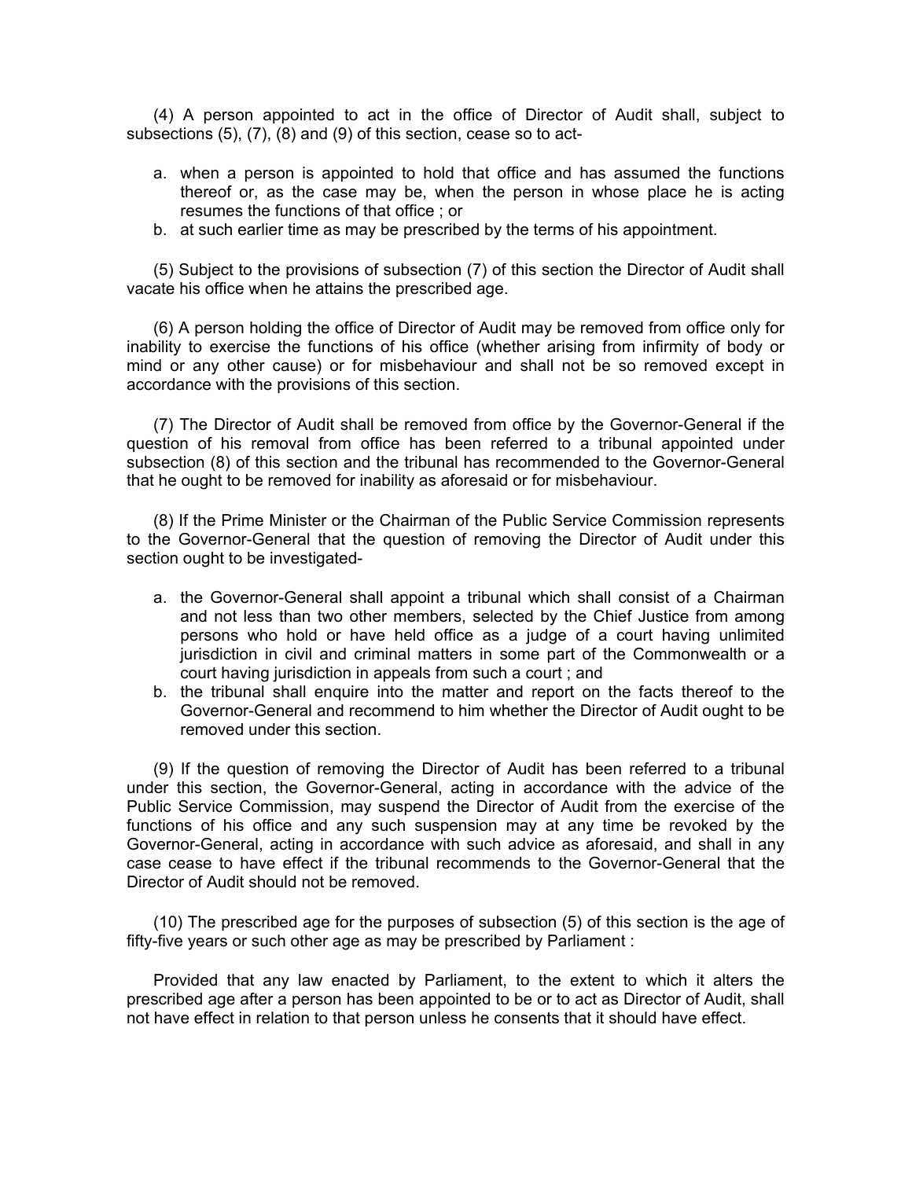(4) A person appointed to act in the office of Director of Audit shall, subject to subsections (5), (7), (8) and (9) of this section, cease so to act-

a. when a person is appointed to hold that office and has assumed the functions thereof or, as the case may be, when the person in whose place he is acting resumes the functions of that office ; or
b. at such earlier time as may be prescribed by the terms of his appointment.

(5) Subject to the provisions of subsection (7) of this section the Director of Audit shall vacate his office when he attains the prescribed age.

(6) A person holding the office of Director of Audit may be removed from office only for inability to exercise the functions of his office (whether arising from infirmity of body or mind or any other cause) or for misbehaviour and shall not be so removed except in accordance with the provisions of this section.

(7) The Director of Audit shall be removed from office by the Governor-General if the question of his removal from office has been referred to a tribunal appointed under subsection (8) of this section and the tribunal has recommended to the Governor-General that he ought to be removed for inability as aforesaid or for misbehaviour.

(8) If the Prime Minister or the Chairman of the Public Service Commission represents to the Governor-General that the question of removing the Director of Audit under this section ought to be investigated-

a. the Governor-General shall appoint a tribunal which shall consist of a Chairman and not less than two other members, selected by the Chief Justice from among persons who hold or have held office as a judge of a court having unlimited jurisdiction in civil and criminal matters in some part of the Commonwealth or a court having jurisdiction in appeals from such a court ; and
b. the tribunal shall enquire into the matter and report on the facts thereof to the Governor-General and recommend to him whether the Director of Audit ought to be removed under this section.

(9) If the question of removing the Director of Audit has been referred to a tribunal under this section, the Governor-General, acting in accordance with the advice of the Public Service Commission, may suspend the Director of Audit from the exercise of the functions of his office and any such suspension may at any time be revoked by the Governor-General, acting in accordance with such advice as aforesaid, and shall in any case cease to have effect if the tribunal recommends to the Governor-General that the Director of Audit should not be removed.

(10) The prescribed age for the purposes of subsection (5) of this section is the age of fifty-five years or such other age as may be prescribed by Parliament :

Provided that any law enacted by Parliament, to the extent to which it alters the prescribed age after a person has been appointed to be or to act as Director of Audit, shall not have effect in relation to that person unless he consents that it should have effect.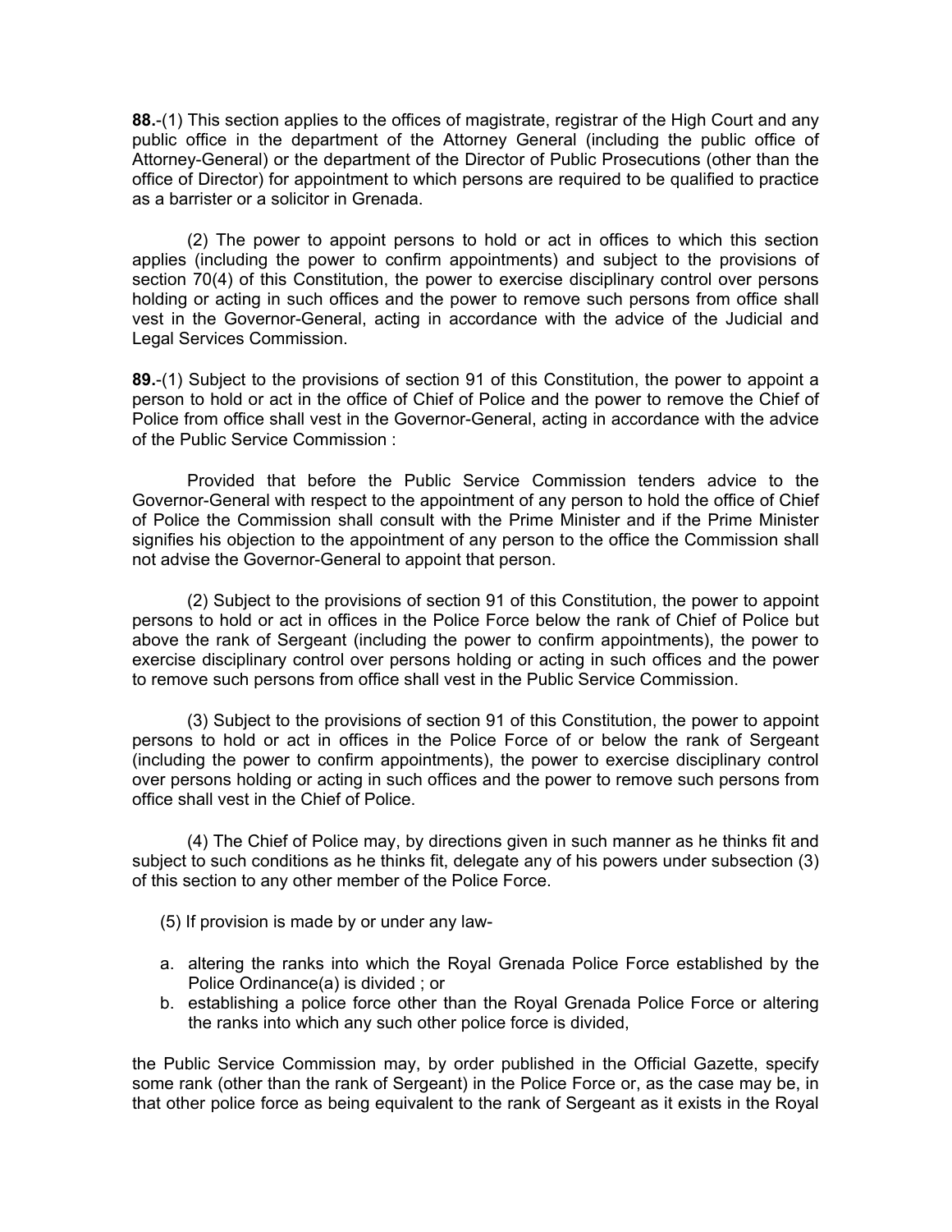**88.**-(1) This section applies to the offices of magistrate, registrar of the High Court and any public office in the department of the Attorney General (including the public office of Attorney-General) or the department of the Director of Public Prosecutions (other than the office of Director) for appointment to which persons are required to be qualified to practice as a barrister or a solicitor in Grenada.

(2) The power to appoint persons to hold or act in offices to which this section applies (including the power to confirm appointments) and subject to the provisions of section 70(4) of this Constitution, the power to exercise disciplinary control over persons holding or acting in such offices and the power to remove such persons from office shall vest in the Governor-General, acting in accordance with the advice of the Judicial and Legal Services Commission.

**89.**-(1) Subject to the provisions of section 91 of this Constitution, the power to appoint a person to hold or act in the office of Chief of Police and the power to remove the Chief of Police from office shall vest in the Governor-General, acting in accordance with the advice of the Public Service Commission :

Provided that before the Public Service Commission tenders advice to the Governor-General with respect to the appointment of any person to hold the office of Chief of Police the Commission shall consult with the Prime Minister and if the Prime Minister signifies his objection to the appointment of any person to the office the Commission shall not advise the Governor-General to appoint that person.

(2) Subject to the provisions of section 91 of this Constitution, the power to appoint persons to hold or act in offices in the Police Force below the rank of Chief of Police but above the rank of Sergeant (including the power to confirm appointments), the power to exercise disciplinary control over persons holding or acting in such offices and the power to remove such persons from office shall vest in the Public Service Commission.

(3) Subject to the provisions of section 91 of this Constitution, the power to appoint persons to hold or act in offices in the Police Force of or below the rank of Sergeant (including the power to confirm appointments), the power to exercise disciplinary control over persons holding or acting in such offices and the power to remove such persons from office shall vest in the Chief of Police.

(4) The Chief of Police may, by directions given in such manner as he thinks fit and subject to such conditions as he thinks fit, delegate any of his powers under subsection (3) of this section to any other member of the Police Force.

(5) If provision is made by or under any law-

a. altering the ranks into which the Royal Grenada Police Force established by the Police Ordinance(a) is divided ; or
b. establishing a police force other than the Royal Grenada Police Force or altering the ranks into which any such other police force is divided,

the Public Service Commission may, by order published in the Official Gazette, specify some rank (other than the rank of Sergeant) in the Police Force or, as the case may be, in that other police force as being equivalent to the rank of Sergeant as it exists in the Royal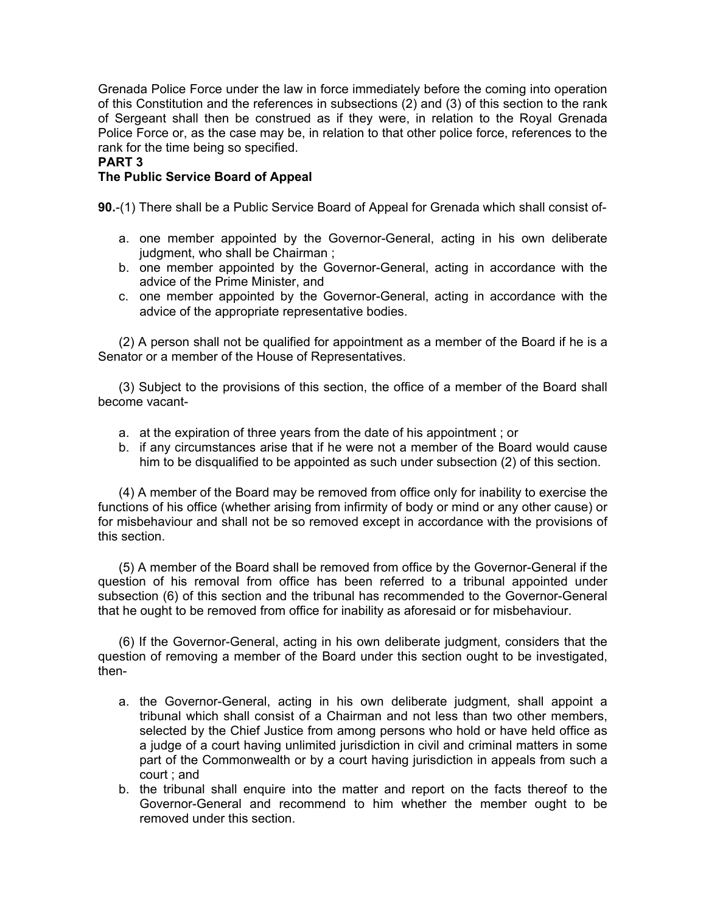Grenada Police Force under the law in force immediately before the coming into operation of this Constitution and the references in subsections (2) and (3) of this section to the rank of Sergeant shall then be construed as if they were, in relation to the Royal Grenada Police Force or, as the case may be, in relation to that other police force, references to the rank for the time being so specified.

**PART 3**

**The Public Service Board of Appeal**

**90.**-(1) There shall be a Public Service Board of Appeal for Grenada which shall consist of-

a. one member appointed by the Governor-General, acting in his own deliberate judgment, who shall be Chairman ;
b. one member appointed by the Governor-General, acting in accordance with the advice of the Prime Minister, and
c. one member appointed by the Governor-General, acting in accordance with the advice of the appropriate representative bodies.

(2) A person shall not be qualified for appointment as a member of the Board if he is a Senator or a member of the House of Representatives.

(3) Subject to the provisions of this section, the office of a member of the Board shall become vacant-

a. at the expiration of three years from the date of his appointment ; or
b. if any circumstances arise that if he were not a member of the Board would cause him to be disqualified to be appointed as such under subsection (2) of this section.

(4) A member of the Board may be removed from office only for inability to exercise the functions of his office (whether arising from infirmity of body or mind or any other cause) or for misbehaviour and shall not be so removed except in accordance with the provisions of this section.

(5) A member of the Board shall be removed from office by the Governor-General if the question of his removal from office has been referred to a tribunal appointed under subsection (6) of this section and the tribunal has recommended to the Governor-General that he ought to be removed from office for inability as aforesaid or for misbehaviour.

(6) If the Governor-General, acting in his own deliberate judgment, considers that the question of removing a member of the Board under this section ought to be investigated, then-

a. the Governor-General, acting in his own deliberate judgment, shall appoint a tribunal which shall consist of a Chairman and not less than two other members, selected by the Chief Justice from among persons who hold or have held office as a judge of a court having unlimited jurisdiction in civil and criminal matters in some part of the Commonwealth or by a court having jurisdiction in appeals from such a court ; and
b. the tribunal shall enquire into the matter and report on the facts thereof to the Governor-General and recommend to him whether the member ought to be removed under this section.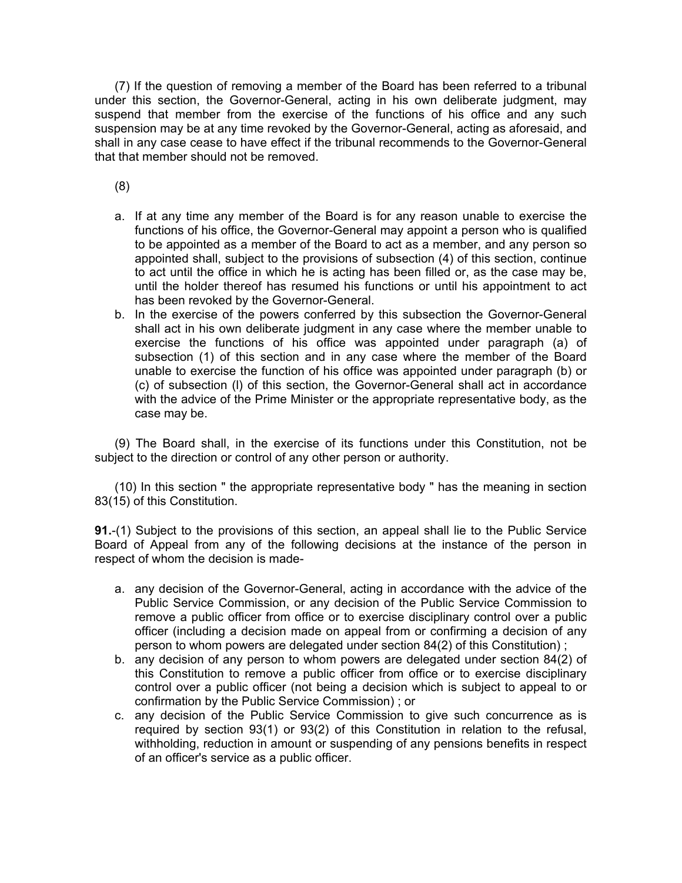(7) If the question of removing a member of the Board has been referred to a tribunal under this section, the Governor-General, acting in his own deliberate judgment, may suspend that member from the exercise of the functions of his office and any such suspension may be at any time revoked by the Governor-General, acting as aforesaid, and shall in any case cease to have effect if the tribunal recommends to the Governor-General that that member should not be removed.

(8)

a. If at any time any member of the Board is for any reason unable to exercise the functions of his office, the Governor-General may appoint a person who is qualified to be appointed as a member of the Board to act as a member, and any person so appointed shall, subject to the provisions of subsection (4) of this section, continue to act until the office in which he is acting has been filled or, as the case may be, until the holder thereof has resumed his functions or until his appointment to act has been revoked by the Governor-General.
b. In the exercise of the powers conferred by this subsection the Governor-General shall act in his own deliberate judgment in any case where the member unable to exercise the functions of his office was appointed under paragraph (a) of subsection (1) of this section and in any case where the member of the Board unable to exercise the function of his office was appointed under paragraph (b) or (c) of subsection (l) of this section, the Governor-General shall act in accordance with the advice of the Prime Minister or the appropriate representative body, as the case may be.

(9) The Board shall, in the exercise of its functions under this Constitution, not be subject to the direction or control of any other person or authority.

(10) In this section " the appropriate representative body " has the meaning in section 83(15) of this Constitution.

**91.**-(1) Subject to the provisions of this section, an appeal shall lie to the Public Service Board of Appeal from any of the following decisions at the instance of the person in respect of whom the decision is made-

a. any decision of the Governor-General, acting in accordance with the advice of the Public Service Commission, or any decision of the Public Service Commission to remove a public officer from office or to exercise disciplinary control over a public officer (including a decision made on appeal from or confirming a decision of any person to whom powers are delegated under section 84(2) of this Constitution) ;
b. any decision of any person to whom powers are delegated under section 84(2) of this Constitution to remove a public officer from office or to exercise disciplinary control over a public officer (not being a decision which is subject to appeal to or confirmation by the Public Service Commission) ; or
c. any decision of the Public Service Commission to give such concurrence as is required by section 93(1) or 93(2) of this Constitution in relation to the refusal, withholding, reduction in amount or suspending of any pensions benefits in respect of an officer's service as a public officer.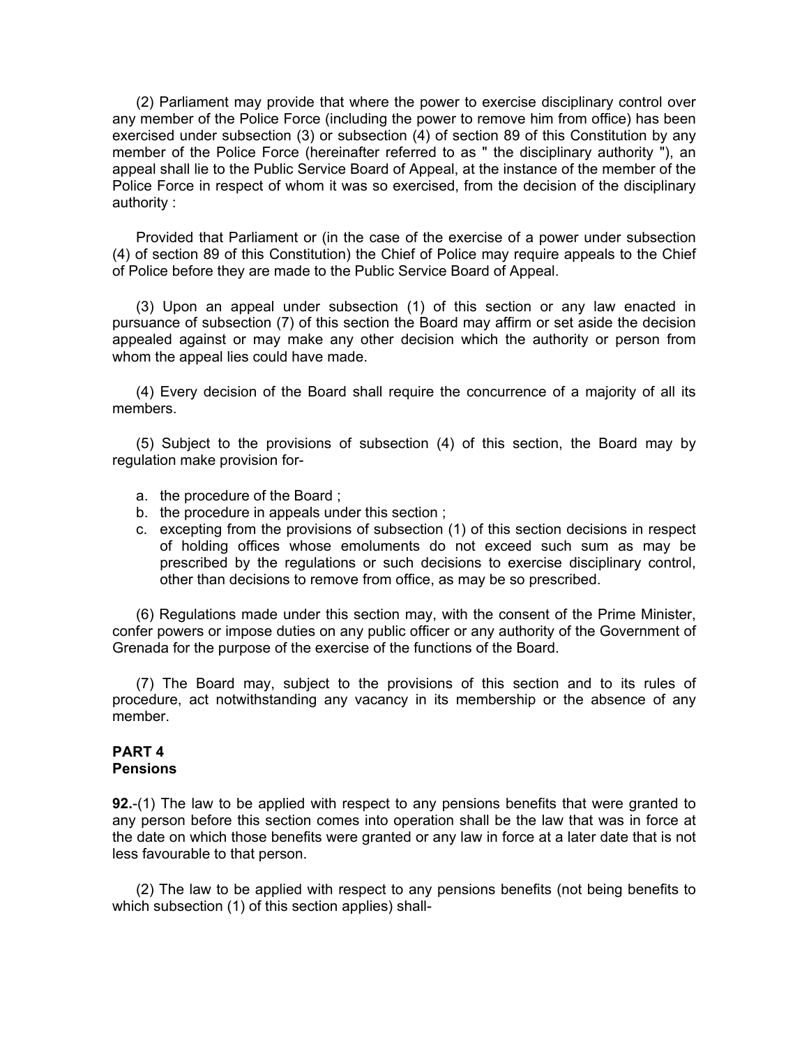(2) Parliament may provide that where the power to exercise disciplinary control over any member of the Police Force (including the power to remove him from office) has been exercised under subsection (3) or subsection (4) of section 89 of this Constitution by any member of the Police Force (hereinafter referred to as " the disciplinary authority "), an appeal shall lie to the Public Service Board of Appeal, at the instance of the member of the Police Force in respect of whom it was so exercised, from the decision of the disciplinary authority :

Provided that Parliament or (in the case of the exercise of a power under subsection (4) of section 89 of this Constitution) the Chief of Police may require appeals to the Chief of Police before they are made to the Public Service Board of Appeal.

(3) Upon an appeal under subsection (1) of this section or any law enacted in pursuance of subsection (7) of this section the Board may affirm or set aside the decision appealed against or may make any other decision which the authority or person from whom the appeal lies could have made.

(4) Every decision of the Board shall require the concurrence of a majority of all its members.

(5) Subject to the provisions of subsection (4) of this section, the Board may by regulation make provision for-

a. the procedure of the Board ;
b. the procedure in appeals under this section ;
c. excepting from the provisions of subsection (1) of this section decisions in respect of holding offices whose emoluments do not exceed such sum as may be prescribed by the regulations or such decisions to exercise disciplinary control, other than decisions to remove from office, as may be so prescribed.

(6) Regulations made under this section may, with the consent of the Prime Minister, confer powers or impose duties on any public officer or any authority of the Government of Grenada for the purpose of the exercise of the functions of the Board.

(7) The Board may, subject to the provisions of this section and to its rules of procedure, act notwithstanding any vacancy in its membership or the absence of any member.

## PART 4
## Pensions

**92.**-(1) The law to be applied with respect to any pensions benefits that were granted to any person before this section comes into operation shall be the law that was in force at the date on which those benefits were granted or any law in force at a later date that is not less favourable to that person.

(2) The law to be applied with respect to any pensions benefits (not being benefits to which subsection (1) of this section applies) shall-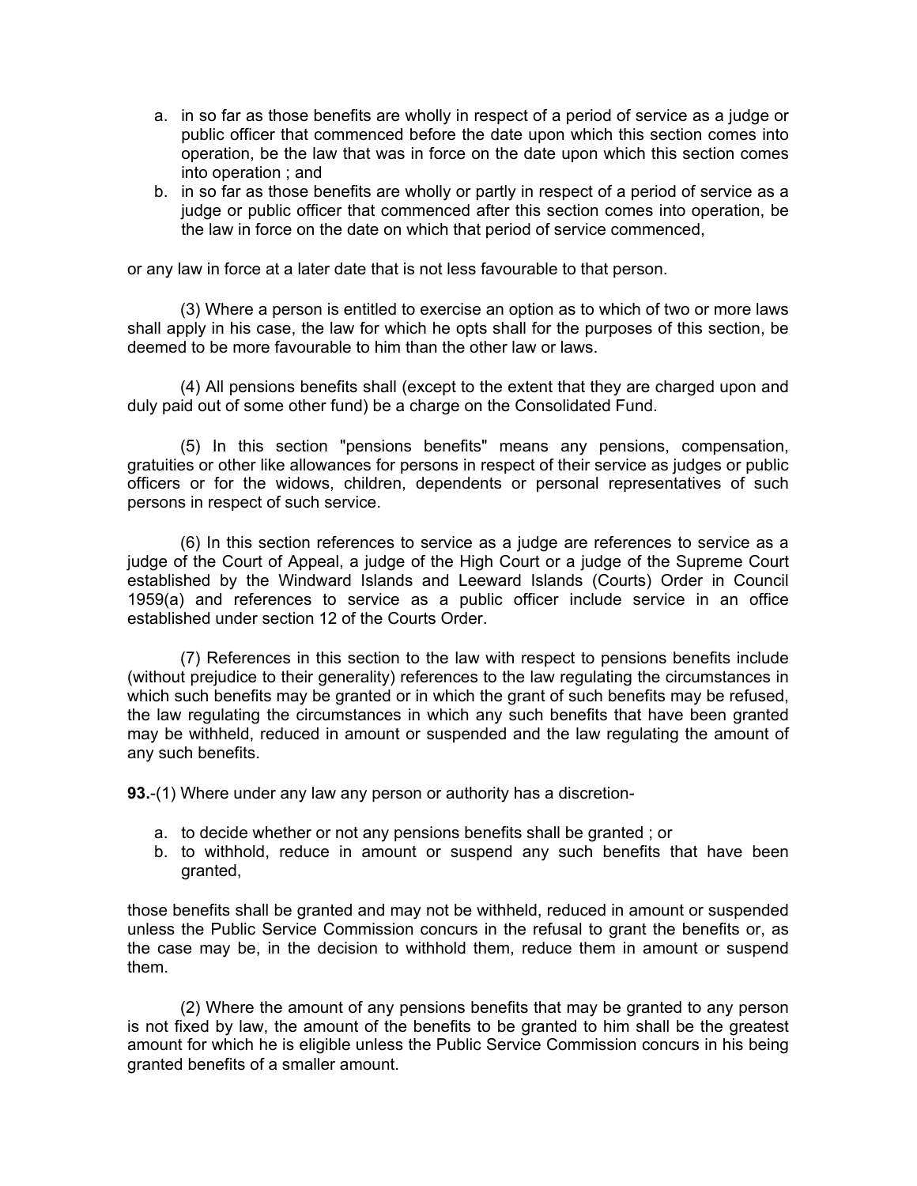a. in so far as those benefits are wholly in respect of a period of service as a judge or public officer that commenced before the date upon which this section comes into operation, be the law that was in force on the date upon which this section comes into operation ; and
b. in so far as those benefits are wholly or partly in respect of a period of service as a judge or public officer that commenced after this section comes into operation, be the law in force on the date on which that period of service commenced,

or any law in force at a later date that is not less favourable to that person.

(3) Where a person is entitled to exercise an option as to which of two or more laws shall apply in his case, the law for which he opts shall for the purposes of this section, be deemed to be more favourable to him than the other law or laws.

(4) All pensions benefits shall (except to the extent that they are charged upon and duly paid out of some other fund) be a charge on the Consolidated Fund.

(5) In this section "pensions benefits" means any pensions, compensation, gratuities or other like allowances for persons in respect of their service as judges or public officers or for the widows, children, dependents or personal representatives of such persons in respect of such service.

(6) In this section references to service as a judge are references to service as a judge of the Court of Appeal, a judge of the High Court or a judge of the Supreme Court established by the Windward Islands and Leeward Islands (Courts) Order in Council 1959(a) and references to service as a public officer include service in an office established under section 12 of the Courts Order.

(7) References in this section to the law with respect to pensions benefits include (without prejudice to their generality) references to the law regulating the circumstances in which such benefits may be granted or in which the grant of such benefits may be refused, the law regulating the circumstances in which any such benefits that have been granted may be withheld, reduced in amount or suspended and the law regulating the amount of any such benefits.

**93.**-(1) Where under any law any person or authority has a discretion-

a. to decide whether or not any pensions benefits shall be granted ; or
b. to withhold, reduce in amount or suspend any such benefits that have been granted,

those benefits shall be granted and may not be withheld, reduced in amount or suspended unless the Public Service Commission concurs in the refusal to grant the benefits or, as the case may be, in the decision to withhold them, reduce them in amount or suspend them.

(2) Where the amount of any pensions benefits that may be granted to any person is not fixed by law, the amount of the benefits to be granted to him shall be the greatest amount for which he is eligible unless the Public Service Commission concurs in his being granted benefits of a smaller amount.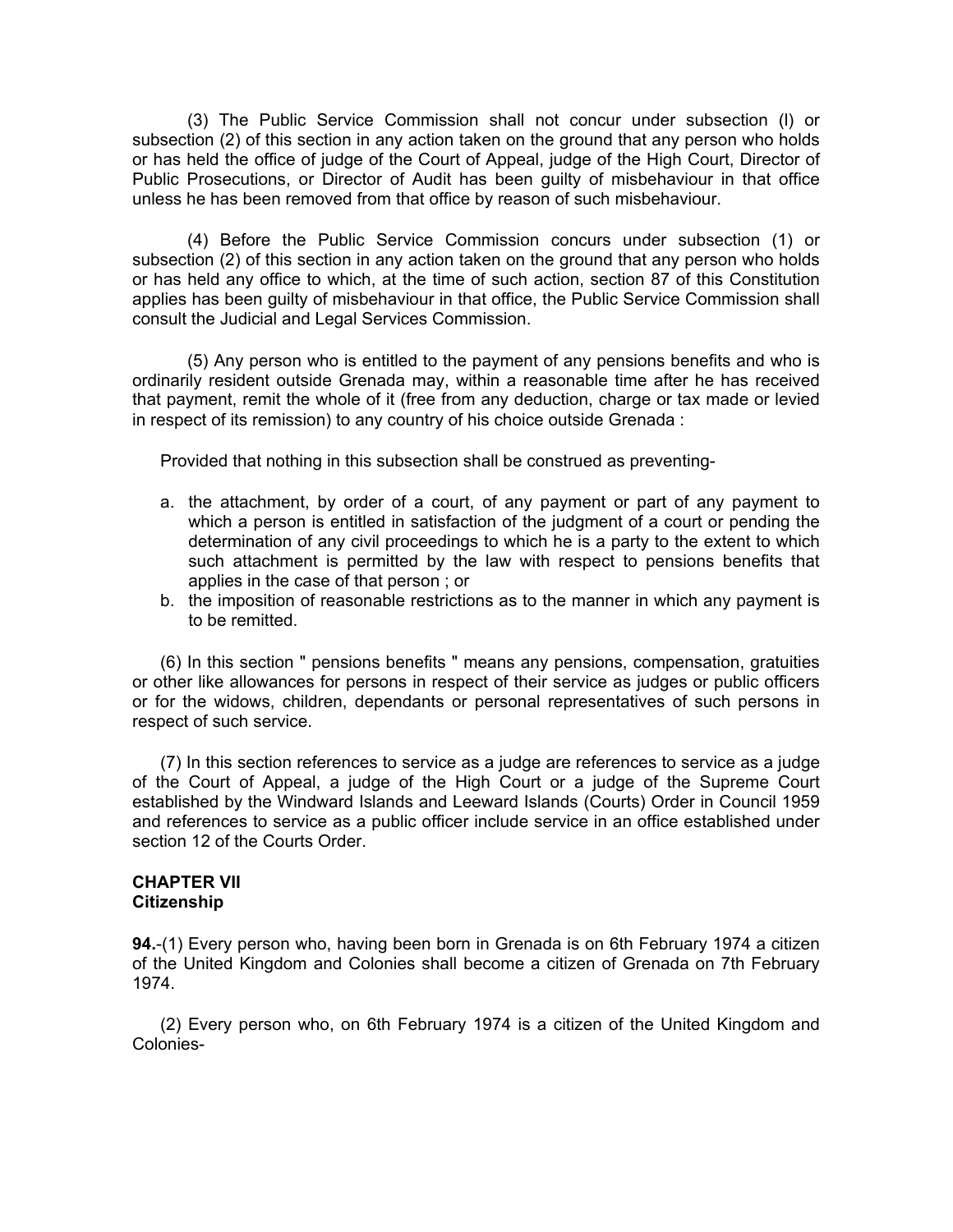(3) The Public Service Commission shall not concur under subsection (l) or subsection (2) of this section in any action taken on the ground that any person who holds or has held the office of judge of the Court of Appeal, judge of the High Court, Director of Public Prosecutions, or Director of Audit has been guilty of misbehaviour in that office unless he has been removed from that office by reason of such misbehaviour.

(4) Before the Public Service Commission concurs under subsection (1) or subsection (2) of this section in any action taken on the ground that any person who holds or has held any office to which, at the time of such action, section 87 of this Constitution applies has been guilty of misbehaviour in that office, the Public Service Commission shall consult the Judicial and Legal Services Commission.

(5) Any person who is entitled to the payment of any pensions benefits and who is ordinarily resident outside Grenada may, within a reasonable time after he has received that payment, remit the whole of it (free from any deduction, charge or tax made or levied in respect of its remission) to any country of his choice outside Grenada :

Provided that nothing in this subsection shall be construed as preventing-

a. the attachment, by order of a court, of any payment or part of any payment to which a person is entitled in satisfaction of the judgment of a court or pending the determination of any civil proceedings to which he is a party to the extent to which such attachment is permitted by the law with respect to pensions benefits that applies in the case of that person ; or
b. the imposition of reasonable restrictions as to the manner in which any payment is to be remitted.

(6) In this section " pensions benefits " means any pensions, compensation, gratuities or other like allowances for persons in respect of their service as judges or public officers or for the widows, children, dependants or personal representatives of such persons in respect of such service.

(7) In this section references to service as a judge are references to service as a judge of the Court of Appeal, a judge of the High Court or a judge of the Supreme Court established by the Windward Islands and Leeward Islands (Courts) Order in Council 1959 and references to service as a public officer include service in an office established under section 12 of the Courts Order.

## CHAPTER VII
## Citizenship

**94.**-(1) Every person who, having been born in Grenada is on 6th February 1974 a citizen of the United Kingdom and Colonies shall become a citizen of Grenada on 7th February 1974.

(2) Every person who, on 6th February 1974 is a citizen of the United Kingdom and Colonies-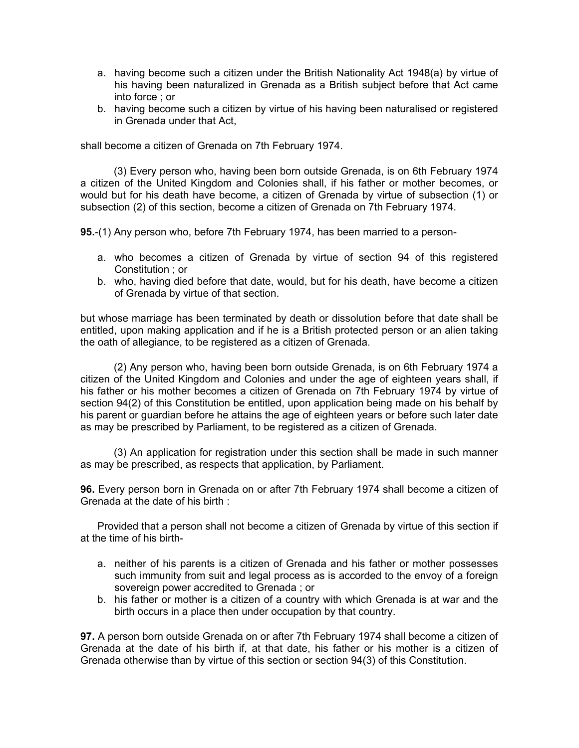a. having become such a citizen under the British Nationality Act 1948(a) by virtue of his having been naturalized in Grenada as a British subject before that Act came into force ; or
b. having become such a citizen by virtue of his having been naturalised or registered in Grenada under that Act,

shall become a citizen of Grenada on 7th February 1974.

(3) Every person who, having been born outside Grenada, is on 6th February 1974 a citizen of the United Kingdom and Colonies shall, if his father or mother becomes, or would but for his death have become, a citizen of Grenada by virtue of subsection (1) or subsection (2) of this section, become a citizen of Grenada on 7th February 1974.

**95.**-(1) Any person who, before 7th February 1974, has been married to a person-

a. who becomes a citizen of Grenada by virtue of section 94 of this registered Constitution ; or
b. who, having died before that date, would, but for his death, have become a citizen of Grenada by virtue of that section.

but whose marriage has been terminated by death or dissolution before that date shall be entitled, upon making application and if he is a British protected person or an alien taking the oath of allegiance, to be registered as a citizen of Grenada.

(2) Any person who, having been born outside Grenada, is on 6th February 1974 a citizen of the United Kingdom and Colonies and under the age of eighteen years shall, if his father or his mother becomes a citizen of Grenada on 7th February 1974 by virtue of section 94(2) of this Constitution be entitled, upon application being made on his behalf by his parent or guardian before he attains the age of eighteen years or before such later date as may be prescribed by Parliament, to be registered as a citizen of Grenada.

(3) An application for registration under this section shall be made in such manner as may be prescribed, as respects that application, by Parliament.

**96.** Every person born in Grenada on or after 7th February 1974 shall become a citizen of Grenada at the date of his birth :

Provided that a person shall not become a citizen of Grenada by virtue of this section if at the time of his birth-

a. neither of his parents is a citizen of Grenada and his father or mother possesses such immunity from suit and legal process as is accorded to the envoy of a foreign sovereign power accredited to Grenada ; or
b. his father or mother is a citizen of a country with which Grenada is at war and the birth occurs in a place then under occupation by that country.

**97.** A person born outside Grenada on or after 7th February 1974 shall become a citizen of Grenada at the date of his birth if, at that date, his father or his mother is a citizen of Grenada otherwise than by virtue of this section or section 94(3) of this Constitution.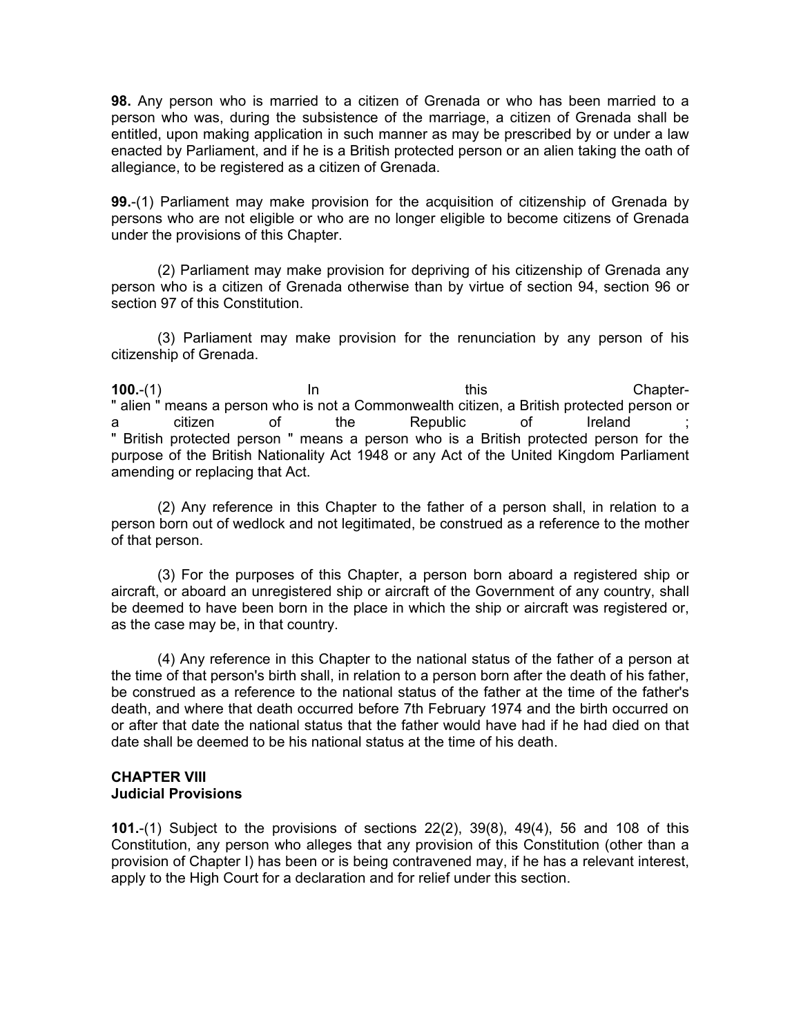**98.** Any person who is married to a citizen of Grenada or who has been married to a person who was, during the subsistence of the marriage, a citizen of Grenada shall be entitled, upon making application in such manner as may be prescribed by or under a law enacted by Parliament, and if he is a British protected person or an alien taking the oath of allegiance, to be registered as a citizen of Grenada.

**99.**-(1) Parliament may make provision for the acquisition of citizenship of Grenada by persons who are not eligible or who are no longer eligible to become citizens of Grenada under the provisions of this Chapter.

(2) Parliament may make provision for depriving of his citizenship of Grenada any person who is a citizen of Grenada otherwise than by virtue of section 94, section 96 or section 97 of this Constitution.

(3) Parliament may make provision for the renunciation by any person of his citizenship of Grenada.

**100.**-(1) In this Chapter-
" alien " means a person who is not a Commonwealth citizen, a British protected person or a citizen of the Republic of Ireland ;
" British protected person " means a person who is a British protected person for the purpose of the British Nationality Act 1948 or any Act of the United Kingdom Parliament amending or replacing that Act.

(2) Any reference in this Chapter to the father of a person shall, in relation to a person born out of wedlock and not legitimated, be construed as a reference to the mother of that person.

(3) For the purposes of this Chapter, a person born aboard a registered ship or aircraft, or aboard an unregistered ship or aircraft of the Government of any country, shall be deemed to have been born in the place in which the ship or aircraft was registered or, as the case may be, in that country.

(4) Any reference in this Chapter to the national status of the father of a person at the time of that person's birth shall, in relation to a person born after the death of his father, be construed as a reference to the national status of the father at the time of the father's death, and where that death occurred before 7th February 1974 and the birth occurred on or after that date the national status that the father would have had if he had died on that date shall be deemed to be his national status at the time of his death.

## CHAPTER VIII
## Judicial Provisions

**101.**-(1) Subject to the provisions of sections 22(2), 39(8), 49(4), 56 and 108 of this Constitution, any person who alleges that any provision of this Constitution (other than a provision of Chapter I) has been or is being contravened may, if he has a relevant interest, apply to the High Court for a declaration and for relief under this section.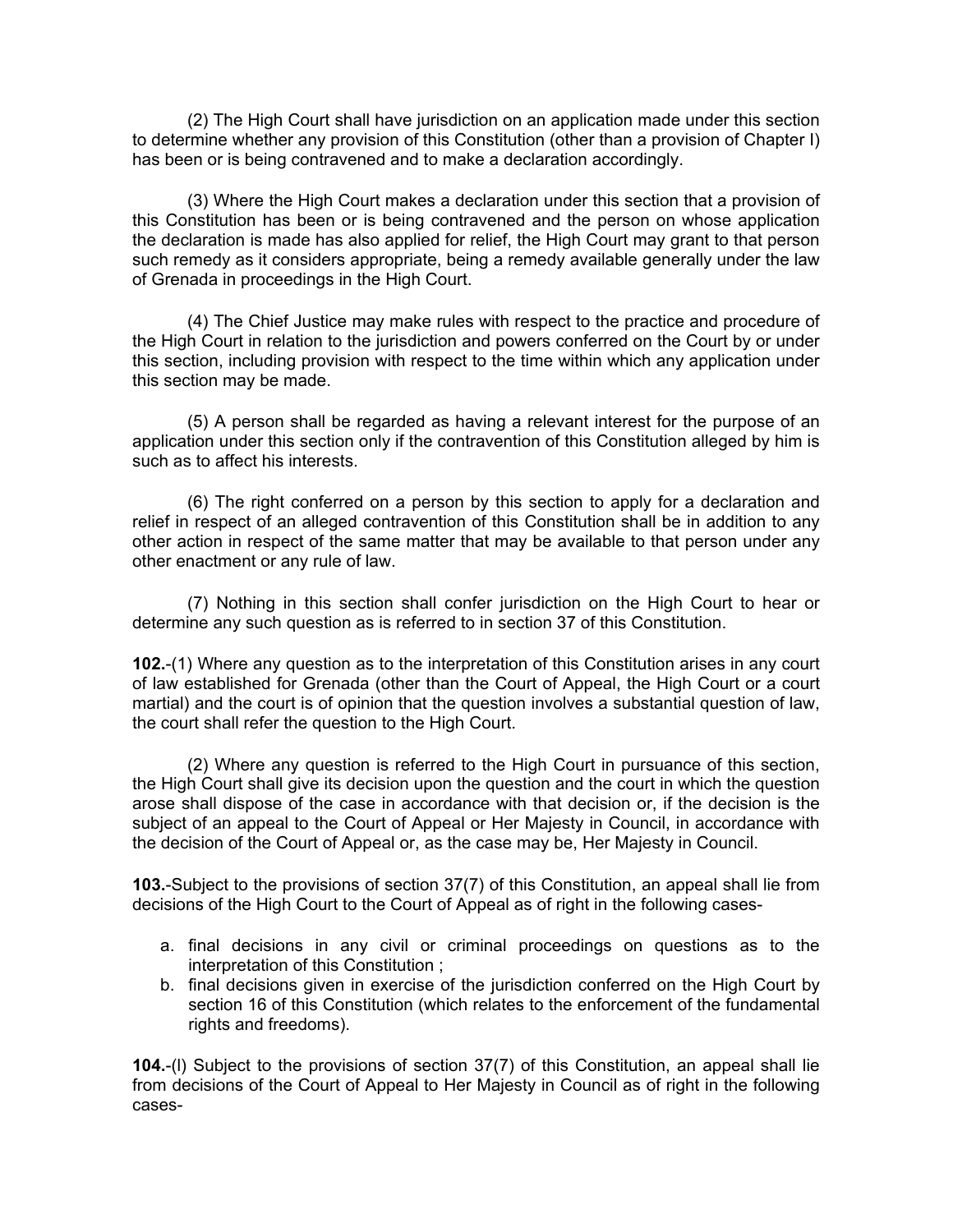(2) The High Court shall have jurisdiction on an application made under this section to determine whether any provision of this Constitution (other than a provision of Chapter I) has been or is being contravened and to make a declaration accordingly.

(3) Where the High Court makes a declaration under this section that a provision of this Constitution has been or is being contravened and the person on whose application the declaration is made has also applied for relief, the High Court may grant to that person such remedy as it considers appropriate, being a remedy available generally under the law of Grenada in proceedings in the High Court.

(4) The Chief Justice may make rules with respect to the practice and procedure of the High Court in relation to the jurisdiction and powers conferred on the Court by or under this section, including provision with respect to the time within which any application under this section may be made.

(5) A person shall be regarded as having a relevant interest for the purpose of an application under this section only if the contravention of this Constitution alleged by him is such as to affect his interests.

(6) The right conferred on a person by this section to apply for a declaration and relief in respect of an alleged contravention of this Constitution shall be in addition to any other action in respect of the same matter that may be available to that person under any other enactment or any rule of law.

(7) Nothing in this section shall confer jurisdiction on the High Court to hear or determine any such question as is referred to in section 37 of this Constitution.

**102.**-(1) Where any question as to the interpretation of this Constitution arises in any court of law established for Grenada (other than the Court of Appeal, the High Court or a court martial) and the court is of opinion that the question involves a substantial question of law, the court shall refer the question to the High Court.

(2) Where any question is referred to the High Court in pursuance of this section, the High Court shall give its decision upon the question and the court in which the question arose shall dispose of the case in accordance with that decision or, if the decision is the subject of an appeal to the Court of Appeal or Her Majesty in Council, in accordance with the decision of the Court of Appeal or, as the case may be, Her Majesty in Council.

**103.**-Subject to the provisions of section 37(7) of this Constitution, an appeal shall lie from decisions of the High Court to the Court of Appeal as of right in the following cases-

a. final decisions in any civil or criminal proceedings on questions as to the interpretation of this Constitution ;
b. final decisions given in exercise of the jurisdiction conferred on the High Court by section 16 of this Constitution (which relates to the enforcement of the fundamental rights and freedoms).

**104.**-(l) Subject to the provisions of section 37(7) of this Constitution, an appeal shall lie from decisions of the Court of Appeal to Her Majesty in Council as of right in the following cases-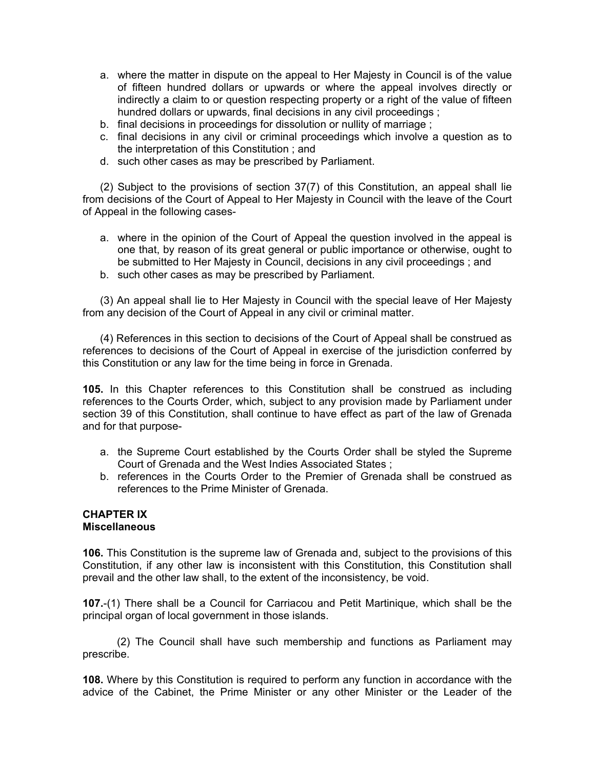a. where the matter in dispute on the appeal to Her Majesty in Council is of the value of fifteen hundred dollars or upwards or where the appeal involves directly or indirectly a claim to or question respecting property or a right of the value of fifteen hundred dollars or upwards, final decisions in any civil proceedings ;
b. final decisions in proceedings for dissolution or nullity of marriage ;
c. final decisions in any civil or criminal proceedings which involve a question as to the interpretation of this Constitution ; and
d. such other cases as may be prescribed by Parliament.

(2) Subject to the provisions of section 37(7) of this Constitution, an appeal shall lie from decisions of the Court of Appeal to Her Majesty in Council with the leave of the Court of Appeal in the following cases-

a. where in the opinion of the Court of Appeal the question involved in the appeal is one that, by reason of its great general or public importance or otherwise, ought to be submitted to Her Majesty in Council, decisions in any civil proceedings ; and
b. such other cases as may be prescribed by Parliament.

(3) An appeal shall lie to Her Majesty in Council with the special leave of Her Majesty from any decision of the Court of Appeal in any civil or criminal matter.

(4) References in this section to decisions of the Court of Appeal shall be construed as references to decisions of the Court of Appeal in exercise of the jurisdiction conferred by this Constitution or any law for the time being in force in Grenada.

**105.** In this Chapter references to this Constitution shall be construed as including references to the Courts Order, which, subject to any provision made by Parliament under section 39 of this Constitution, shall continue to have effect as part of the law of Grenada and for that purpose-

a. the Supreme Court established by the Courts Order shall be styled the Supreme Court of Grenada and the West Indies Associated States ;
b. references in the Courts Order to the Premier of Grenada shall be construed as references to the Prime Minister of Grenada.

**CHAPTER IX**
**Miscellaneous**

**106.** This Constitution is the supreme law of Grenada and, subject to the provisions of this Constitution, if any other law is inconsistent with this Constitution, this Constitution shall prevail and the other law shall, to the extent of the inconsistency, be void.

**107.**-(1) There shall be a Council for Carriacou and Petit Martinique, which shall be the principal organ of local government in those islands.

(2) The Council shall have such membership and functions as Parliament may prescribe.

**108.** Where by this Constitution is required to perform any function in accordance with the advice of the Cabinet, the Prime Minister or any other Minister or the Leader of the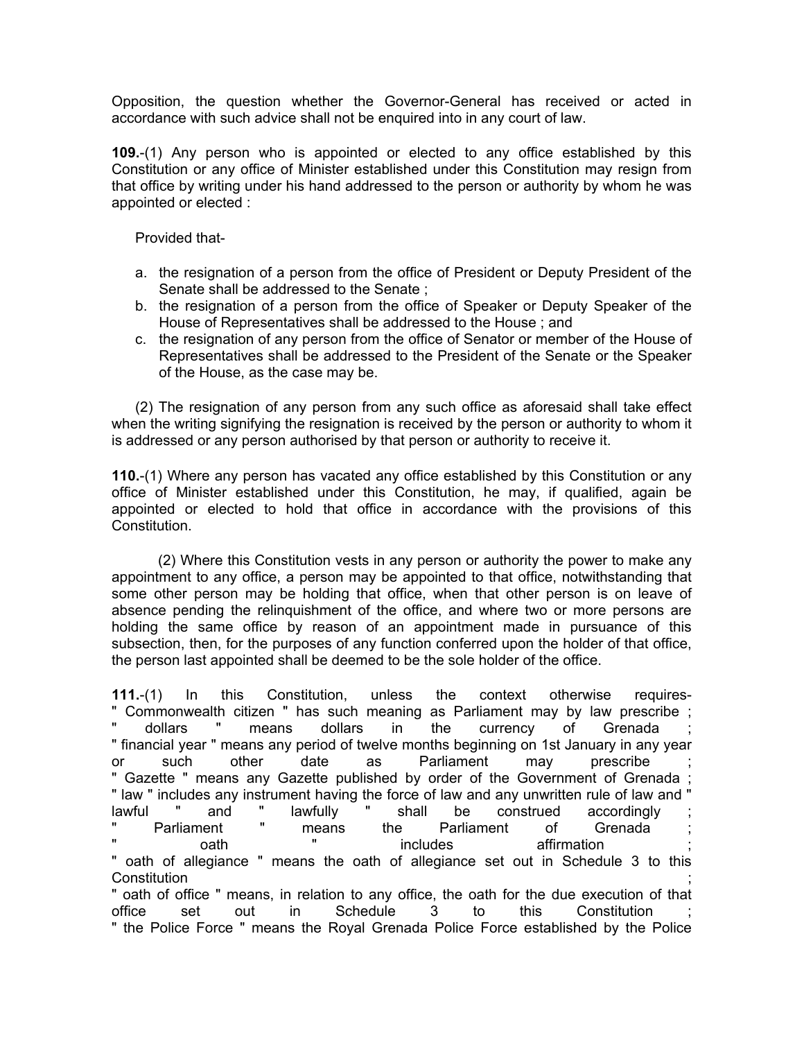Opposition, the question whether the Governor-General has received or acted in accordance with such advice shall not be enquired into in any court of law.

**109.**-(1) Any person who is appointed or elected to any office established by this Constitution or any office of Minister established under this Constitution may resign from that office by writing under his hand addressed to the person or authority by whom he was appointed or elected :

Provided that-

a. the resignation of a person from the office of President or Deputy President of the Senate shall be addressed to the Senate ;
b. the resignation of a person from the office of Speaker or Deputy Speaker of the House of Representatives shall be addressed to the House ; and
c. the resignation of any person from the office of Senator or member of the House of Representatives shall be addressed to the President of the Senate or the Speaker of the House, as the case may be.

(2) The resignation of any person from any such office as aforesaid shall take effect when the writing signifying the resignation is received by the person or authority to whom it is addressed or any person authorised by that person or authority to receive it.

**110.**-(1) Where any person has vacated any office established by this Constitution or any office of Minister established under this Constitution, he may, if qualified, again be appointed or elected to hold that office in accordance with the provisions of this Constitution.

(2) Where this Constitution vests in any person or authority the power to make any appointment to any office, a person may be appointed to that office, notwithstanding that some other person may be holding that office, when that other person is on leave of absence pending the relinquishment of the office, and where two or more persons are holding the same office by reason of an appointment made in pursuance of this subsection, then, for the purposes of any function conferred upon the holder of that office, the person last appointed shall be deemed to be the sole holder of the office.

**111.**-(1) In this Constitution, unless the context otherwise requires-

" Commonwealth citizen " has such meaning as Parliament may by law prescribe ;

" dollars " means dollars in the currency of Grenada ;

" financial year " means any period of twelve months beginning on 1st January in any year or such other date as Parliament may prescribe ;

" Gazette " means any Gazette published by order of the Government of Grenada ;

" law " includes any instrument having the force of law and any unwritten rule of law and " lawful " and " lawfully " shall be construed accordingly ;

" Parliament " means the Parliament of Grenada ;

" oath " includes affirmation ;

" oath of allegiance " means the oath of allegiance set out in Schedule 3 to this Constitution ;

" oath of office " means, in relation to any office, the oath for the due execution of that office set out in Schedule 3 to this Constitution ;

" the Police Force " means the Royal Grenada Police Force established by the Police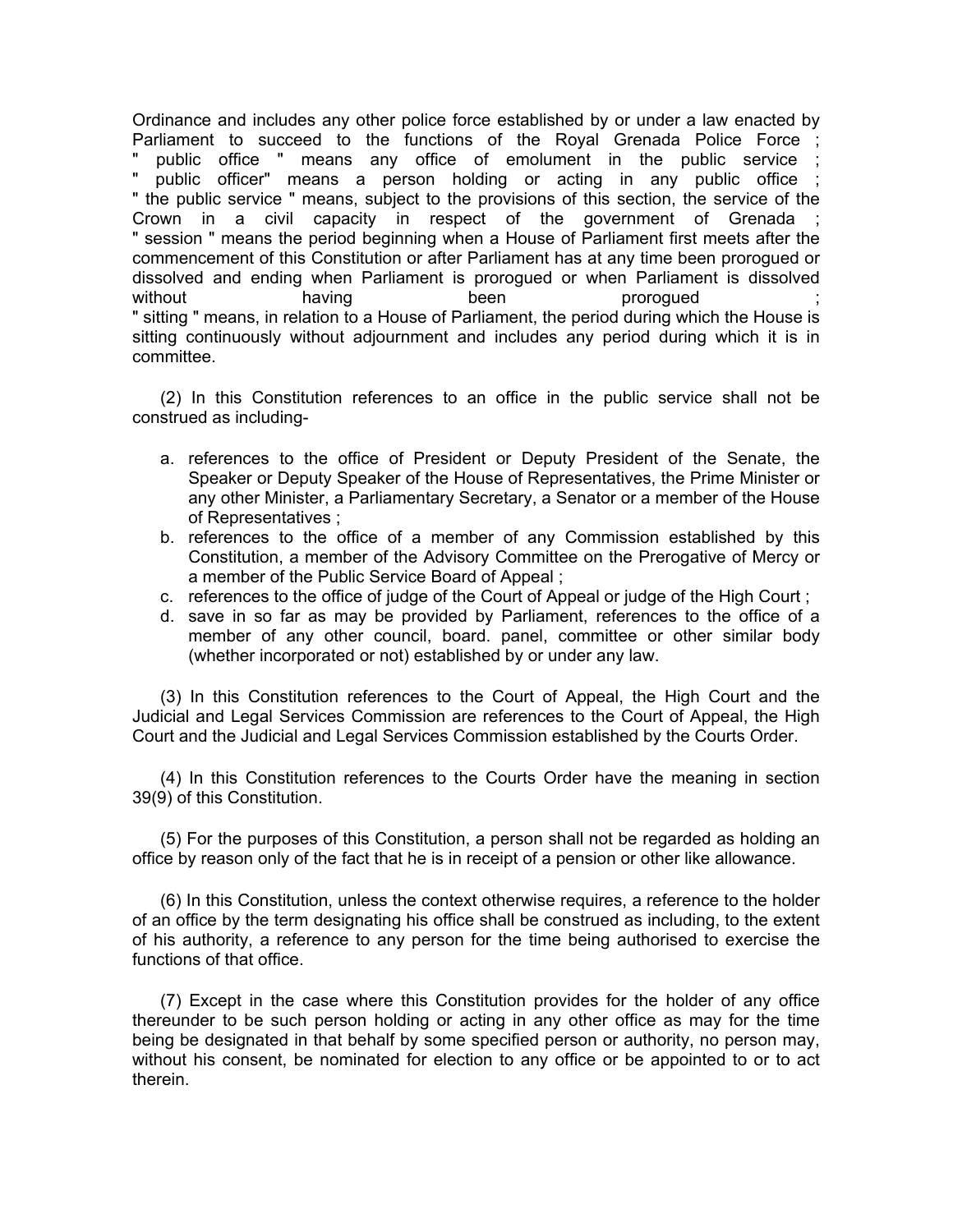Ordinance and includes any other police force established by or under a law enacted by Parliament to succeed to the functions of the Royal Grenada Police Force ;
" public office " means any office of emolument in the public service ;
" public officer" means a person holding or acting in any public office ;
" the public service " means, subject to the provisions of this section, the service of the Crown in a civil capacity in respect of the government of Grenada ;
" session " means the period beginning when a House of Parliament first meets after the commencement of this Constitution or after Parliament has at any time been prorogued or dissolved and ending when Parliament is prorogued or when Parliament is dissolved without having been prorogued ;
" sitting " means, in relation to a House of Parliament, the period during which the House is sitting continuously without adjournment and includes any period during which it is in committee.

(2) In this Constitution references to an office in the public service shall not be construed as including-

a. references to the office of President or Deputy President of the Senate, the Speaker or Deputy Speaker of the House of Representatives, the Prime Minister or any other Minister, a Parliamentary Secretary, a Senator or a member of the House of Representatives ;
b. references to the office of a member of any Commission established by this Constitution, a member of the Advisory Committee on the Prerogative of Mercy or a member of the Public Service Board of Appeal ;
c. references to the office of judge of the Court of Appeal or judge of the High Court ;
d. save in so far as may be provided by Parliament, references to the office of a member of any other council, board. panel, committee or other similar body (whether incorporated or not) established by or under any law.

(3) In this Constitution references to the Court of Appeal, the High Court and the Judicial and Legal Services Commission are references to the Court of Appeal, the High Court and the Judicial and Legal Services Commission established by the Courts Order.

(4) In this Constitution references to the Courts Order have the meaning in section 39(9) of this Constitution.

(5) For the purposes of this Constitution, a person shall not be regarded as holding an office by reason only of the fact that he is in receipt of a pension or other like allowance.

(6) In this Constitution, unless the context otherwise requires, a reference to the holder of an office by the term designating his office shall be construed as including, to the extent of his authority, a reference to any person for the time being authorised to exercise the functions of that office.

(7) Except in the case where this Constitution provides for the holder of any office thereunder to be such person holding or acting in any other office as may for the time being be designated in that behalf by some specified person or authority, no person may, without his consent, be nominated for election to any office or be appointed to or to act therein.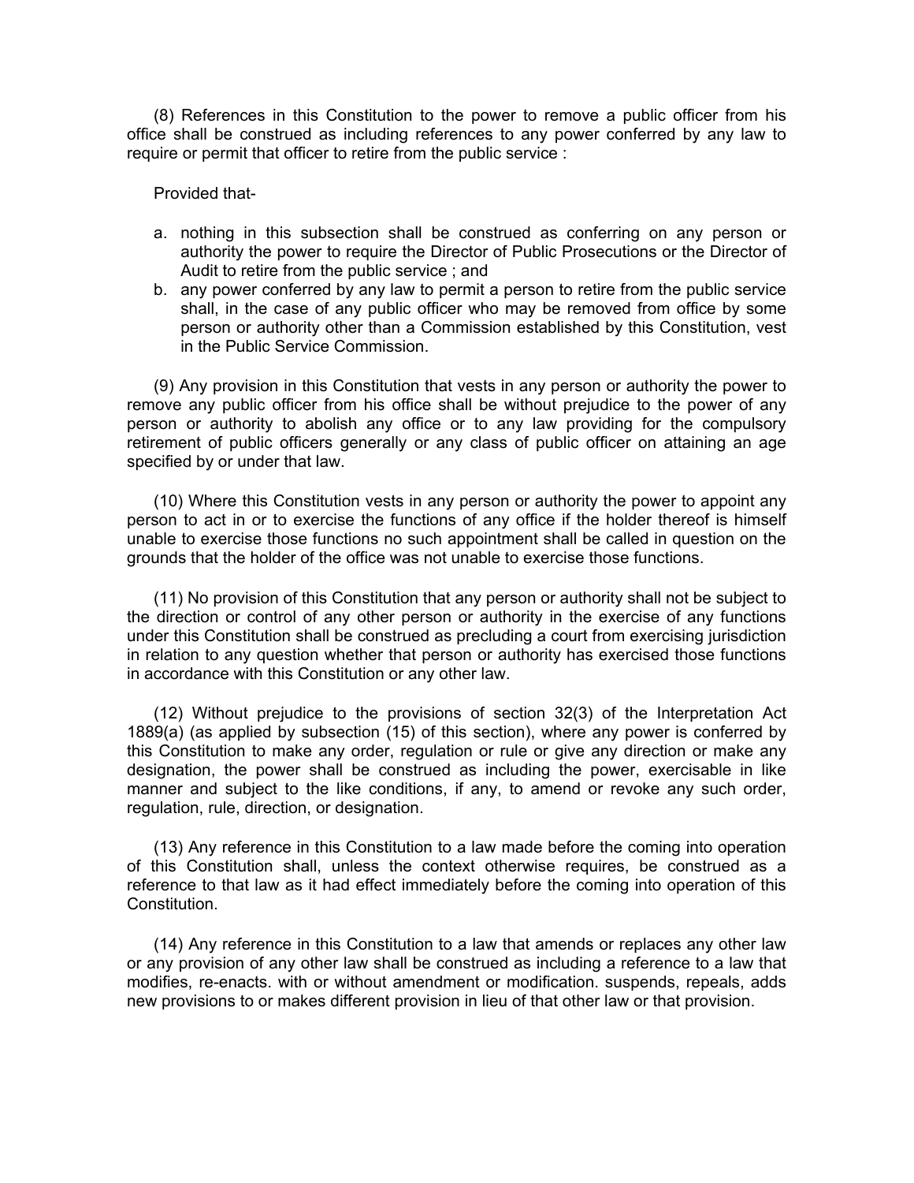(8) References in this Constitution to the power to remove a public officer from his office shall be construed as including references to any power conferred by any law to require or permit that officer to retire from the public service :

Provided that-

a. nothing in this subsection shall be construed as conferring on any person or authority the power to require the Director of Public Prosecutions or the Director of Audit to retire from the public service ; and
b. any power conferred by any law to permit a person to retire from the public service shall, in the case of any public officer who may be removed from office by some person or authority other than a Commission established by this Constitution, vest in the Public Service Commission.

(9) Any provision in this Constitution that vests in any person or authority the power to remove any public officer from his office shall be without prejudice to the power of any person or authority to abolish any office or to any law providing for the compulsory retirement of public officers generally or any class of public officer on attaining an age specified by or under that law.

(10) Where this Constitution vests in any person or authority the power to appoint any person to act in or to exercise the functions of any office if the holder thereof is himself unable to exercise those functions no such appointment shall be called in question on the grounds that the holder of the office was not unable to exercise those functions.

(11) No provision of this Constitution that any person or authority shall not be subject to the direction or control of any other person or authority in the exercise of any functions under this Constitution shall be construed as precluding a court from exercising jurisdiction in relation to any question whether that person or authority has exercised those functions in accordance with this Constitution or any other law.

(12) Without prejudice to the provisions of section 32(3) of the Interpretation Act 1889(a) (as applied by subsection (15) of this section), where any power is conferred by this Constitution to make any order, regulation or rule or give any direction or make any designation, the power shall be construed as including the power, exercisable in like manner and subject to the like conditions, if any, to amend or revoke any such order, regulation, rule, direction, or designation.

(13) Any reference in this Constitution to a law made before the coming into operation of this Constitution shall, unless the context otherwise requires, be construed as a reference to that law as it had effect immediately before the coming into operation of this Constitution.

(14) Any reference in this Constitution to a law that amends or replaces any other law or any provision of any other law shall be construed as including a reference to a law that modifies, re-enacts. with or without amendment or modification. suspends, repeals, adds new provisions to or makes different provision in lieu of that other law or that provision.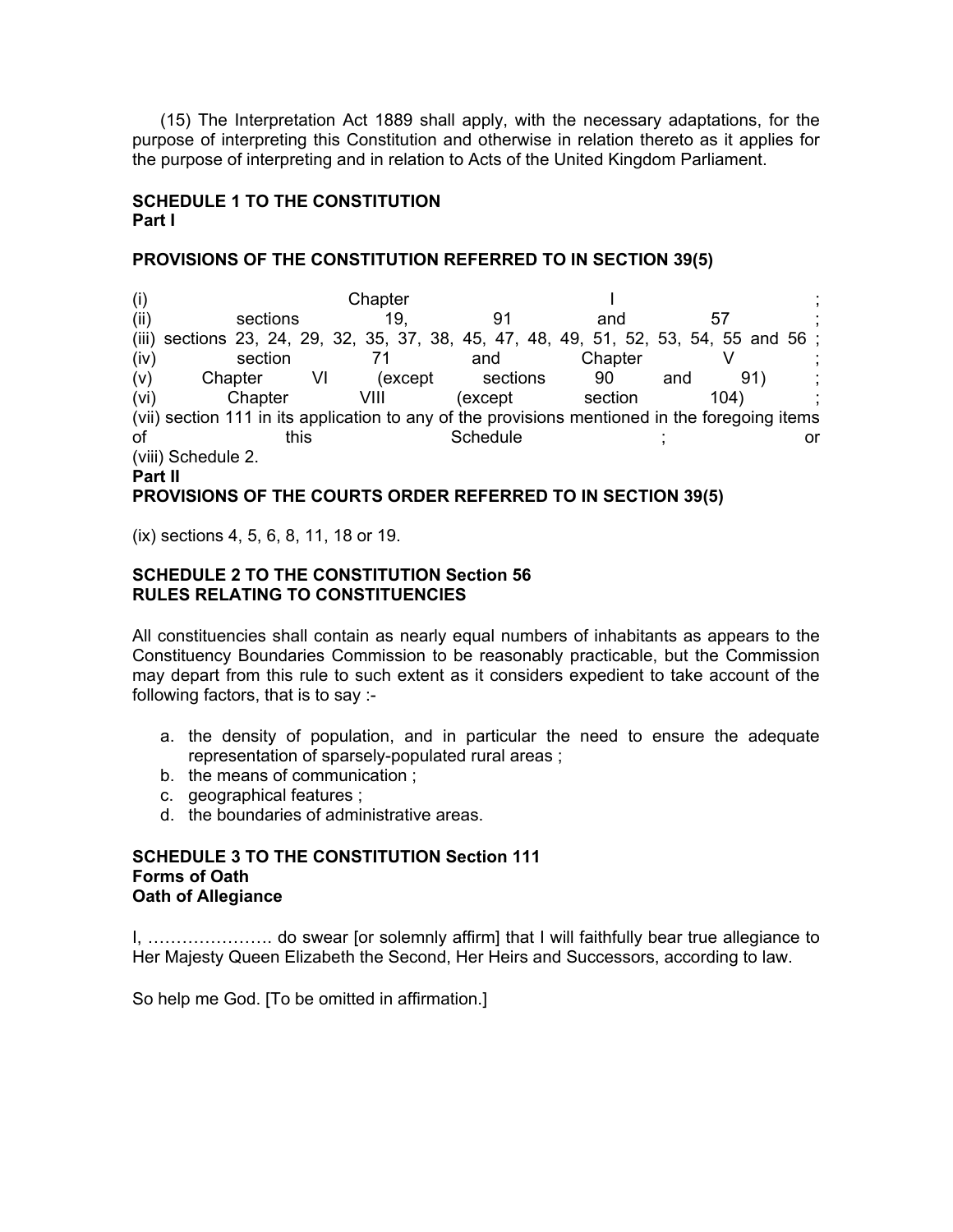(15) The Interpretation Act 1889 shall apply, with the necessary adaptations, for the purpose of interpreting this Constitution and otherwise in relation thereto as it applies for the purpose of interpreting and in relation to Acts of the United Kingdom Parliament.

**SCHEDULE 1 TO THE CONSTITUTION**
**Part I**

**PROVISIONS OF THE CONSTITUTION REFERRED TO IN SECTION 39(5)**

(i) Chapter I ;
(ii) sections 19, 91 and 57 ;
(iii) sections 23, 24, 29, 32, 35, 37, 38, 45, 47, 48, 49, 51, 52, 53, 54, 55 and 56 ;
(iv) section 71 and Chapter V ;
(v) Chapter VI (except sections 90 and 91) ;
(vi) Chapter VIII (except section 104) ;
(vii) section 111 in its application to any of the provisions mentioned in the foregoing items of this Schedule ; or
(viii) Schedule 2.

**Part II**
**PROVISIONS OF THE COURTS ORDER REFERRED TO IN SECTION 39(5)**

(ix) sections 4, 5, 6, 8, 11, 18 or 19.

**SCHEDULE 2 TO THE CONSTITUTION Section 56**
**RULES RELATING TO CONSTITUENCIES**

All constituencies shall contain as nearly equal numbers of inhabitants as appears to the Constituency Boundaries Commission to be reasonably practicable, but the Commission may depart from this rule to such extent as it considers expedient to take account of the following factors, that is to say :-

a. the density of population, and in particular the need to ensure the adequate representation of sparsely-populated rural areas ;
b. the means of communication ;
c. geographical features ;
d. the boundaries of administrative areas.

**SCHEDULE 3 TO THE CONSTITUTION Section 111**
**Forms of Oath**
**Oath of Allegiance**

I, …………………. do swear [or solemnly affirm] that I will faithfully bear true allegiance to Her Majesty Queen Elizabeth the Second, Her Heirs and Successors, according to law.

So help me God. [To be omitted in affirmation.]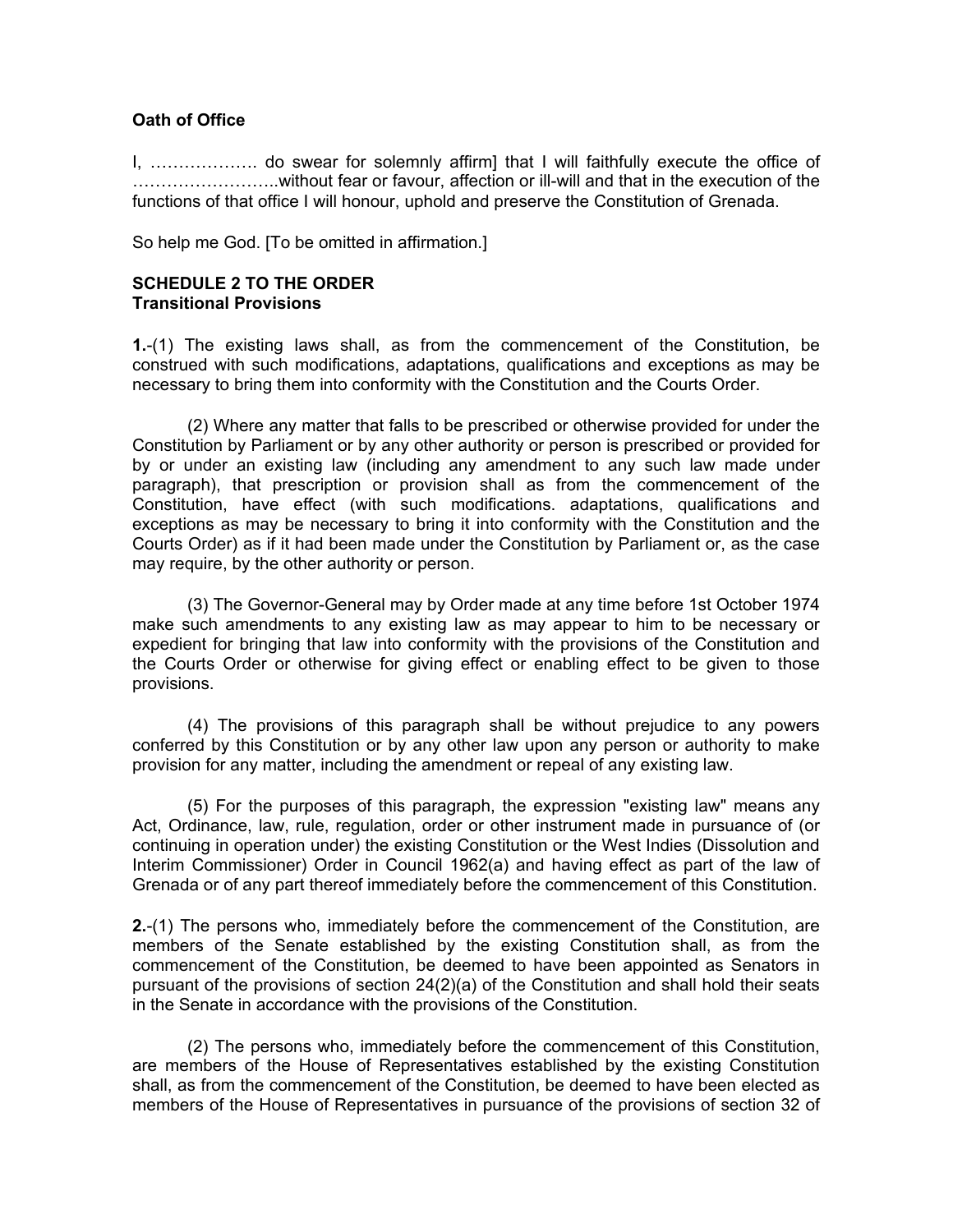**Oath of Office**

I, ………………. do swear for solemnly affirm] that I will faithfully execute the office of ……………………..without fear or favour, affection or ill-will and that in the execution of the functions of that office I will honour, uphold and preserve the Constitution of Grenada.

So help me God. [To be omitted in affirmation.]

**SCHEDULE 2 TO THE ORDER**
**Transitional Provisions**

**1.**-(1) The existing laws shall, as from the commencement of the Constitution, be construed with such modifications, adaptations, qualifications and exceptions as may be necessary to bring them into conformity with the Constitution and the Courts Order.

(2) Where any matter that falls to be prescribed or otherwise provided for under the Constitution by Parliament or by any other authority or person is prescribed or provided for by or under an existing law (including any amendment to any such law made under paragraph), that prescription or provision shall as from the commencement of the Constitution, have effect (with such modifications. adaptations, qualifications and exceptions as may be necessary to bring it into conformity with the Constitution and the Courts Order) as if it had been made under the Constitution by Parliament or, as the case may require, by the other authority or person.

(3) The Governor-General may by Order made at any time before 1st October 1974 make such amendments to any existing law as may appear to him to be necessary or expedient for bringing that law into conformity with the provisions of the Constitution and the Courts Order or otherwise for giving effect or enabling effect to be given to those provisions.

(4) The provisions of this paragraph shall be without prejudice to any powers conferred by this Constitution or by any other law upon any person or authority to make provision for any matter, including the amendment or repeal of any existing law.

(5) For the purposes of this paragraph, the expression "existing law" means any Act, Ordinance, law, rule, regulation, order or other instrument made in pursuance of (or continuing in operation under) the existing Constitution or the West Indies (Dissolution and Interim Commissioner) Order in Council 1962(a) and having effect as part of the law of Grenada or of any part thereof immediately before the commencement of this Constitution.

**2.**-(1) The persons who, immediately before the commencement of the Constitution, are members of the Senate established by the existing Constitution shall, as from the commencement of the Constitution, be deemed to have been appointed as Senators in pursuant of the provisions of section 24(2)(a) of the Constitution and shall hold their seats in the Senate in accordance with the provisions of the Constitution.

(2) The persons who, immediately before the commencement of this Constitution, are members of the House of Representatives established by the existing Constitution shall, as from the commencement of the Constitution, be deemed to have been elected as members of the House of Representatives in pursuance of the provisions of section 32 of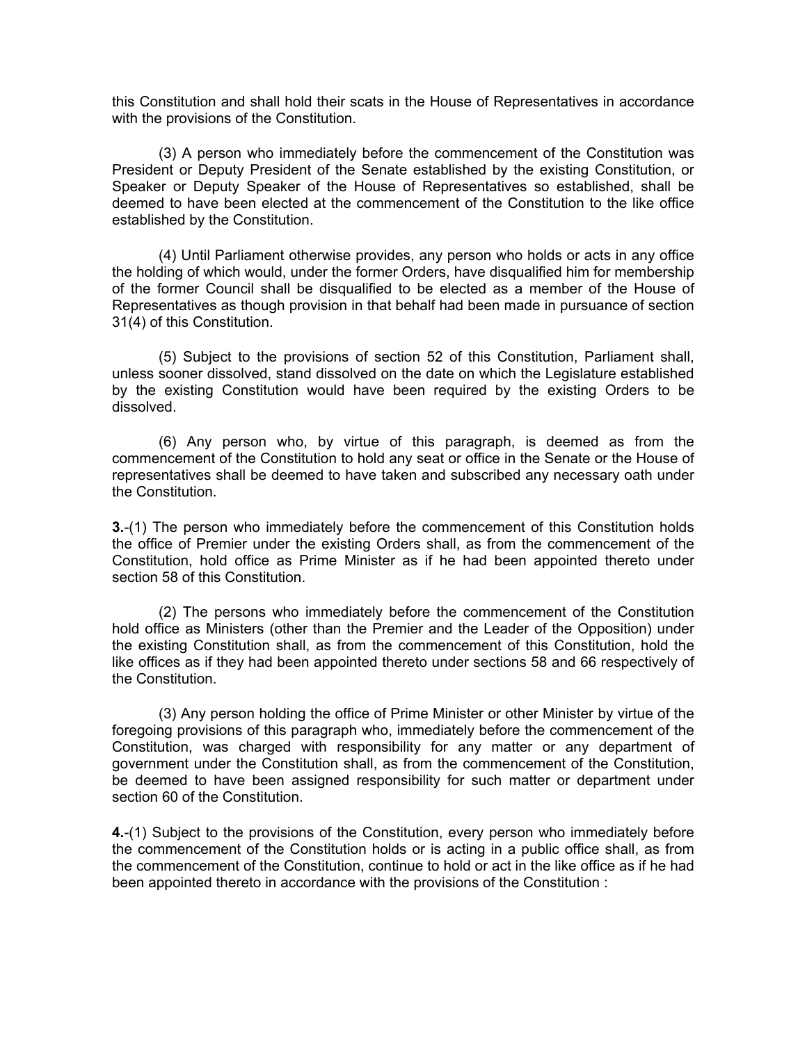this Constitution and shall hold their scats in the House of Representatives in accordance with the provisions of the Constitution.

(3) A person who immediately before the commencement of the Constitution was President or Deputy President of the Senate established by the existing Constitution, or Speaker or Deputy Speaker of the House of Representatives so established, shall be deemed to have been elected at the commencement of the Constitution to the like office established by the Constitution.

(4) Until Parliament otherwise provides, any person who holds or acts in any office the holding of which would, under the former Orders, have disqualified him for membership of the former Council shall be disqualified to be elected as a member of the House of Representatives as though provision in that behalf had been made in pursuance of section 31(4) of this Constitution.

(5) Subject to the provisions of section 52 of this Constitution, Parliament shall, unless sooner dissolved, stand dissolved on the date on which the Legislature established by the existing Constitution would have been required by the existing Orders to be dissolved.

(6) Any person who, by virtue of this paragraph, is deemed as from the commencement of the Constitution to hold any seat or office in the Senate or the House of representatives shall be deemed to have taken and subscribed any necessary oath under the Constitution.

**3.**-(1) The person who immediately before the commencement of this Constitution holds the office of Premier under the existing Orders shall, as from the commencement of the Constitution, hold office as Prime Minister as if he had been appointed thereto under section 58 of this Constitution.

(2) The persons who immediately before the commencement of the Constitution hold office as Ministers (other than the Premier and the Leader of the Opposition) under the existing Constitution shall, as from the commencement of this Constitution, hold the like offices as if they had been appointed thereto under sections 58 and 66 respectively of the Constitution.

(3) Any person holding the office of Prime Minister or other Minister by virtue of the foregoing provisions of this paragraph who, immediately before the commencement of the Constitution, was charged with responsibility for any matter or any department of government under the Constitution shall, as from the commencement of the Constitution, be deemed to have been assigned responsibility for such matter or department under section 60 of the Constitution.

**4.**-(1) Subject to the provisions of the Constitution, every person who immediately before the commencement of the Constitution holds or is acting in a public office shall, as from the commencement of the Constitution, continue to hold or act in the like office as if he had been appointed thereto in accordance with the provisions of the Constitution :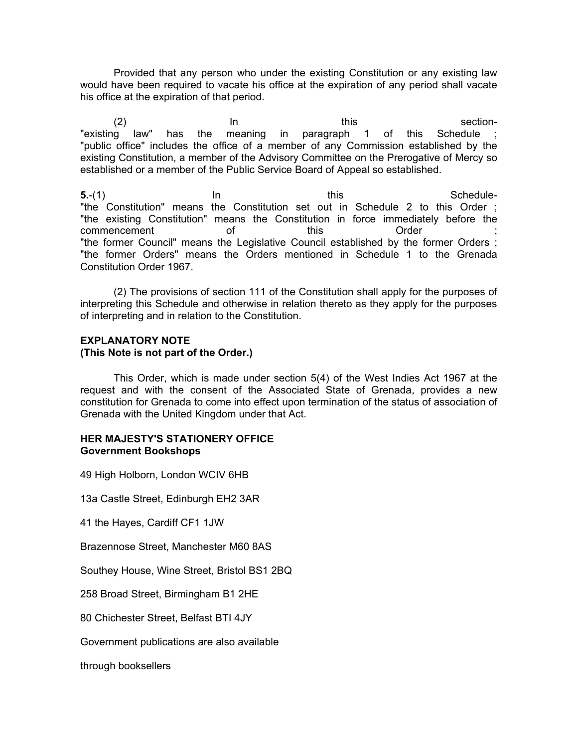Provided that any person who under the existing Constitution or any existing law would have been required to vacate his office at the expiration of any period shall vacate his office at the expiration of that period.

(2) In this section-
"existing law" has the meaning in paragraph 1 of this Schedule ;
"public office" includes the office of a member of any Commission established by the existing Constitution, a member of the Advisory Committee on the Prerogative of Mercy so established or a member of the Public Service Board of Appeal so established.

**5.**-(1) In this Schedule-
"the Constitution" means the Constitution set out in Schedule 2 to this Order ;
"the existing Constitution" means the Constitution in force immediately before the commencement of this Order ;
"the former Council" means the Legislative Council established by the former Orders ;
"the former Orders" means the Orders mentioned in Schedule 1 to the Grenada Constitution Order 1967.

(2) The provisions of section 111 of the Constitution shall apply for the purposes of interpreting this Schedule and otherwise in relation thereto as they apply for the purposes of interpreting and in relation to the Constitution.

**EXPLANATORY NOTE**
**(This Note is not part of the Order.)**

This Order, which is made under section 5(4) of the West Indies Act 1967 at the request and with the consent of the Associated State of Grenada, provides a new constitution for Grenada to come into effect upon termination of the status of association of Grenada with the United Kingdom under that Act.

**HER MAJESTY'S STATIONERY OFFICE**
**Government Bookshops**

49 High Holborn, London WCIV 6HB

13a Castle Street, Edinburgh EH2 3AR

41 the Hayes, Cardiff CF1 1JW

Brazennose Street, Manchester M60 8AS

Southey House, Wine Street, Bristol BS1 2BQ

258 Broad Street, Birmingham B1 2HE

80 Chichester Street, Belfast BTI 4JY

Government publications are also available

through booksellers